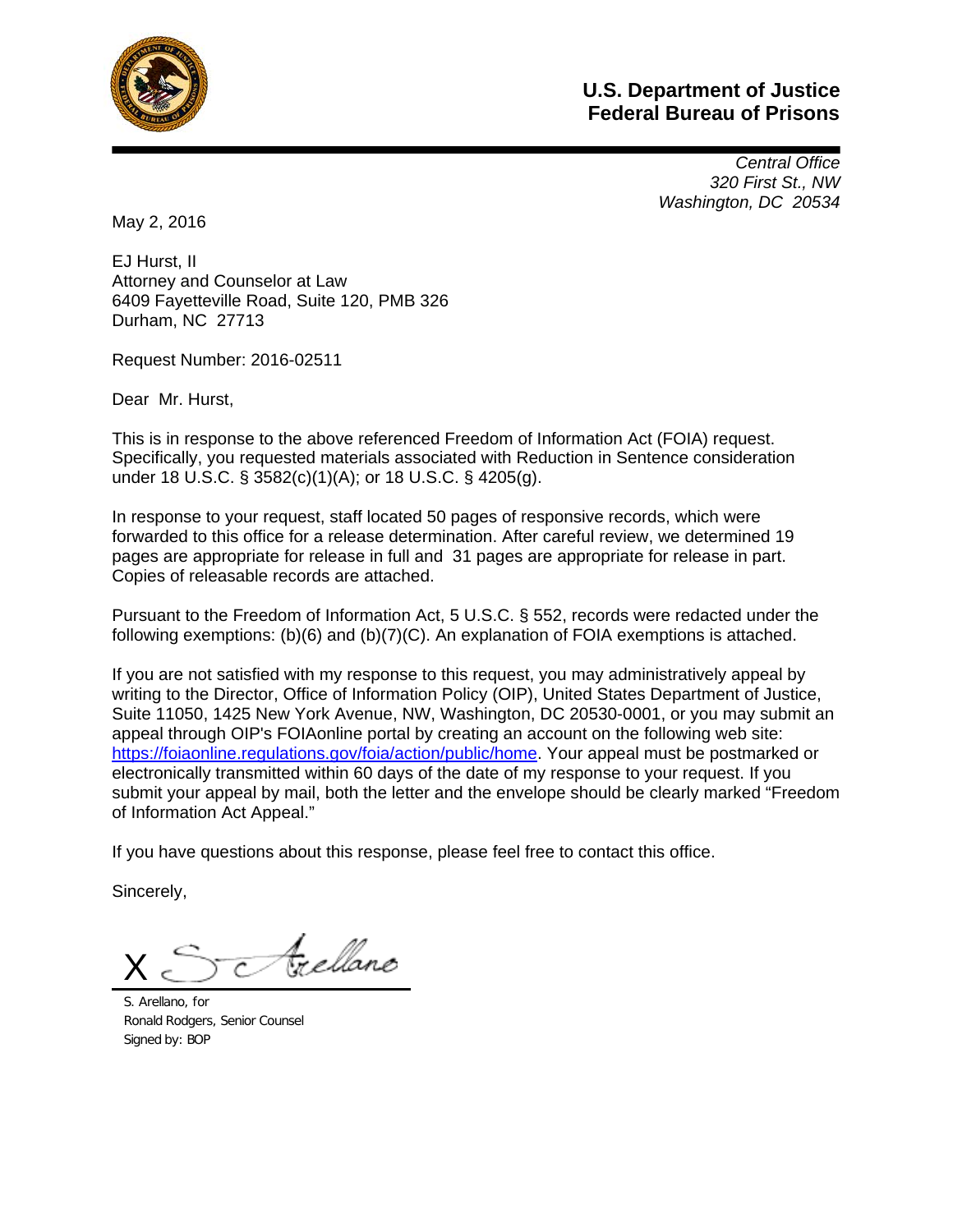**U.S. Department of Justice**
**Federal Bureau of Prisons**

*Central Office*
*320 First St., NW*
*Washington, DC 20534*

May 2, 2016

EJ Hurst, II
Attorney and Counselor at Law
6409 Fayetteville Road, Suite 120, PMB 326
Durham, NC 27713

Request Number: 2016-02511

Dear Mr. Hurst,

This is in response to the above referenced Freedom of Information Act (FOIA) request. Specifically, you requested materials associated with Reduction in Sentence consideration under 18 U.S.C. § 3582(c)(1)(A); or 18 U.S.C. § 4205(g).

In response to your request, staff located 50 pages of responsive records, which were forwarded to this office for a release determination. After careful review, we determined 19 pages are appropriate for release in full and 31 pages are appropriate for release in part. Copies of releasable records are attached.

Pursuant to the Freedom of Information Act, 5 U.S.C. § 552, records were redacted under the following exemptions: (b)(6) and (b)(7)(C). An explanation of FOIA exemptions is attached.

If you are not satisfied with my response to this request, you may administratively appeal by writing to the Director, Office of Information Policy (OIP), United States Department of Justice, Suite 11050, 1425 New York Avenue, NW, Washington, DC 20530-0001, or you may submit an appeal through OIP's FOIAonline portal by creating an account on the following web site: https://foiaonline.regulations.gov/foia/action/public/home. Your appeal must be postmarked or electronically transmitted within 60 days of the date of my response to your request. If you submit your appeal by mail, both the letter and the envelope should be clearly marked "Freedom of Information Act Appeal."

If you have questions about this response, please feel free to contact this office.

Sincerely,

X S. C. Arellano

S. Arellano, for
Ronald Rodgers, Senior Counsel
Signed by: BOP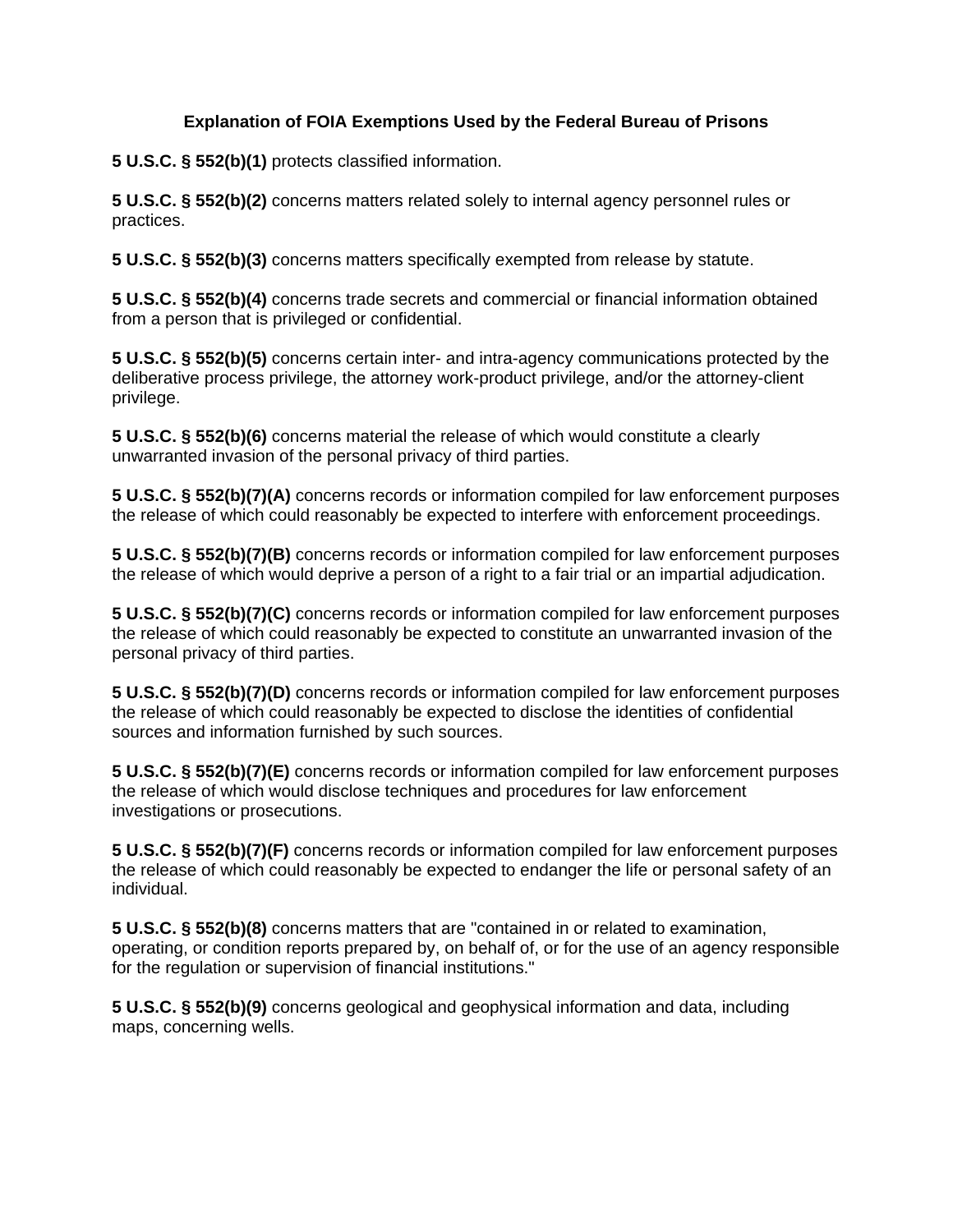# Explanation of FOIA Exemptions Used by the Federal Bureau of Prisons

**5 U.S.C. § 552(b)(1)** protects classified information.

**5 U.S.C. § 552(b)(2)** concerns matters related solely to internal agency personnel rules or practices.

**5 U.S.C. § 552(b)(3)** concerns matters specifically exempted from release by statute.

**5 U.S.C. § 552(b)(4)** concerns trade secrets and commercial or financial information obtained from a person that is privileged or confidential.

**5 U.S.C. § 552(b)(5)** concerns certain inter- and intra-agency communications protected by the deliberative process privilege, the attorney work-product privilege, and/or the attorney-client privilege.

**5 U.S.C. § 552(b)(6)** concerns material the release of which would constitute a clearly unwarranted invasion of the personal privacy of third parties.

**5 U.S.C. § 552(b)(7)(A)** concerns records or information compiled for law enforcement purposes the release of which could reasonably be expected to interfere with enforcement proceedings.

**5 U.S.C. § 552(b)(7)(B)** concerns records or information compiled for law enforcement purposes the release of which would deprive a person of a right to a fair trial or an impartial adjudication.

**5 U.S.C. § 552(b)(7)(C)** concerns records or information compiled for law enforcement purposes the release of which could reasonably be expected to constitute an unwarranted invasion of the personal privacy of third parties.

**5 U.S.C. § 552(b)(7)(D)** concerns records or information compiled for law enforcement purposes the release of which could reasonably be expected to disclose the identities of confidential sources and information furnished by such sources.

**5 U.S.C. § 552(b)(7)(E)** concerns records or information compiled for law enforcement purposes the release of which would disclose techniques and procedures for law enforcement investigations or prosecutions.

**5 U.S.C. § 552(b)(7)(F)** concerns records or information compiled for law enforcement purposes the release of which could reasonably be expected to endanger the life or personal safety of an individual.

**5 U.S.C. § 552(b)(8)** concerns matters that are "contained in or related to examination, operating, or condition reports prepared by, on behalf of, or for the use of an agency responsible for the regulation or supervision of financial institutions."

**5 U.S.C. § 552(b)(9)** concerns geological and geophysical information and data, including maps, concerning wells.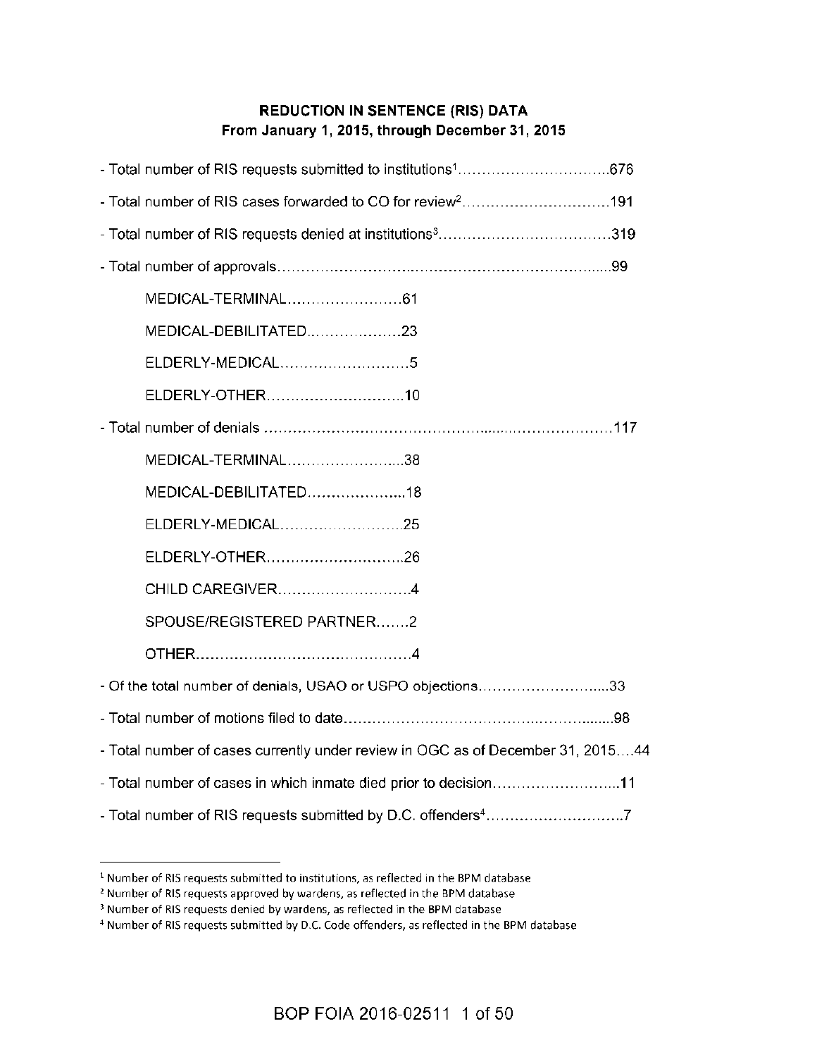## REDUCTION IN SENTENCE (RIS) DATA
### From January 1, 2015, through December 31, 2015

- Total number of RIS requests submitted to institutions[1]...............................676
- Total number of RIS cases forwarded to CO for review[2]...............................191
- Total number of RIS requests denied at institutions[3]...................................319
- Total number of approvals.....................................................................99
    - MEDICAL-TERMINAL........................61
    - MEDICAL-DEBILITATED....................23
    - ELDERLY-MEDICAL...........................5
    - ELDERLY-OTHER.............................10
- Total number of denials ........................................................................117
    - MEDICAL-TERMINAL........................38
    - MEDICAL-DEBILITATED....................18
    - ELDERLY-MEDICAL..........................25
    - ELDERLY-OTHER.............................26
    - CHILD CAREGIVER............................4
    - SPOUSE/REGISTERED PARTNER.......2
    - OTHER.............................................4
- Of the total number of denials, USAO or USPO objections............................33
- Total number of motions filed to date..........................................................98
- Total number of cases currently under review in OGC as of December 31, 2015....44
- Total number of cases in which inmate died prior to decision..........................11
- Total number of RIS requests submitted by D.C. offenders[4]............................7

---

[1] Number of RIS requests submitted to institutions, as reflected in the BPM database

[2] Number of RIS requests approved by wardens, as reflected in the BPM database

[3] Number of RIS requests denied by wardens, as reflected in the BPM database

[4] Number of RIS requests submitted by D.C. Code offenders, as reflected in the BPM database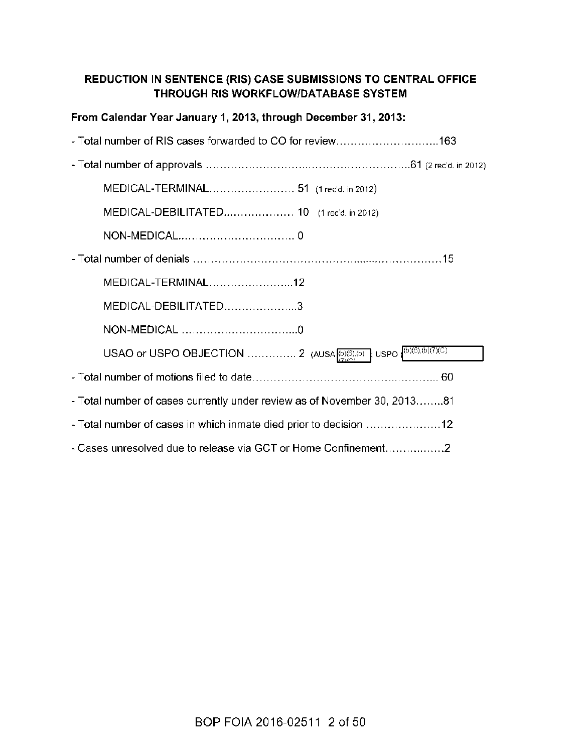## REDUCTION IN SENTENCE (RIS) CASE SUBMISSIONS TO CENTRAL OFFICE THROUGH RIS WORKFLOW/DATABASE SYSTEM

**From Calendar Year January 1, 2013, through December 31, 2013:**

- Total number of RIS cases forwarded to CO for review……………………….163
- Total number of approvals ………………………..……………………….61 (2 rec'd. in 2012)
  - MEDICAL-TERMINAL…………………… 51 (1 rec'd. in 2012)
  - MEDICAL-DEBILITATED...……………… 10 (1 rec'd. in 2012)
  - NON-MEDICAL.…………………………. 0
- Total number of denials ……………………………………........………………15
  - MEDICAL-TERMINAL…………………...12
  - MEDICAL-DEBILITATED………………...3
  - NON-MEDICAL …………………………...0
  - USAO or USPO OBJECTION ………….. 2 (AUSA (b)(6),(b)(7)(C) ; USPO (b)(6),(b)(7)(C)
- Total number of motions filed to date……………………………………….……. 60
- Total number of cases currently under review as of November 30, 2013……..81
- Total number of cases in which inmate died prior to decision …………………12
- Cases unresolved due to release via GCT or Home Confinement…………….2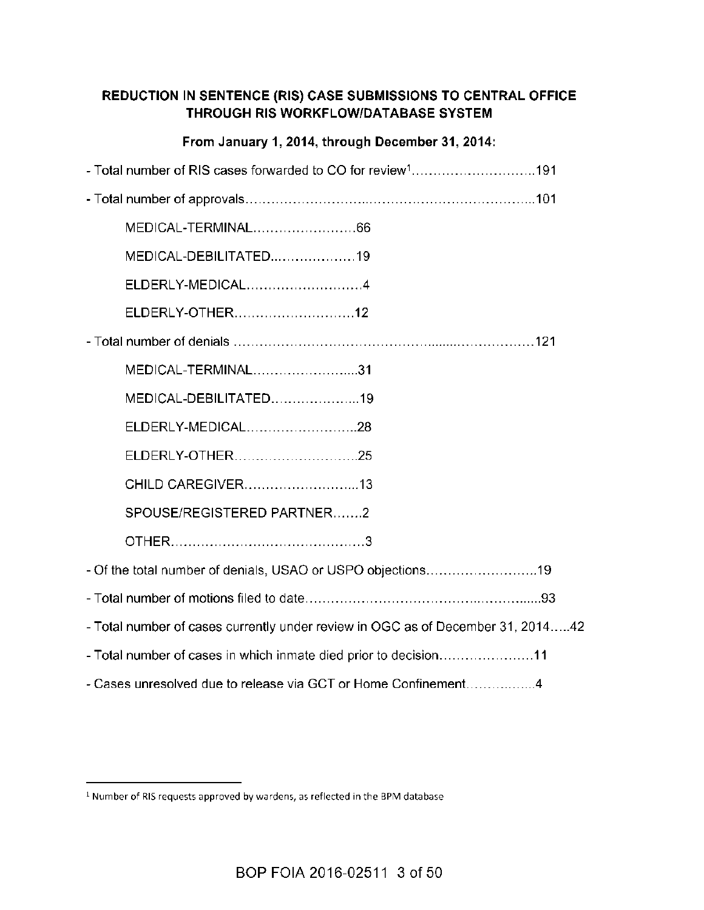## REDUCTION IN SENTENCE (RIS) CASE SUBMISSIONS TO CENTRAL OFFICE THROUGH RIS WORKFLOW/DATABASE SYSTEM

**From January 1, 2014, through December 31, 2014:**

- Total number of RIS cases forwarded to CO for review[1]……………………….191
- Total number of approvals………………………..……………………………….101
  - MEDICAL-TERMINAL……………………66
  - MEDICAL-DEBILITATED...……………19
  - ELDERLY-MEDICAL………………………4
  - ELDERLY-OTHER……………………….12
- Total number of denials ……………………………………….........………………121
  - MEDICAL-TERMINAL…………………....31
  - MEDICAL-DEBILITATED………………...19
  - ELDERLY-MEDICAL……………………..28
  - ELDERLY-OTHER………………………..25
  - CHILD CAREGIVER……………………....13
  - SPOUSE/REGISTERED PARTNER…….2
  - OTHER………………………………………3
- Of the total number of denials, USAO or USPO objections……………………..19
- Total number of motions filed to date……………………………….…..……......93
- Total number of cases currently under review in OGC as of December 31, 2014…..42
- Total number of cases in which inmate died prior to decision………………….11
- Cases unresolved due to release via GCT or Home Confinement…………..….4

---

[1] Number of RIS requests approved by wardens, as reflected in the BPM database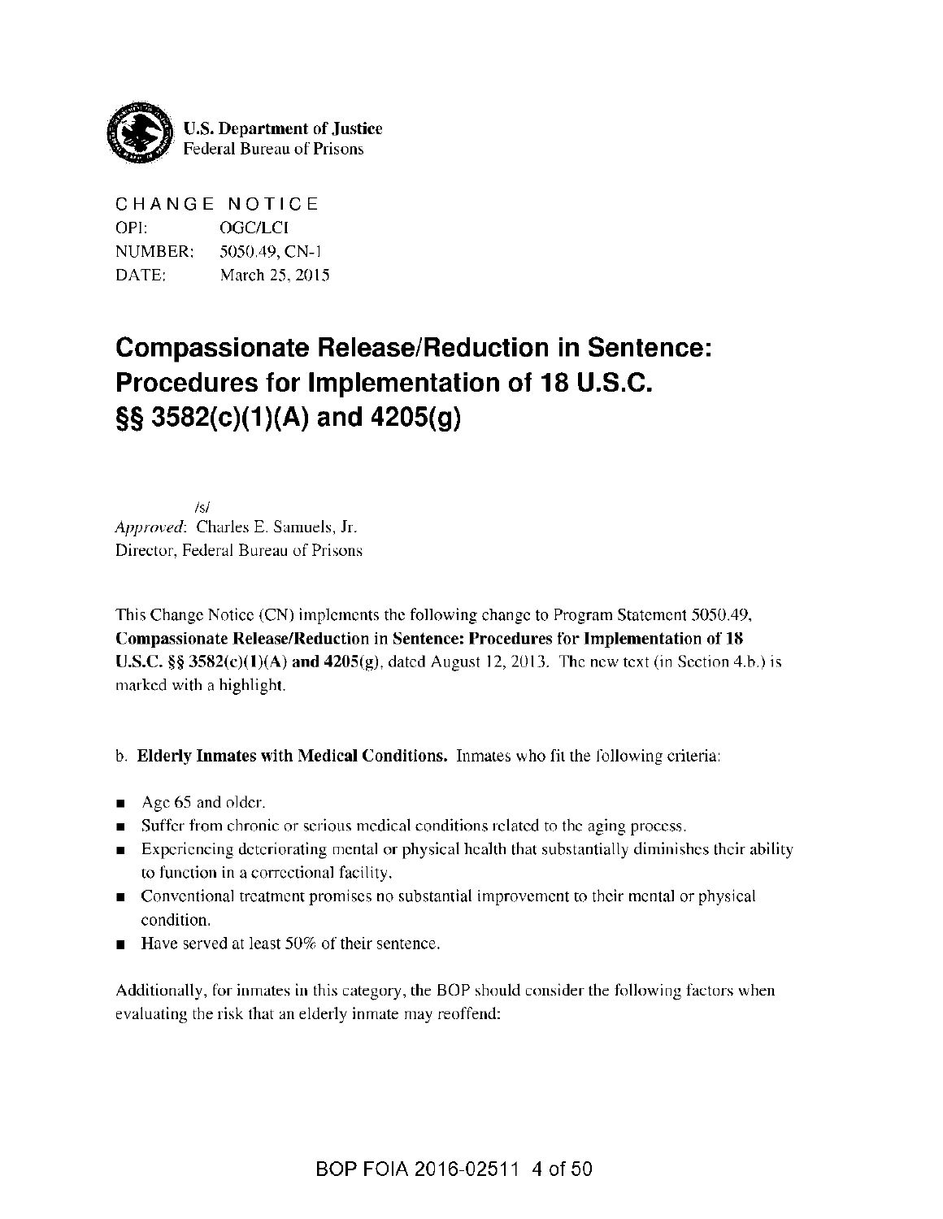**U.S. Department of Justice**
Federal Bureau of Prisons

CHANGE NOTICE

OPI: OGC/LCI
NUMBER: 5050.49, CN-1
DATE: March 25, 2015

# Compassionate Release/Reduction in Sentence: Procedures for Implementation of 18 U.S.C. §§ 3582(c)(1)(A) and 4205(g)

/s/
*Approved*: Charles E. Samuels, Jr.
Director, Federal Bureau of Prisons

This Change Notice (CN) implements the following change to Program Statement 5050.49, **Compassionate Release/Reduction in Sentence: Procedures for Implementation of 18 U.S.C. §§ 3582(c)(1)(A) and 4205(g)**, dated August 12, 2013. The new text (in Section 4.b.) is marked with a highlight.

b. **Elderly Inmates with Medical Conditions.** Inmates who fit the following criteria:

- Age 65 and older.
- Suffer from chronic or serious medical conditions related to the aging process.
- Experiencing deteriorating mental or physical health that substantially diminishes their ability to function in a correctional facility.
- Conventional treatment promises no substantial improvement to their mental or physical condition.
- Have served at least 50% of their sentence.

Additionally, for inmates in this category, the BOP should consider the following factors when evaluating the risk that an elderly inmate may reoffend: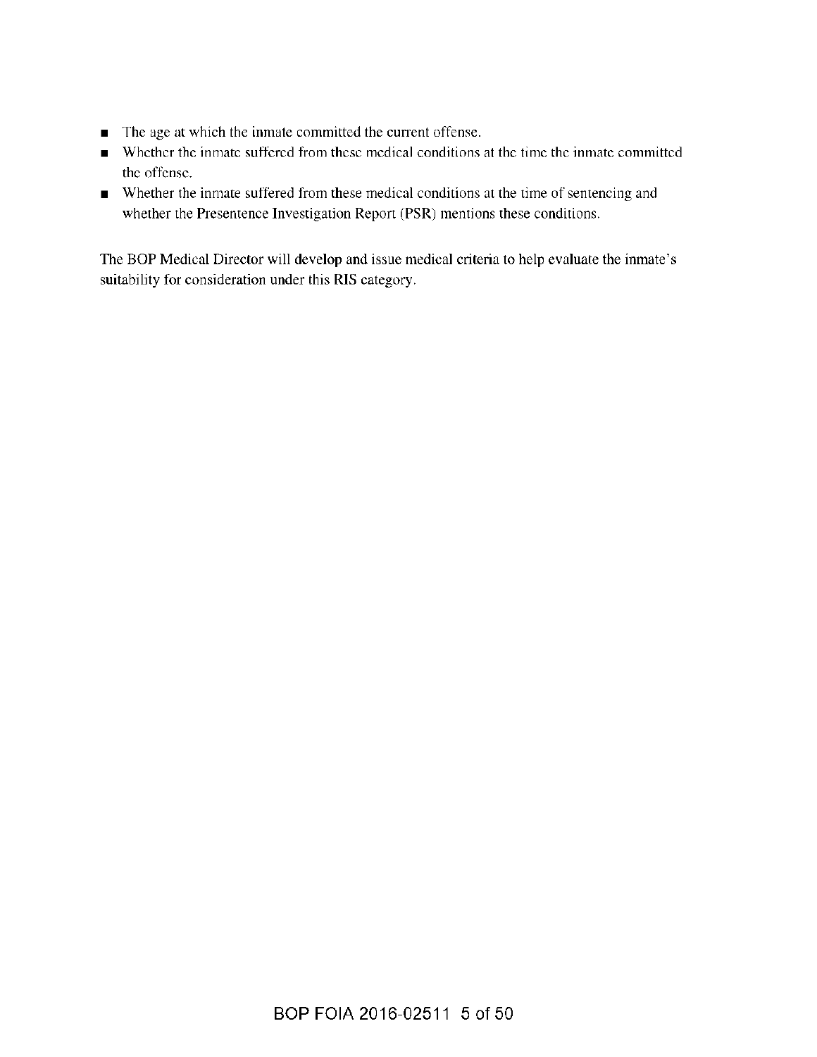- The age at which the inmate committed the current offense.
- Whether the inmate suffered from these medical conditions at the time the inmate committed the offense.
- Whether the inmate suffered from these medical conditions at the time of sentencing and whether the Presentence Investigation Report (PSR) mentions these conditions.

The BOP Medical Director will develop and issue medical criteria to help evaluate the inmate's suitability for consideration under this RIS category.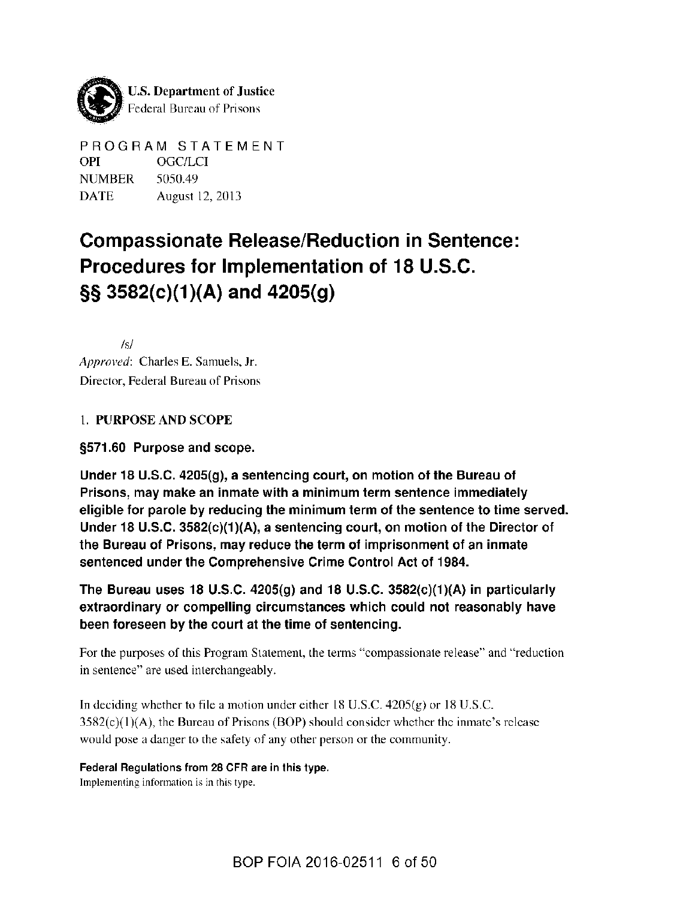U.S. Department of Justice
Federal Bureau of Prisons

PROGRAM STATEMENT

| | |
|---|---|
| OPI | OGC/LCI |
| NUMBER | 5050.49 |
| DATE | August 12, 2013 |

# Compassionate Release/Reduction in Sentence: Procedures for Implementation of 18 U.S.C. §§ 3582(c)(1)(A) and 4205(g)

/s/

*Approved*: Charles E. Samuels, Jr.
Director, Federal Bureau of Prisons

## 1. PURPOSE AND SCOPE

**§571.60 Purpose and scope.**

**Under 18 U.S.C. 4205(g), a sentencing court, on motion of the Bureau of Prisons, may make an inmate with a minimum term sentence immediately eligible for parole by reducing the minimum term of the sentence to time served. Under 18 U.S.C. 3582(c)(1)(A), a sentencing court, on motion of the Director of the Bureau of Prisons, may reduce the term of imprisonment of an inmate sentenced under the Comprehensive Crime Control Act of 1984.**

**The Bureau uses 18 U.S.C. 4205(g) and 18 U.S.C. 3582(c)(1)(A) in particularly extraordinary or compelling circumstances which could not reasonably have been foreseen by the court at the time of sentencing.**

For the purposes of this Program Statement, the terms "compassionate release" and "reduction in sentence" are used interchangeably.

In deciding whether to file a motion under either 18 U.S.C. 4205(g) or 18 U.S.C. 3582(c)(1)(A), the Bureau of Prisons (BOP) should consider whether the inmate's release would pose a danger to the safety of any other person or the community.

**Federal Regulations from 28 CFR are in this type.**
Implementing information is in this type.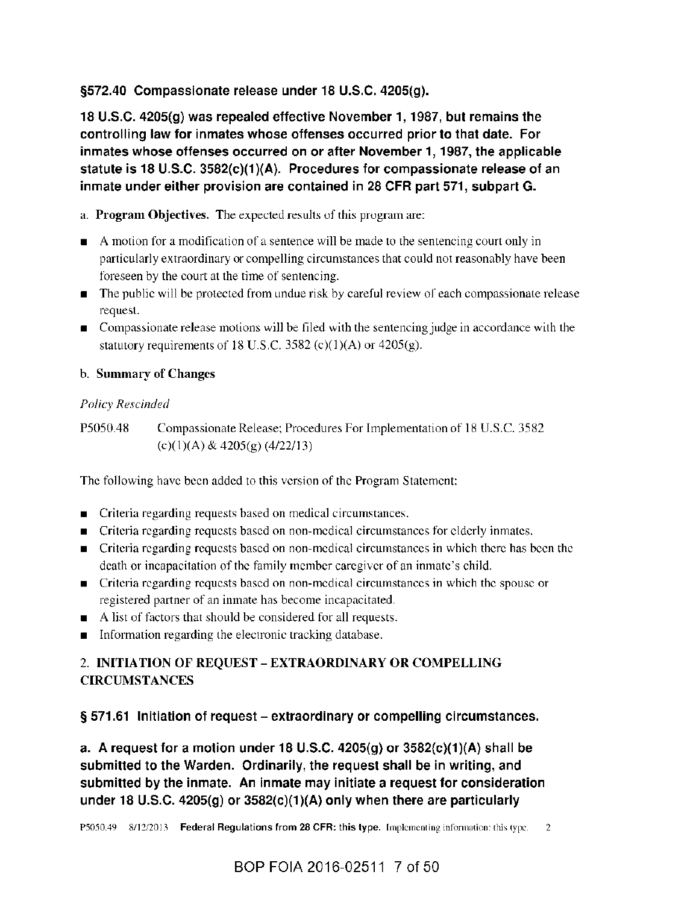**§572.40 Compassionate release under 18 U.S.C. 4205(g).**

**18 U.S.C. 4205(g) was repealed effective November 1, 1987, but remains the controlling law for inmates whose offenses occurred prior to that date. For inmates whose offenses occurred on or after November 1, 1987, the applicable statute is 18 U.S.C. 3582(c)(1)(A). Procedures for compassionate release of an inmate under either provision are contained in 28 CFR part 571, subpart G.**

a. **Program Objectives.** The expected results of this program are:

- A motion for a modification of a sentence will be made to the sentencing court only in particularly extraordinary or compelling circumstances that could not reasonably have been foreseen by the court at the time of sentencing.
- The public will be protected from undue risk by careful review of each compassionate release request.
- Compassionate release motions will be filed with the sentencing judge in accordance with the statutory requirements of 18 U.S.C. 3582 (c)(1)(A) or 4205(g).

b. **Summary of Changes**

*Policy Rescinded*

P5050.48 Compassionate Release; Procedures For Implementation of 18 U.S.C. 3582 (c)(1)(A) & 4205(g) (4/22/13)

The following have been added to this version of the Program Statement:

- Criteria regarding requests based on medical circumstances.
- Criteria regarding requests based on non-medical circumstances for elderly inmates.
- Criteria regarding requests based on non-medical circumstances in which there has been the death or incapacitation of the family member caregiver of an inmate's child.
- Criteria regarding requests based on non-medical circumstances in which the spouse or registered partner of an inmate has become incapacitated.
- A list of factors that should be considered for all requests.
- Information regarding the electronic tracking database.

## 2. INITIATION OF REQUEST – EXTRAORDINARY OR COMPELLING CIRCUMSTANCES

**§ 571.61 Initiation of request – extraordinary or compelling circumstances.**

**a. A request for a motion under 18 U.S.C. 4205(g) or 3582(c)(1)(A) shall be submitted to the Warden. Ordinarily, the request shall be in writing, and submitted by the inmate. An inmate may initiate a request for consideration under 18 U.S.C. 4205(g) or 3582(c)(1)(A) only when there are particularly**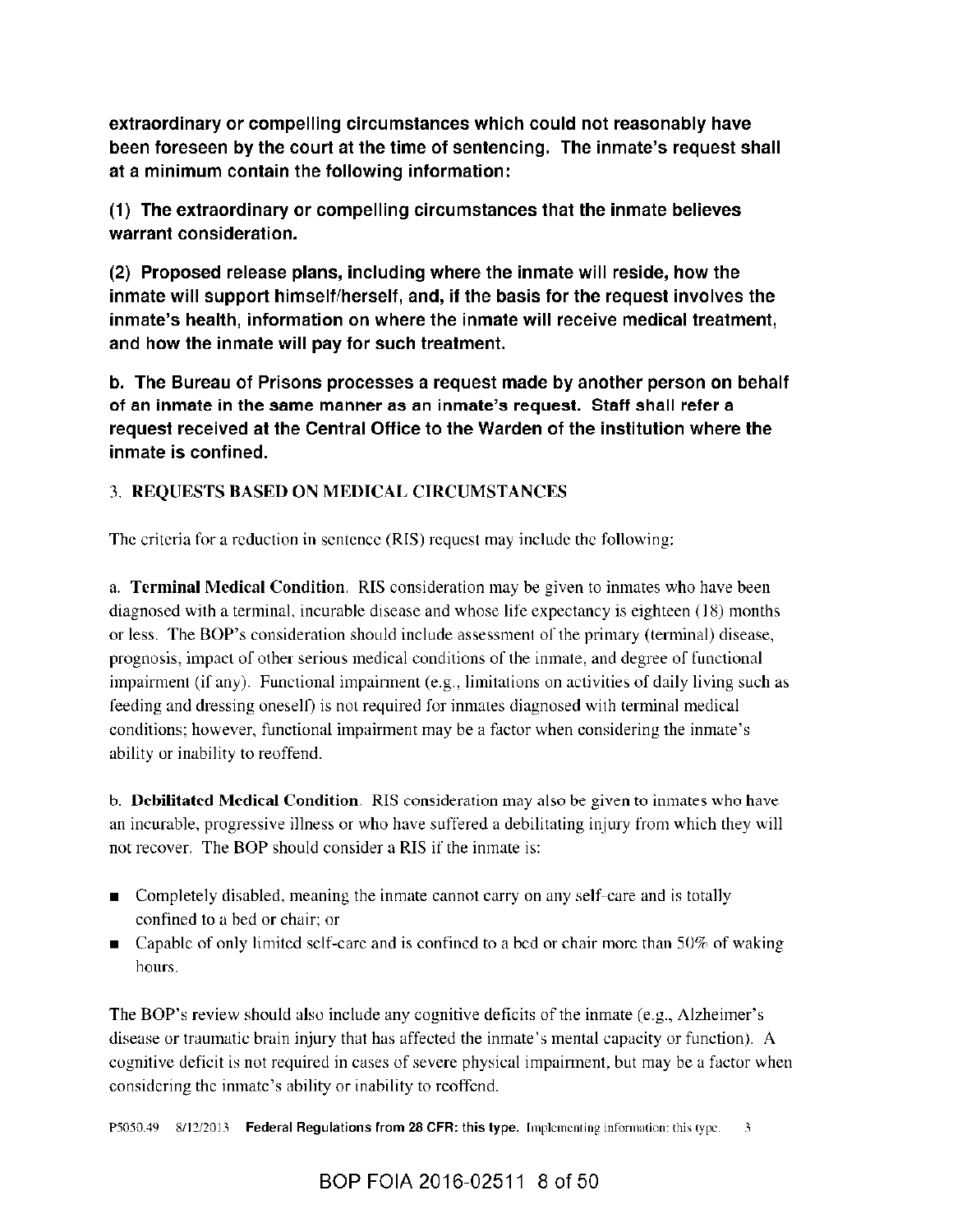**extraordinary or compelling circumstances which could not reasonably have been foreseen by the court at the time of sentencing. The inmate's request shall at a minimum contain the following information:**

**(1) The extraordinary or compelling circumstances that the inmate believes warrant consideration.**

**(2) Proposed release plans, including where the inmate will reside, how the inmate will support himself/herself, and, if the basis for the request involves the inmate's health, information on where the inmate will receive medical treatment, and how the inmate will pay for such treatment.**

**b. The Bureau of Prisons processes a request made by another person on behalf of an inmate in the same manner as an inmate's request. Staff shall refer a request received at the Central Office to the Warden of the institution where the inmate is confined.**

### 3. REQUESTS BASED ON MEDICAL CIRCUMSTANCES

The criteria for a reduction in sentence (RIS) request may include the following:

a. **Terminal Medical Condition**. RIS consideration may be given to inmates who have been diagnosed with a terminal, incurable disease and whose life expectancy is eighteen (18) months or less. The BOP's consideration should include assessment of the primary (terminal) disease, prognosis, impact of other serious medical conditions of the inmate, and degree of functional impairment (if any). Functional impairment (e.g., limitations on activities of daily living such as feeding and dressing oneself) is not required for inmates diagnosed with terminal medical conditions; however, functional impairment may be a factor when considering the inmate's ability or inability to reoffend.

b. **Debilitated Medical Condition**. RIS consideration may also be given to inmates who have an incurable, progressive illness or who have suffered a debilitating injury from which they will not recover. The BOP should consider a RIS if the inmate is:

- Completely disabled, meaning the inmate cannot carry on any self-care and is totally confined to a bed or chair; or
- Capable of only limited self-care and is confined to a bed or chair more than 50% of waking hours.

The BOP's review should also include any cognitive deficits of the inmate (e.g., Alzheimer's disease or traumatic brain injury that has affected the inmate's mental capacity or function). A cognitive deficit is not required in cases of severe physical impairment, but may be a factor when considering the inmate's ability or inability to reoffend.

P5050.49 8/12/2013 **Federal Regulations from 28 CFR: this type.** Implementing information: this type.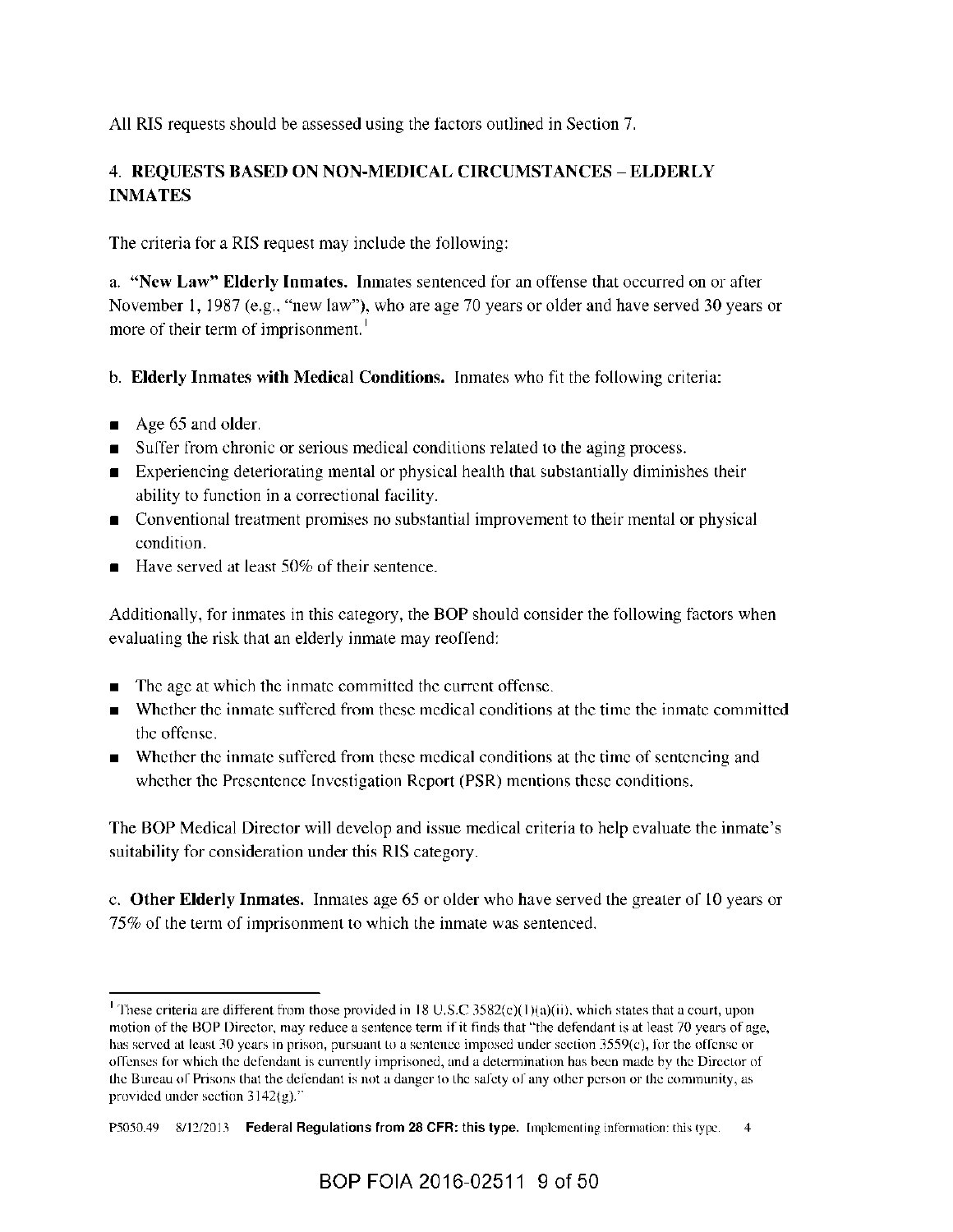All RIS requests should be assessed using the factors outlined in Section 7.

## 4. REQUESTS BASED ON NON-MEDICAL CIRCUMSTANCES – ELDERLY INMATES

The criteria for a RIS request may include the following:

a. **"New Law" Elderly Inmates.** Inmates sentenced for an offense that occurred on or after November 1, 1987 (e.g., "new law"), who are age 70 years or older and have served 30 years or more of their term of imprisonment.[1]

b. **Elderly Inmates with Medical Conditions.** Inmates who fit the following criteria:

- Age 65 and older.
- Suffer from chronic or serious medical conditions related to the aging process.
- Experiencing deteriorating mental or physical health that substantially diminishes their ability to function in a correctional facility.
- Conventional treatment promises no substantial improvement to their mental or physical condition.
- Have served at least 50% of their sentence.

Additionally, for inmates in this category, the BOP should consider the following factors when evaluating the risk that an elderly inmate may reoffend:

- The age at which the inmate committed the current offense.
- Whether the inmate suffered from these medical conditions at the time the inmate committed the offense.
- Whether the inmate suffered from these medical conditions at the time of sentencing and whether the Presentence Investigation Report (PSR) mentions these conditions.

The BOP Medical Director will develop and issue medical criteria to help evaluate the inmate's suitability for consideration under this RIS category.

c. **Other Elderly Inmates.** Inmates age 65 or older who have served the greater of 10 years or 75% of the term of imprisonment to which the inmate was sentenced.

---

[1] These criteria are different from those provided in 18 U.S.C 3582(c)(1)(a)(ii), which states that a court, upon motion of the BOP Director, may reduce a sentence term if it finds that "the defendant is at least 70 years of age, has served at least 30 years in prison, pursuant to a sentence imposed under section 3559(c), for the offense or offenses for which the defendant is currently imprisoned, and a determination has been made by the Director of the Bureau of Prisons that the defendant is not a danger to the safety of any other person or the community, as provided under section 3142(g)."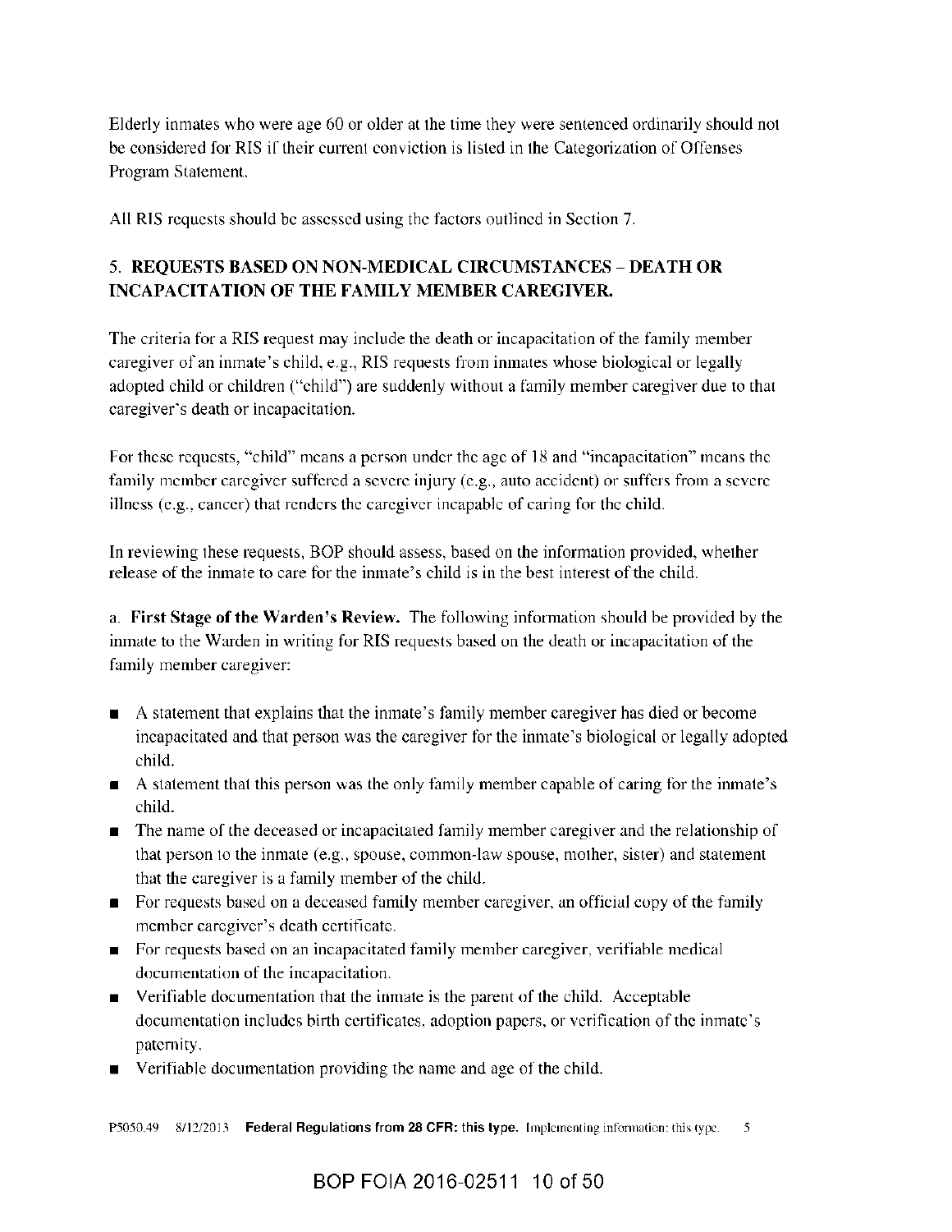Elderly inmates who were age 60 or older at the time they were sentenced ordinarily should not be considered for RIS if their current conviction is listed in the Categorization of Offenses Program Statement.

All RIS requests should be assessed using the factors outlined in Section 7.

## 5. REQUESTS BASED ON NON-MEDICAL CIRCUMSTANCES – DEATH OR INCAPACITATION OF THE FAMILY MEMBER CAREGIVER.

The criteria for a RIS request may include the death or incapacitation of the family member caregiver of an inmate's child, e.g., RIS requests from inmates whose biological or legally adopted child or children ("child") are suddenly without a family member caregiver due to that caregiver's death or incapacitation.

For these requests, "child" means a person under the age of 18 and "incapacitation" means the family member caregiver suffered a severe injury (e.g., auto accident) or suffers from a severe illness (e.g., cancer) that renders the caregiver incapable of caring for the child.

In reviewing these requests, BOP should assess, based on the information provided, whether release of the inmate to care for the inmate's child is in the best interest of the child.

a. **First Stage of the Warden's Review.** The following information should be provided by the inmate to the Warden in writing for RIS requests based on the death or incapacitation of the family member caregiver:

- A statement that explains that the inmate's family member caregiver has died or become incapacitated and that person was the caregiver for the inmate's biological or legally adopted child.
- A statement that this person was the only family member capable of caring for the inmate's child.
- The name of the deceased or incapacitated family member caregiver and the relationship of that person to the inmate (e.g., spouse, common-law spouse, mother, sister) and statement that the caregiver is a family member of the child.
- For requests based on a deceased family member caregiver, an official copy of the family member caregiver's death certificate.
- For requests based on an incapacitated family member caregiver, verifiable medical documentation of the incapacitation.
- Verifiable documentation that the inmate is the parent of the child. Acceptable documentation includes birth certificates, adoption papers, or verification of the inmate's paternity.
- Verifiable documentation providing the name and age of the child.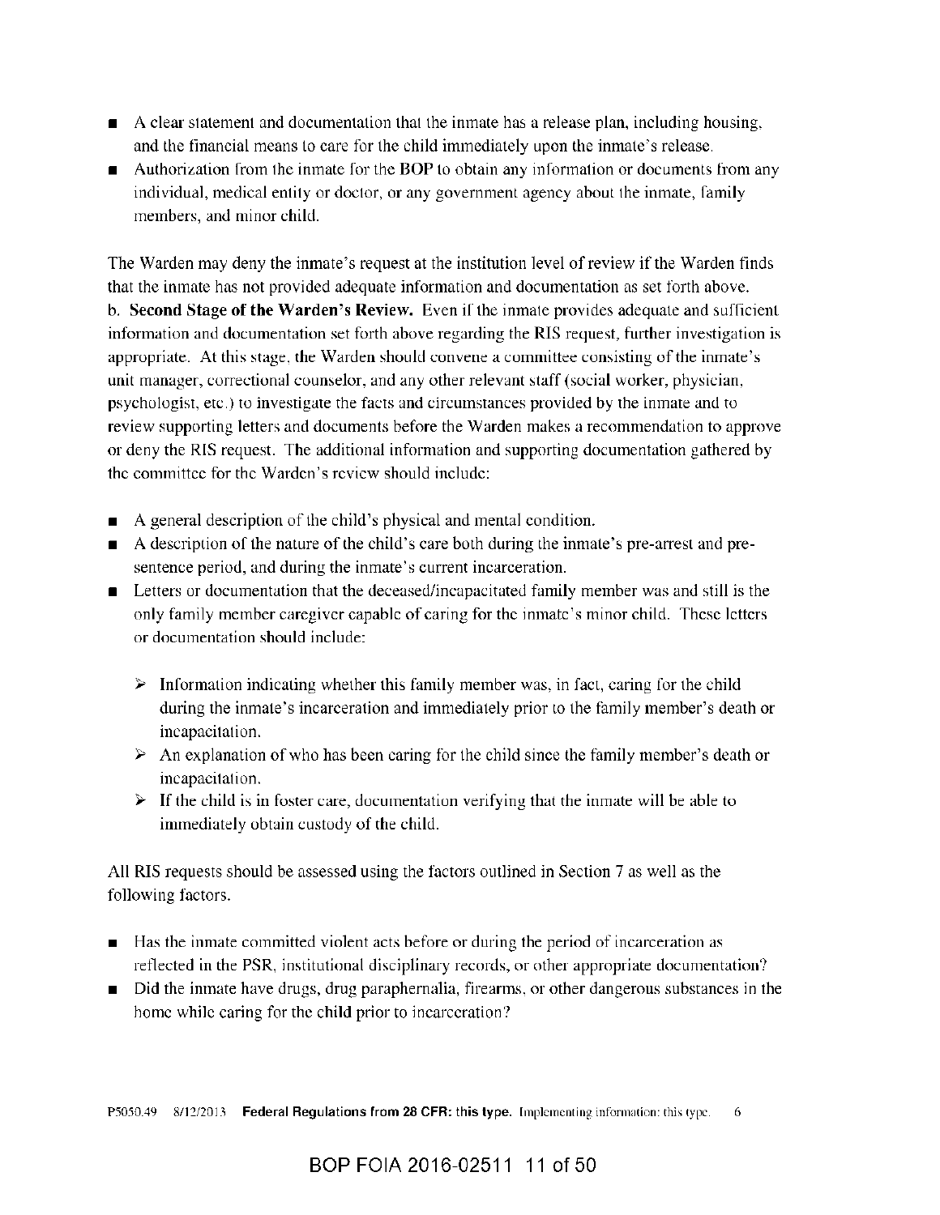- A clear statement and documentation that the inmate has a release plan, including housing, and the financial means to care for the child immediately upon the inmate's release.
- Authorization from the inmate for the BOP to obtain any information or documents from any individual, medical entity or doctor, or any government agency about the inmate, family members, and minor child.

The Warden may deny the inmate's request at the institution level of review if the Warden finds that the inmate has not provided adequate information and documentation as set forth above.

b. **Second Stage of the Warden's Review.** Even if the inmate provides adequate and sufficient information and documentation set forth above regarding the RIS request, further investigation is appropriate. At this stage, the Warden should convene a committee consisting of the inmate's unit manager, correctional counselor, and any other relevant staff (social worker, physician, psychologist, etc.) to investigate the facts and circumstances provided by the inmate and to review supporting letters and documents before the Warden makes a recommendation to approve or deny the RIS request. The additional information and supporting documentation gathered by the committee for the Warden's review should include:

- A general description of the child's physical and mental condition.
- A description of the nature of the child's care both during the inmate's pre-arrest and pre-sentence period, and during the inmate's current incarceration.
- Letters or documentation that the deceased/incapacitated family member was and still is the only family member caregiver capable of caring for the inmate's minor child. These letters or documentation should include:
  - Information indicating whether this family member was, in fact, caring for the child during the inmate's incarceration and immediately prior to the family member's death or incapacitation.
  - An explanation of who has been caring for the child since the family member's death or incapacitation.
  - If the child is in foster care, documentation verifying that the inmate will be able to immediately obtain custody of the child.

All RIS requests should be assessed using the factors outlined in Section 7 as well as the following factors.

- Has the inmate committed violent acts before or during the period of incarceration as reflected in the PSR, institutional disciplinary records, or other appropriate documentation?
- Did the inmate have drugs, drug paraphernalia, firearms, or other dangerous substances in the home while caring for the child prior to incarceration?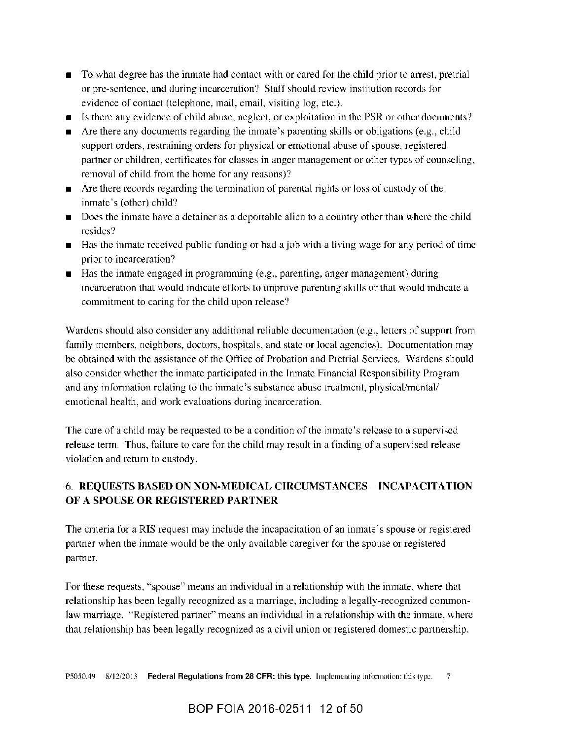- To what degree has the inmate had contact with or cared for the child prior to arrest, pretrial or pre-sentence, and during incarceration? Staff should review institution records for evidence of contact (telephone, mail, email, visiting log, etc.).
- Is there any evidence of child abuse, neglect, or exploitation in the PSR or other documents?
- Are there any documents regarding the inmate's parenting skills or obligations (e.g., child support orders, restraining orders for physical or emotional abuse of spouse, registered partner or children, certificates for classes in anger management or other types of counseling, removal of child from the home for any reasons)?
- Are there records regarding the termination of parental rights or loss of custody of the inmate's (other) child?
- Does the inmate have a detainer as a deportable alien to a country other than where the child resides?
- Has the inmate received public funding or had a job with a living wage for any period of time prior to incarceration?
- Has the inmate engaged in programming (e.g., parenting, anger management) during incarceration that would indicate efforts to improve parenting skills or that would indicate a commitment to caring for the child upon release?

Wardens should also consider any additional reliable documentation (e.g., letters of support from family members, neighbors, doctors, hospitals, and state or local agencies). Documentation may be obtained with the assistance of the Office of Probation and Pretrial Services. Wardens should also consider whether the inmate participated in the Inmate Financial Responsibility Program and any information relating to the inmate's substance abuse treatment, physical/mental/ emotional health, and work evaluations during incarceration.

The care of a child may be requested to be a condition of the inmate's release to a supervised release term. Thus, failure to care for the child may result in a finding of a supervised release violation and return to custody.

## 6. REQUESTS BASED ON NON-MEDICAL CIRCUMSTANCES – INCAPACITATION OF A SPOUSE OR REGISTERED PARTNER

The criteria for a RIS request may include the incapacitation of an inmate's spouse or registered partner when the inmate would be the only available caregiver for the spouse or registered partner.

For these requests, "spouse" means an individual in a relationship with the inmate, where that relationship has been legally recognized as a marriage, including a legally-recognized common-law marriage. "Registered partner" means an individual in a relationship with the inmate, where that relationship has been legally recognized as a civil union or registered domestic partnership.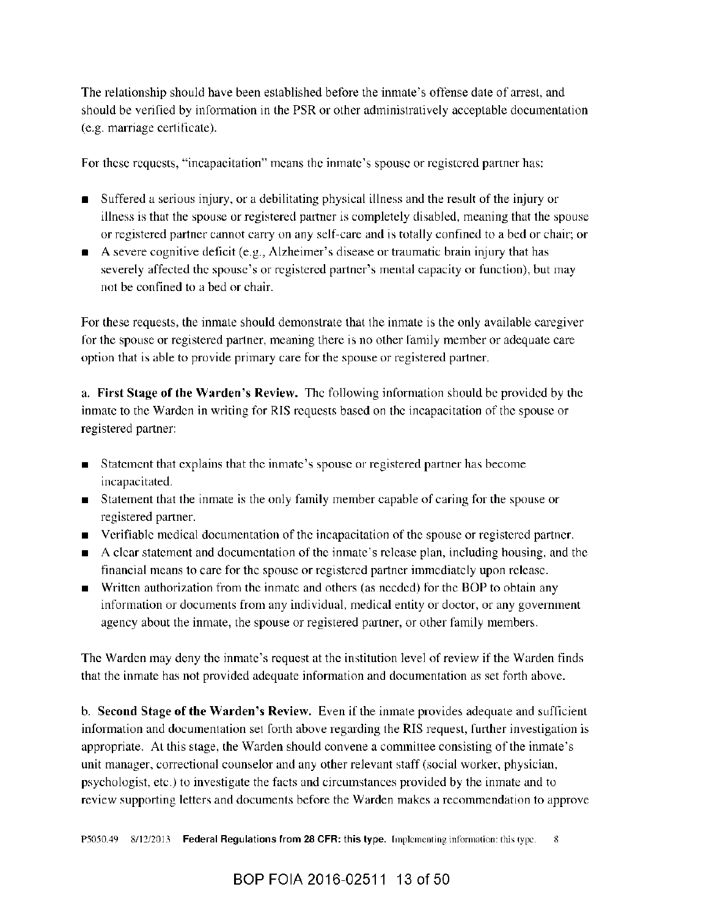The relationship should have been established before the inmate's offense date of arrest, and should be verified by information in the PSR or other administratively acceptable documentation (e.g. marriage certificate).

For these requests, "incapacitation" means the inmate's spouse or registered partner has:

- Suffered a serious injury, or a debilitating physical illness and the result of the injury or illness is that the spouse or registered partner is completely disabled, meaning that the spouse or registered partner cannot carry on any self-care and is totally confined to a bed or chair; or
- A severe cognitive deficit (e.g., Alzheimer's disease or traumatic brain injury that has severely affected the spouse's or registered partner's mental capacity or function), but may not be confined to a bed or chair.

For these requests, the inmate should demonstrate that the inmate is the only available caregiver for the spouse or registered partner, meaning there is no other family member or adequate care option that is able to provide primary care for the spouse or registered partner.

a. **First Stage of the Warden's Review.** The following information should be provided by the inmate to the Warden in writing for RIS requests based on the incapacitation of the spouse or registered partner:

- Statement that explains that the inmate's spouse or registered partner has become incapacitated.
- Statement that the inmate is the only family member capable of caring for the spouse or registered partner.
- Verifiable medical documentation of the incapacitation of the spouse or registered partner.
- A clear statement and documentation of the inmate's release plan, including housing, and the financial means to care for the spouse or registered partner immediately upon release.
- Written authorization from the inmate and others (as needed) for the BOP to obtain any information or documents from any individual, medical entity or doctor, or any government agency about the inmate, the spouse or registered partner, or other family members.

The Warden may deny the inmate's request at the institution level of review if the Warden finds that the inmate has not provided adequate information and documentation as set forth above.

b. **Second Stage of the Warden's Review.** Even if the inmate provides adequate and sufficient information and documentation set forth above regarding the RIS request, further investigation is appropriate. At this stage, the Warden should convene a committee consisting of the inmate's unit manager, correctional counselor and any other relevant staff (social worker, physician, psychologist, etc.) to investigate the facts and circumstances provided by the inmate and to review supporting letters and documents before the Warden makes a recommendation to approve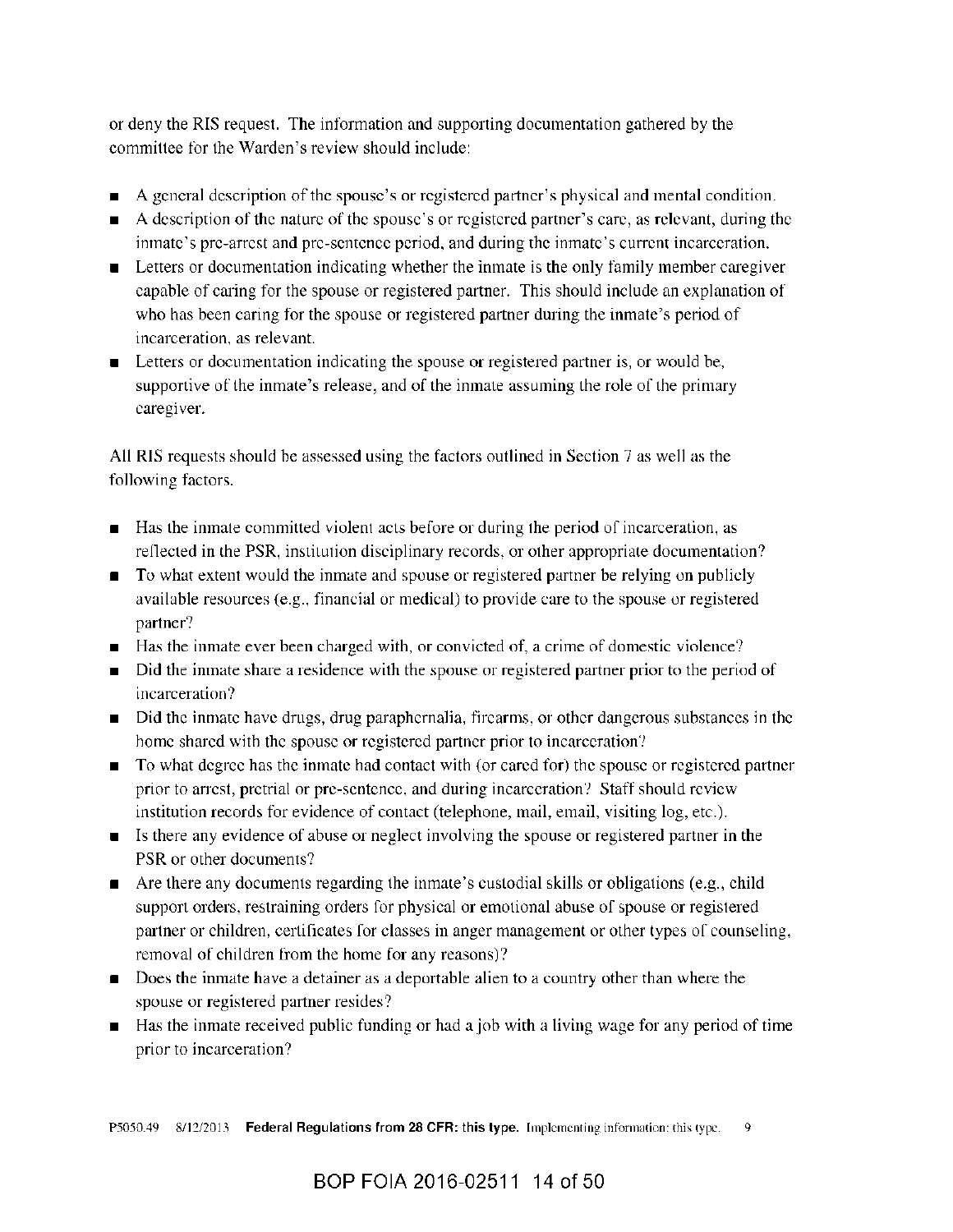or deny the RIS request. The information and supporting documentation gathered by the committee for the Warden's review should include:

- A general description of the spouse's or registered partner's physical and mental condition.
- A description of the nature of the spouse's or registered partner's care, as relevant, during the inmate's pre-arrest and pre-sentence period, and during the inmate's current incarceration.
- Letters or documentation indicating whether the inmate is the only family member caregiver capable of caring for the spouse or registered partner. This should include an explanation of who has been caring for the spouse or registered partner during the inmate's period of incarceration, as relevant.
- Letters or documentation indicating the spouse or registered partner is, or would be, supportive of the inmate's release, and of the inmate assuming the role of the primary caregiver.

All RIS requests should be assessed using the factors outlined in Section 7 as well as the following factors.

- Has the inmate committed violent acts before or during the period of incarceration, as reflected in the PSR, institution disciplinary records, or other appropriate documentation?
- To what extent would the inmate and spouse or registered partner be relying on publicly available resources (e.g., financial or medical) to provide care to the spouse or registered partner?
- Has the inmate ever been charged with, or convicted of, a crime of domestic violence?
- Did the inmate share a residence with the spouse or registered partner prior to the period of incarceration?
- Did the inmate have drugs, drug paraphernalia, firearms, or other dangerous substances in the home shared with the spouse or registered partner prior to incarceration?
- To what degree has the inmate had contact with (or cared for) the spouse or registered partner prior to arrest, pretrial or pre-sentence, and during incarceration? Staff should review institution records for evidence of contact (telephone, mail, email, visiting log, etc.).
- Is there any evidence of abuse or neglect involving the spouse or registered partner in the PSR or other documents?
- Are there any documents regarding the inmate's custodial skills or obligations (e.g., child support orders, restraining orders for physical or emotional abuse of spouse or registered partner or children, certificates for classes in anger management or other types of counseling, removal of children from the home for any reasons)?
- Does the inmate have a detainer as a deportable alien to a country other than where the spouse or registered partner resides?
- Has the inmate received public funding or had a job with a living wage for any period of time prior to incarceration?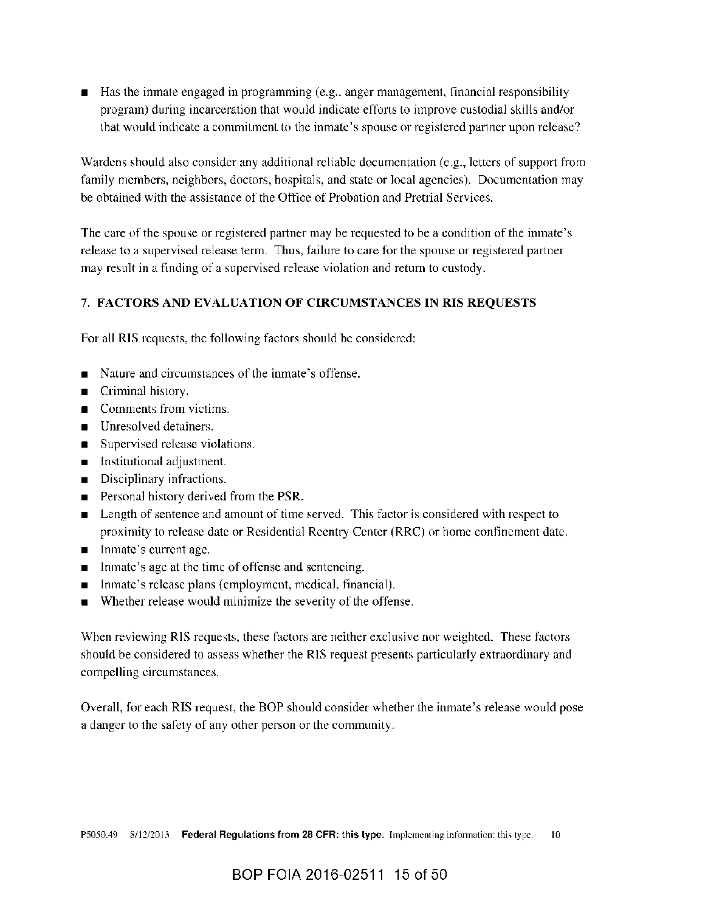- Has the inmate engaged in programming (e.g., anger management, financial responsibility program) during incarceration that would indicate efforts to improve custodial skills and/or that would indicate a commitment to the inmate's spouse or registered partner upon release?

Wardens should also consider any additional reliable documentation (e.g., letters of support from family members, neighbors, doctors, hospitals, and state or local agencies). Documentation may be obtained with the assistance of the Office of Probation and Pretrial Services.

The care of the spouse or registered partner may be requested to be a condition of the inmate's release to a supervised release term. Thus, failure to care for the spouse or registered partner may result in a finding of a supervised release violation and return to custody.

## 7. FACTORS AND EVALUATION OF CIRCUMSTANCES IN RIS REQUESTS

For all RIS requests, the following factors should be considered:

- Nature and circumstances of the inmate's offense.
- Criminal history.
- Comments from victims.
- Unresolved detainers.
- Supervised release violations.
- Institutional adjustment.
- Disciplinary infractions.
- Personal history derived from the PSR.
- Length of sentence and amount of time served. This factor is considered with respect to proximity to release date or Residential Reentry Center (RRC) or home confinement date.
- Inmate's current age.
- Inmate's age at the time of offense and sentencing.
- Inmate's release plans (employment, medical, financial).
- Whether release would minimize the severity of the offense.

When reviewing RIS requests, these factors are neither exclusive nor weighted. These factors should be considered to assess whether the RIS request presents particularly extraordinary and compelling circumstances.

Overall, for each RIS request, the BOP should consider whether the inmate's release would pose a danger to the safety of any other person or the community.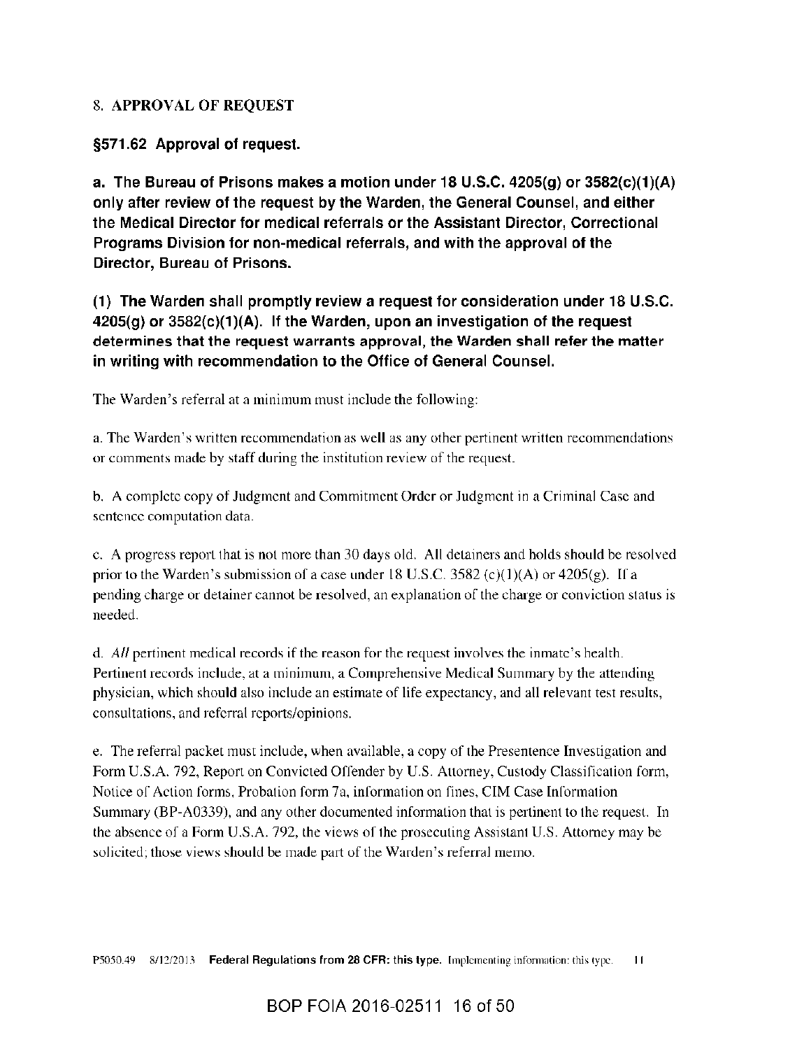## 8. APPROVAL OF REQUEST

### §571.62 Approval of request.

**a. The Bureau of Prisons makes a motion under 18 U.S.C. 4205(g) or 3582(c)(1)(A) only after review of the request by the Warden, the General Counsel, and either the Medical Director for medical referrals or the Assistant Director, Correctional Programs Division for non-medical referrals, and with the approval of the Director, Bureau of Prisons.**

**(1) The Warden shall promptly review a request for consideration under 18 U.S.C. 4205(g) or 3582(c)(1)(A). If the Warden, upon an investigation of the request determines that the request warrants approval, the Warden shall refer the matter in writing with recommendation to the Office of General Counsel.**

The Warden's referral at a minimum must include the following:

a. The Warden's written recommendation as well as any other pertinent written recommendations or comments made by staff during the institution review of the request.

b. A complete copy of Judgment and Commitment Order or Judgment in a Criminal Case and sentence computation data.

c. A progress report that is not more than 30 days old. All detainers and holds should be resolved prior to the Warden's submission of a case under 18 U.S.C. 3582 (c)(1)(A) or 4205(g). If a pending charge or detainer cannot be resolved, an explanation of the charge or conviction status is needed.

d. *All* pertinent medical records if the reason for the request involves the inmate's health. Pertinent records include, at a minimum, a Comprehensive Medical Summary by the attending physician, which should also include an estimate of life expectancy, and all relevant test results, consultations, and referral reports/opinions.

e. The referral packet must include, when available, a copy of the Presentence Investigation and Form U.S.A. 792, Report on Convicted Offender by U.S. Attorney, Custody Classification form, Notice of Action forms, Probation form 7a, information on fines, CIM Case Information Summary (BP-A0339), and any other documented information that is pertinent to the request. In the absence of a Form U.S.A. 792, the views of the prosecuting Assistant U.S. Attorney may be solicited; those views should be made part of the Warden's referral memo.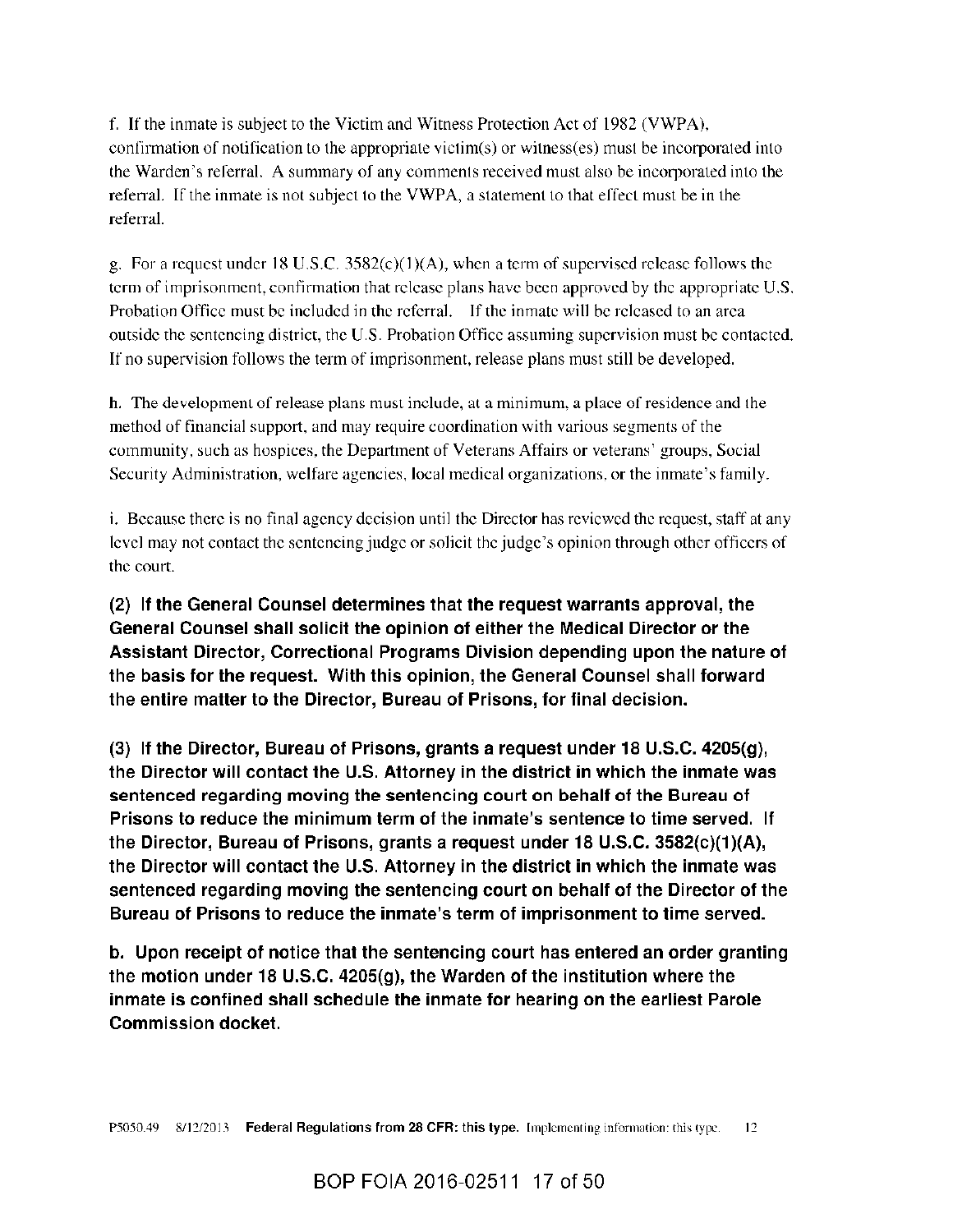f. If the inmate is subject to the Victim and Witness Protection Act of 1982 (VWPA), confirmation of notification to the appropriate victim(s) or witness(es) must be incorporated into the Warden's referral. A summary of any comments received must also be incorporated into the referral. If the inmate is not subject to the VWPA, a statement to that effect must be in the referral.

g. For a request under 18 U.S.C. 3582(c)(1)(A), when a term of supervised release follows the term of imprisonment, confirmation that release plans have been approved by the appropriate U.S. Probation Office must be included in the referral. If the inmate will be released to an area outside the sentencing district, the U.S. Probation Office assuming supervision must be contacted. If no supervision follows the term of imprisonment, release plans must still be developed.

h. The development of release plans must include, at a minimum, a place of residence and the method of financial support, and may require coordination with various segments of the community, such as hospices, the Department of Veterans Affairs or veterans' groups, Social Security Administration, welfare agencies, local medical organizations, or the inmate's family.

i. Because there is no final agency decision until the Director has reviewed the request, staff at any level may not contact the sentencing judge or solicit the judge's opinion through other officers of the court.

**(2) If the General Counsel determines that the request warrants approval, the General Counsel shall solicit the opinion of either the Medical Director or the Assistant Director, Correctional Programs Division depending upon the nature of the basis for the request. With this opinion, the General Counsel shall forward the entire matter to the Director, Bureau of Prisons, for final decision.**

**(3) If the Director, Bureau of Prisons, grants a request under 18 U.S.C. 4205(g), the Director will contact the U.S. Attorney in the district in which the inmate was sentenced regarding moving the sentencing court on behalf of the Bureau of Prisons to reduce the minimum term of the inmate's sentence to time served. If the Director, Bureau of Prisons, grants a request under 18 U.S.C. 3582(c)(1)(A), the Director will contact the U.S. Attorney in the district in which the inmate was sentenced regarding moving the sentencing court on behalf of the Director of the Bureau of Prisons to reduce the inmate's term of imprisonment to time served.**

**b. Upon receipt of notice that the sentencing court has entered an order granting the motion under 18 U.S.C. 4205(g), the Warden of the institution where the inmate is confined shall schedule the inmate for hearing on the earliest Parole Commission docket.**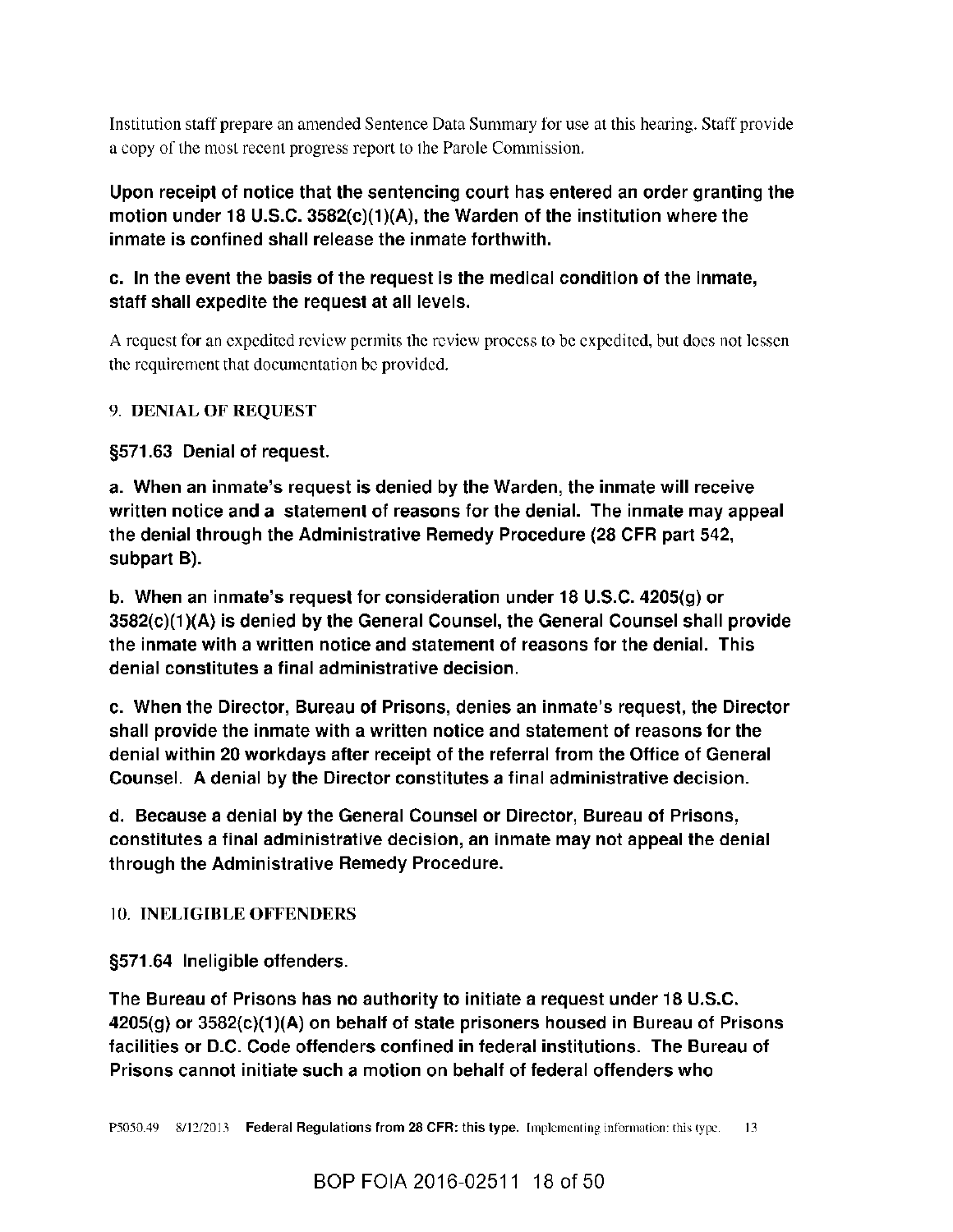Institution staff prepare an amended Sentence Data Summary for use at this hearing. Staff provide a copy of the most recent progress report to the Parole Commission.

**Upon receipt of notice that the sentencing court has entered an order granting the motion under 18 U.S.C. 3582(c)(1)(A), the Warden of the institution where the inmate is confined shall release the inmate forthwith.**

**c. In the event the basis of the request is the medical condition of the inmate, staff shall expedite the request at all levels.**

A request for an expedited review permits the review process to be expedited, but does not lessen the requirement that documentation be provided.

## 9. DENIAL OF REQUEST

**§571.63 Denial of request.**

**a. When an inmate's request is denied by the Warden, the inmate will receive written notice and a statement of reasons for the denial. The inmate may appeal the denial through the Administrative Remedy Procedure (28 CFR part 542, subpart B).**

**b. When an inmate's request for consideration under 18 U.S.C. 4205(g) or 3582(c)(1)(A) is denied by the General Counsel, the General Counsel shall provide the inmate with a written notice and statement of reasons for the denial. This denial constitutes a final administrative decision.**

**c. When the Director, Bureau of Prisons, denies an inmate's request, the Director shall provide the inmate with a written notice and statement of reasons for the denial within 20 workdays after receipt of the referral from the Office of General Counsel. A denial by the Director constitutes a final administrative decision.**

**d. Because a denial by the General Counsel or Director, Bureau of Prisons, constitutes a final administrative decision, an inmate may not appeal the denial through the Administrative Remedy Procedure.**

## 10. INELIGIBLE OFFENDERS

**§571.64 Ineligible offenders.**

**The Bureau of Prisons has no authority to initiate a request under 18 U.S.C. 4205(g) or 3582(c)(1)(A) on behalf of state prisoners housed in Bureau of Prisons facilities or D.C. Code offenders confined in federal institutions. The Bureau of Prisons cannot initiate such a motion on behalf of federal offenders who**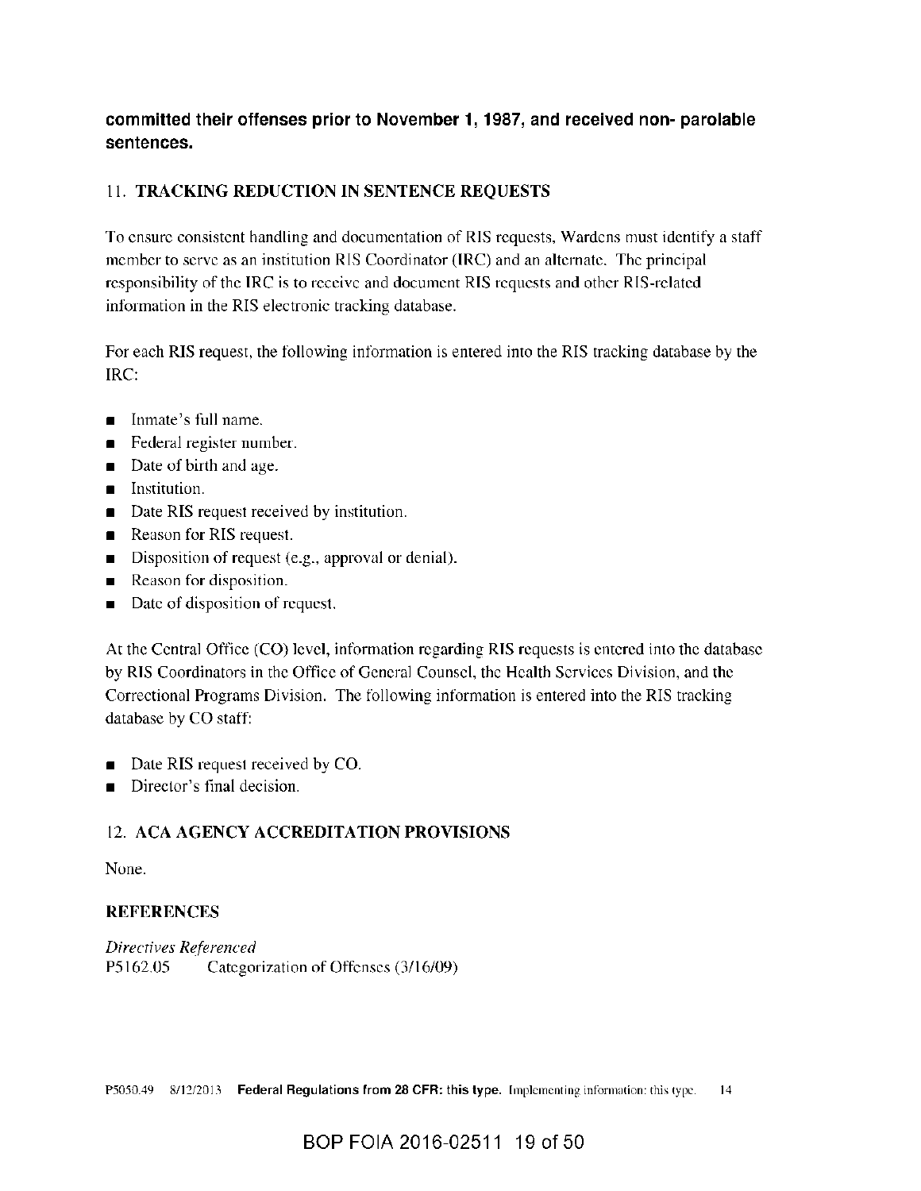**committed their offenses prior to November 1, 1987, and received non- parolable sentences.**

## 11. TRACKING REDUCTION IN SENTENCE REQUESTS

To ensure consistent handling and documentation of RIS requests, Wardens must identify a staff member to serve as an institution RIS Coordinator (IRC) and an alternate. The principal responsibility of the IRC is to receive and document RIS requests and other RIS-related information in the RIS electronic tracking database.

For each RIS request, the following information is entered into the RIS tracking database by the IRC:

- Inmate's full name.
- Federal register number.
- Date of birth and age.
- Institution.
- Date RIS request received by institution.
- Reason for RIS request.
- Disposition of request (e.g., approval or denial).
- Reason for disposition.
- Date of disposition of request.

At the Central Office (CO) level, information regarding RIS requests is entered into the database by RIS Coordinators in the Office of General Counsel, the Health Services Division, and the Correctional Programs Division. The following information is entered into the RIS tracking database by CO staff:

- Date RIS request received by CO.
- Director's final decision.

## 12. ACA AGENCY ACCREDITATION PROVISIONS

None.

## REFERENCES

*Directives Referenced*
P5162.05 Categorization of Offenses (3/16/09)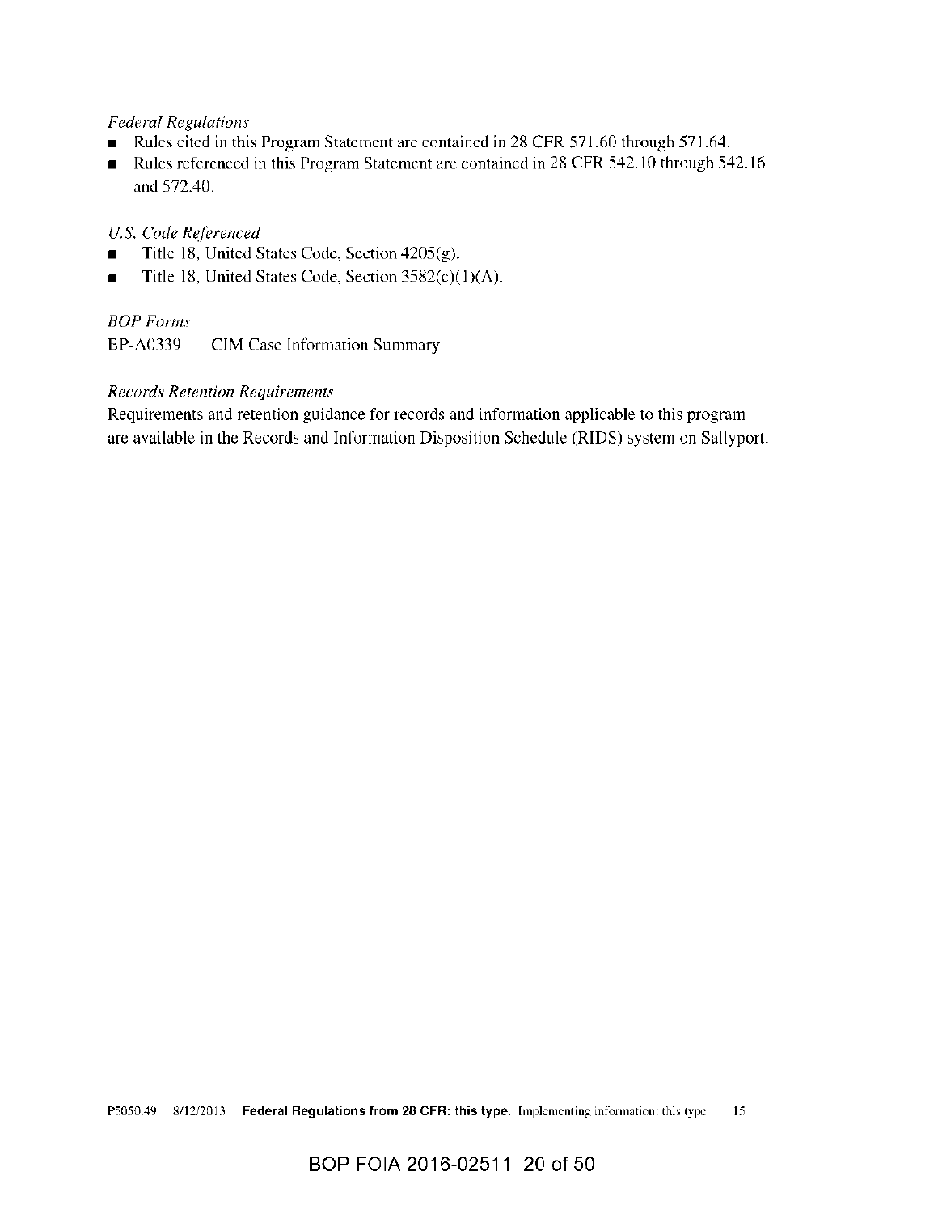*Federal Regulations*

- Rules cited in this Program Statement are contained in 28 CFR 571.60 through 571.64.
- Rules referenced in this Program Statement are contained in 28 CFR 542.10 through 542.16 and 572.40.

*U.S. Code Referenced*

- Title 18, United States Code, Section 4205(g).
- Title 18, United States Code, Section 3582(c)(1)(A).

*BOP Forms*

BP-A0339 CIM Case Information Summary

*Records Retention Requirements*

Requirements and retention guidance for records and information applicable to this program are available in the Records and Information Disposition Schedule (RIDS) system on Sallyport.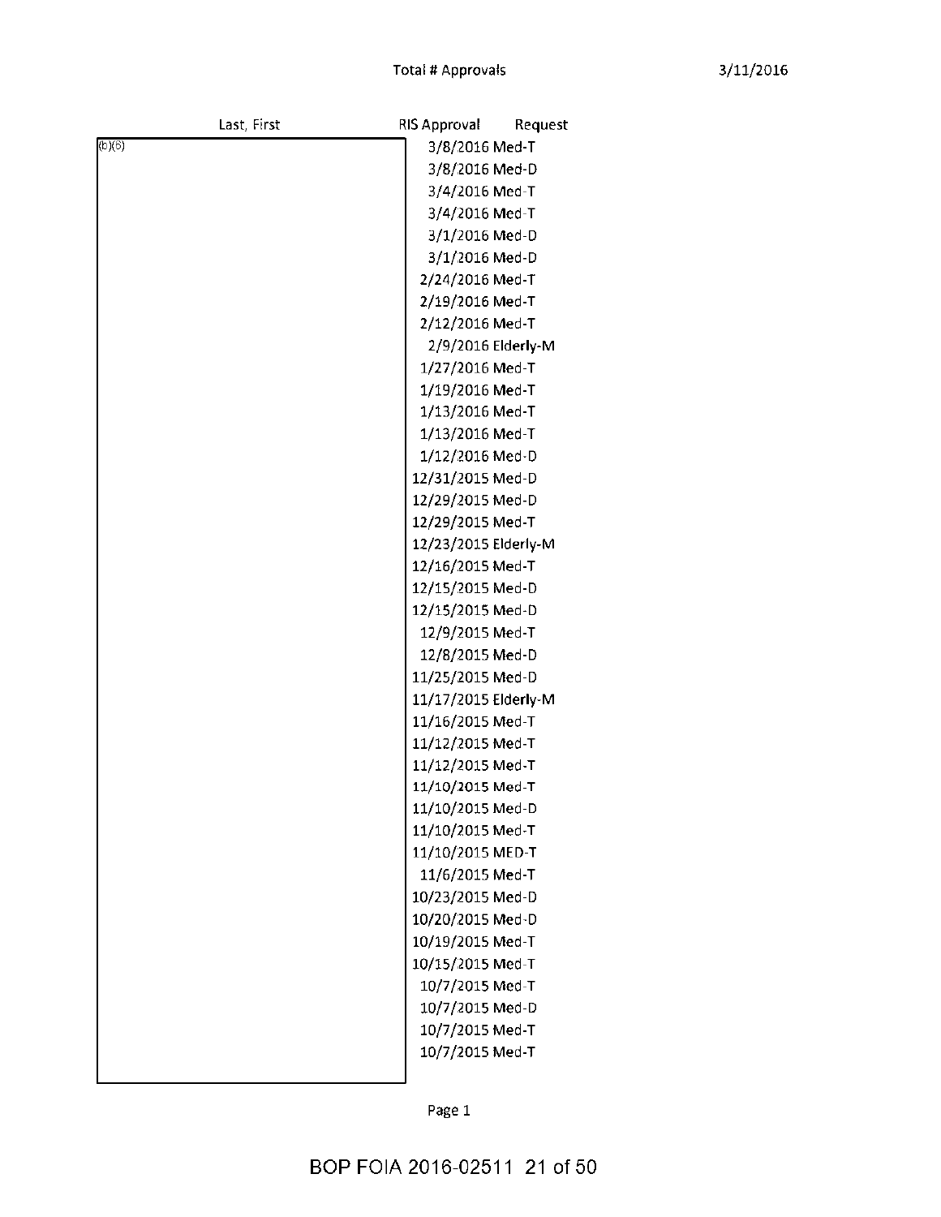Total # Approvals

3/11/2016

| Last, First | RIS Approval | Request |
|---|---|---|
| (b)(6) | 3/8/2016 | Med-T |
| | 3/8/2016 | Med-D |
| | 3/4/2016 | Med-T |
| | 3/4/2016 | Med-T |
| | 3/1/2016 | Med-D |
| | 3/1/2016 | Med-D |
| | 2/24/2016 | Med-T |
| | 2/19/2016 | Med-T |
| | 2/12/2016 | Med-T |
| | 2/9/2016 | Elderly-M |
| | 1/27/2016 | Med-T |
| | 1/19/2016 | Med-T |
| | 1/13/2016 | Med-T |
| | 1/13/2016 | Med-T |
| | 1/12/2016 | Med-D |
| | 12/31/2015 | Med-D |
| | 12/29/2015 | Med-D |
| | 12/29/2015 | Med-T |
| | 12/23/2015 | Elderly-M |
| | 12/16/2015 | Med-T |
| | 12/15/2015 | Med-D |
| | 12/15/2015 | Med-D |
| | 12/9/2015 | Med-T |
| | 12/8/2015 | Med-D |
| | 11/25/2015 | Med-D |
| | 11/17/2015 | Elderly-M |
| | 11/16/2015 | Med-T |
| | 11/12/2015 | Med-T |
| | 11/12/2015 | Med-T |
| | 11/10/2015 | Med-T |
| | 11/10/2015 | Med-D |
| | 11/10/2015 | Med-T |
| | 11/10/2015 | MED-T |
| | 11/6/2015 | Med-T |
| | 10/23/2015 | Med-D |
| | 10/20/2015 | Med-D |
| | 10/19/2015 | Med-T |
| | 10/15/2015 | Med-T |
| | 10/7/2015 | Med-T |
| | 10/7/2015 | Med-D |
| | 10/7/2015 | Med-T |
| | 10/7/2015 | Med-T |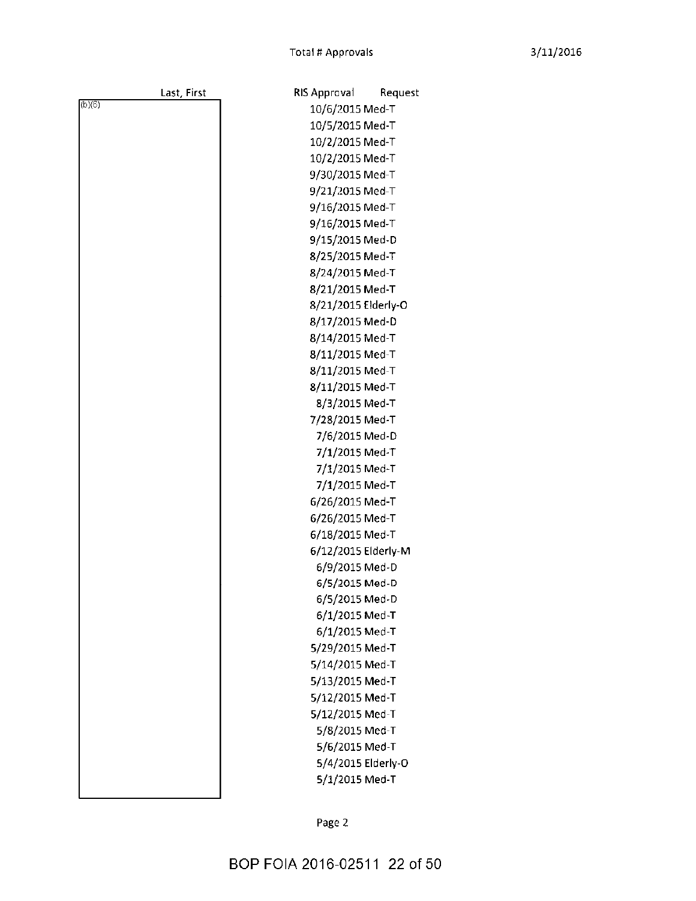Total # Approvals

3/11/2016

| Last, First | RIS Approval | Request |
|---|---|---|
| (b)(6) | 10/6/2015 | Med-T |
| | 10/5/2015 | Med-T |
| | 10/2/2015 | Med-T |
| | 10/2/2015 | Med-T |
| | 9/30/2015 | Med-T |
| | 9/21/2015 | Med-T |
| | 9/16/2015 | Med-T |
| | 9/16/2015 | Med-T |
| | 9/15/2015 | Med-D |
| | 8/25/2015 | Med-T |
| | 8/24/2015 | Med-T |
| | 8/21/2015 | Med-T |
| | 8/21/2015 | Elderly-O |
| | 8/17/2015 | Med-D |
| | 8/14/2015 | Med-T |
| | 8/11/2015 | Med-T |
| | 8/11/2015 | Med-T |
| | 8/11/2015 | Med-T |
| | 8/3/2015 | Med-T |
| | 7/28/2015 | Med-T |
| | 7/6/2015 | Med-D |
| | 7/1/2015 | Med-T |
| | 7/1/2015 | Med-T |
| | 7/1/2015 | Med-T |
| | 6/26/2015 | Med-T |
| | 6/26/2015 | Med-T |
| | 6/18/2015 | Med-T |
| | 6/12/2015 | Elderly-M |
| | 6/9/2015 | Med-D |
| | 6/5/2015 | Med-D |
| | 6/5/2015 | Med-D |
| | 6/1/2015 | Med-T |
| | 6/1/2015 | Med-T |
| | 5/29/2015 | Med-T |
| | 5/14/2015 | Med-T |
| | 5/13/2015 | Med-T |
| | 5/12/2015 | Med-T |
| | 5/12/2015 | Med-T |
| | 5/8/2015 | Med-T |
| | 5/6/2015 | Med-T |
| | 5/4/2015 | Elderly-O |
| | 5/1/2015 | Med-T |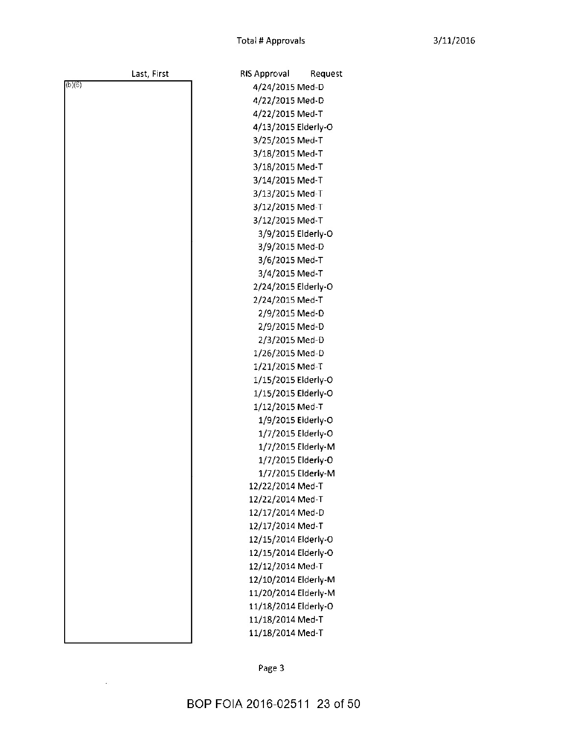Total # Approvals

3/11/2016

| Last, First | RIS Approval | Request |
| --- | --- | --- |
| (b)(6) | 4/24/2015 | Med-D |
| | 4/22/2015 | Med-D |
| | 4/22/2015 | Med-T |
| | 4/13/2015 | Elderly-O |
| | 3/25/2015 | Med-T |
| | 3/18/2015 | Med-T |
| | 3/18/2015 | Med-T |
| | 3/14/2015 | Med-T |
| | 3/13/2015 | Med-T |
| | 3/12/2015 | Med-T |
| | 3/12/2015 | Med-T |
| | 3/9/2015 | Elderly-O |
| | 3/9/2015 | Med-D |
| | 3/6/2015 | Med-T |
| | 3/4/2015 | Med-T |
| | 2/24/2015 | Elderly-O |
| | 2/24/2015 | Med-T |
| | 2/9/2015 | Med-D |
| | 2/9/2015 | Med-D |
| | 2/3/2015 | Med-D |
| | 1/26/2015 | Med-D |
| | 1/21/2015 | Med-T |
| | 1/15/2015 | Elderly-O |
| | 1/15/2015 | Elderly-O |
| | 1/12/2015 | Med-T |
| | 1/9/2015 | Elderly-O |
| | 1/7/2015 | Elderly-O |
| | 1/7/2015 | Elderly-M |
| | 1/7/2015 | Elderly-O |
| | 1/7/2015 | Elderly-M |
| | 12/22/2014 | Med-T |
| | 12/22/2014 | Med-T |
| | 12/17/2014 | Med-D |
| | 12/17/2014 | Med-T |
| | 12/15/2014 | Elderly-O |
| | 12/15/2014 | Elderly-O |
| | 12/12/2014 | Med-T |
| | 12/10/2014 | Elderly-M |
| | 11/20/2014 | Elderly-M |
| | 11/18/2014 | Elderly-O |
| | 11/18/2014 | Med-T |
| | 11/18/2014 | Med-T |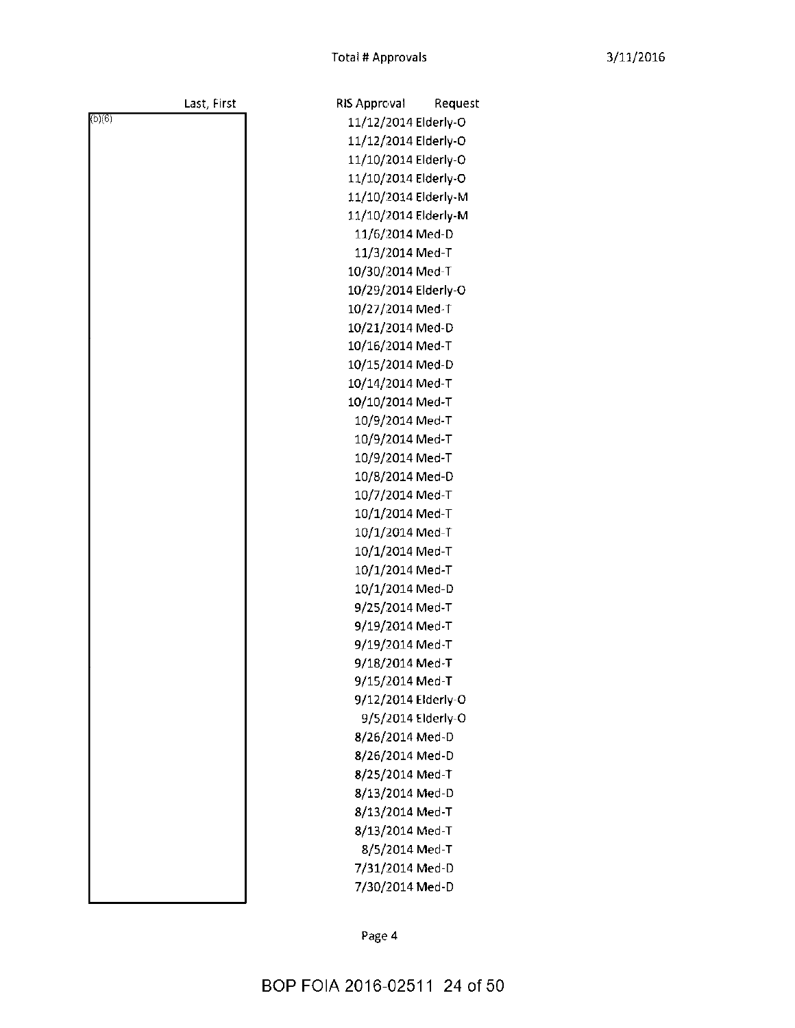Total # Approvals

| Last, First | RIS Approval | Request |
|---|---|---|
| (b)(6) | 11/12/2014 | Elderly-O |
| | 11/12/2014 | Elderly-O |
| | 11/10/2014 | Elderly-O |
| | 11/10/2014 | Elderly-O |
| | 11/10/2014 | Elderly-M |
| | 11/10/2014 | Elderly-M |
| | 11/6/2014 | Med-D |
| | 11/3/2014 | Med-T |
| | 10/30/2014 | Med-T |
| | 10/29/2014 | Elderly-O |
| | 10/27/2014 | Med-T |
| | 10/21/2014 | Med-D |
| | 10/16/2014 | Med-T |
| | 10/15/2014 | Med-D |
| | 10/14/2014 | Med-T |
| | 10/10/2014 | Med-T |
| | 10/9/2014 | Med-T |
| | 10/9/2014 | Med-T |
| | 10/9/2014 | Med-T |
| | 10/8/2014 | Med-D |
| | 10/7/2014 | Med-T |
| | 10/1/2014 | Med-T |
| | 10/1/2014 | Med-T |
| | 10/1/2014 | Med-T |
| | 10/1/2014 | Med-T |
| | 10/1/2014 | Med-D |
| | 9/25/2014 | Med-T |
| | 9/19/2014 | Med-T |
| | 9/19/2014 | Med-T |
| | 9/18/2014 | Med-T |
| | 9/15/2014 | Med-T |
| | 9/12/2014 | Elderly-O |
| | 9/5/2014 | Elderly-O |
| | 8/26/2014 | Med-D |
| | 8/26/2014 | Med-D |
| | 8/25/2014 | Med-T |
| | 8/13/2014 | Med-D |
| | 8/13/2014 | Med-T |
| | 8/13/2014 | Med-T |
| | 8/5/2014 | Med-T |
| | 7/31/2014 | Med-D |
| | 7/30/2014 | Med-D |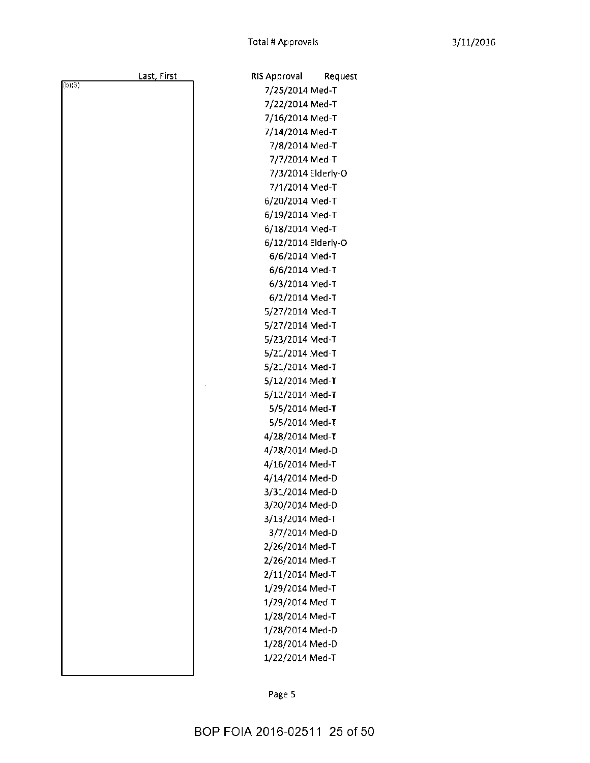Total # Approvals

3/11/2016

| Last, First | RIS Approval | Request |
|---|---|---|
| (b)(6) | 7/25/2014 | Med-T |
| | 7/22/2014 | Med-T |
| | 7/16/2014 | Med-T |
| | 7/14/2014 | Med-T |
| | 7/8/2014 | Med-T |
| | 7/7/2014 | Med-T |
| | 7/3/2014 | Elderly-O |
| | 7/1/2014 | Med-T |
| | 6/20/2014 | Med-T |
| | 6/19/2014 | Med-T |
| | 6/18/2014 | Med-T |
| | 6/12/2014 | Elderly-O |
| | 6/6/2014 | Med-T |
| | 6/6/2014 | Med-T |
| | 6/3/2014 | Med-T |
| | 6/2/2014 | Med-T |
| | 5/27/2014 | Med-T |
| | 5/27/2014 | Med-T |
| | 5/23/2014 | Med-T |
| | 5/21/2014 | Med-T |
| | 5/21/2014 | Med-T |
| | 5/12/2014 | Med-T |
| | 5/12/2014 | Med-T |
| | 5/5/2014 | Med-T |
| | 5/5/2014 | Med-T |
| | 4/28/2014 | Med-T |
| | 4/28/2014 | Med-D |
| | 4/16/2014 | Med-T |
| | 4/14/2014 | Med-D |
| | 3/31/2014 | Med-D |
| | 3/20/2014 | Med-D |
| | 3/13/2014 | Med-T |
| | 3/7/2014 | Med-D |
| | 2/26/2014 | Med-T |
| | 2/26/2014 | Med-T |
| | 2/11/2014 | Med-T |
| | 1/29/2014 | Med-T |
| | 1/29/2014 | Med-T |
| | 1/28/2014 | Med-T |
| | 1/28/2014 | Med-D |
| | 1/28/2014 | Med-D |
| | 1/22/2014 | Med-T |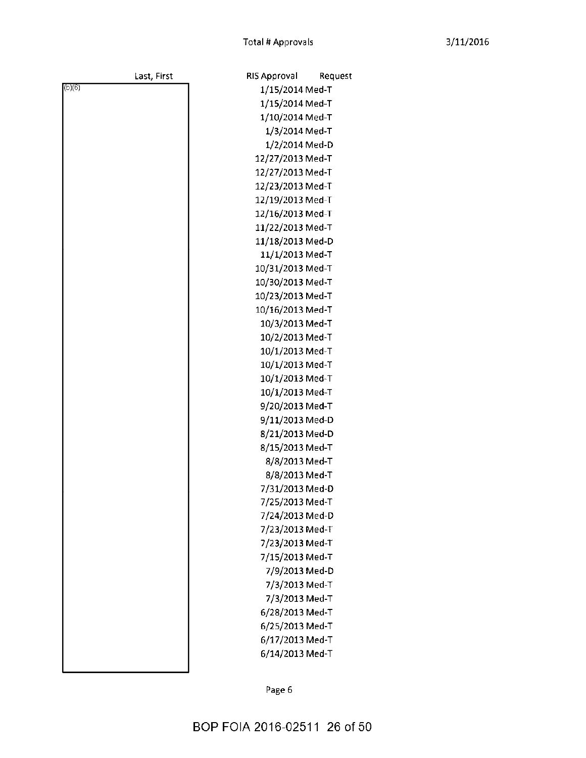Total # Approvals

| Last, First | RIS Approval | Request |
|---|---|---|
| (b)(6) | 1/15/2014 | Med-T |
| | 1/15/2014 | Med-T |
| | 1/10/2014 | Med-T |
| | 1/3/2014 | Med-T |
| | 1/2/2014 | Med-D |
| | 12/27/2013 | Med-T |
| | 12/27/2013 | Med-T |
| | 12/23/2013 | Med-T |
| | 12/19/2013 | Med-T |
| | 12/16/2013 | Med-T |
| | 11/22/2013 | Med-T |
| | 11/18/2013 | Med-D |
| | 11/1/2013 | Med-T |
| | 10/31/2013 | Med-T |
| | 10/30/2013 | Med-T |
| | 10/23/2013 | Med-T |
| | 10/16/2013 | Med-T |
| | 10/3/2013 | Med-T |
| | 10/2/2013 | Med-T |
| | 10/1/2013 | Med-T |
| | 10/1/2013 | Med-T |
| | 10/1/2013 | Med-T |
| | 10/1/2013 | Med-T |
| | 9/20/2013 | Med-T |
| | 9/11/2013 | Med-D |
| | 8/21/2013 | Med-D |
| | 8/15/2013 | Med-T |
| | 8/8/2013 | Med-T |
| | 8/8/2013 | Med-T |
| | 7/31/2013 | Med-D |
| | 7/25/2013 | Med-T |
| | 7/24/2013 | Med-D |
| | 7/23/2013 | Med-T |
| | 7/23/2013 | Med-T |
| | 7/15/2013 | Med-T |
| | 7/9/2013 | Med-D |
| | 7/3/2013 | Med-T |
| | 7/3/2013 | Med-T |
| | 6/28/2013 | Med-T |
| | 6/25/2013 | Med-T |
| | 6/17/2013 | Med-T |
| | 6/14/2013 | Med-T |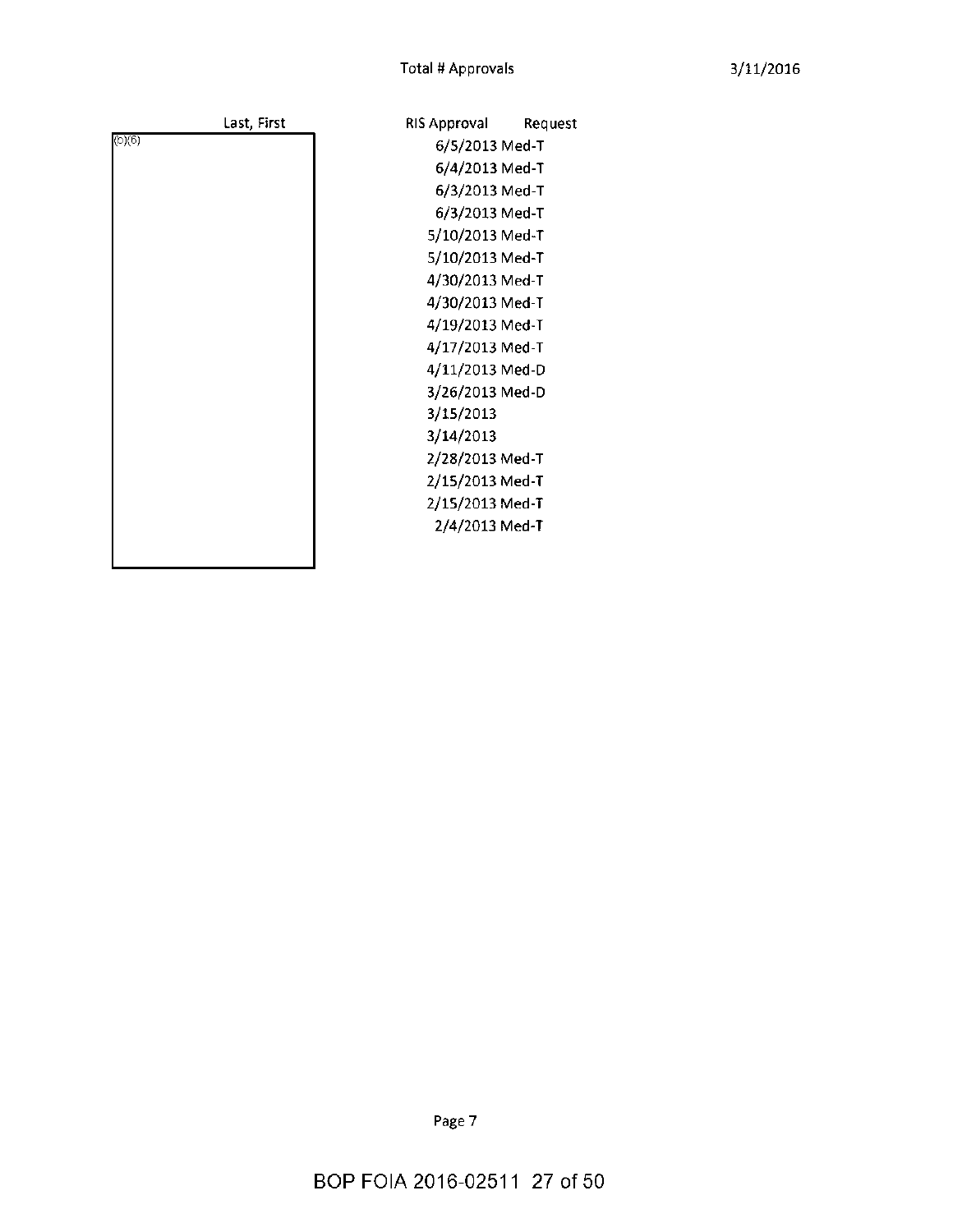Total # Approvals

3/11/2016

| Last, First | RIS Approval | Request |
|---|---|---|
| (b)(6) | 6/5/2013 | Med-T |
| | 6/4/2013 | Med-T |
| | 6/3/2013 | Med-T |
| | 6/3/2013 | Med-T |
| | 5/10/2013 | Med-T |
| | 5/10/2013 | Med-T |
| | 4/30/2013 | Med-T |
| | 4/30/2013 | Med-T |
| | 4/19/2013 | Med-T |
| | 4/17/2013 | Med-T |
| | 4/11/2013 | Med-D |
| | 3/26/2013 | Med-D |
| | 3/15/2013 | |
| | 3/14/2013 | |
| | 2/28/2013 | Med-T |
| | 2/15/2013 | Med-T |
| | 2/15/2013 | Med-T |
| | 2/4/2013 | Med-T |

BOP FOIA 2016-02511 27 of 50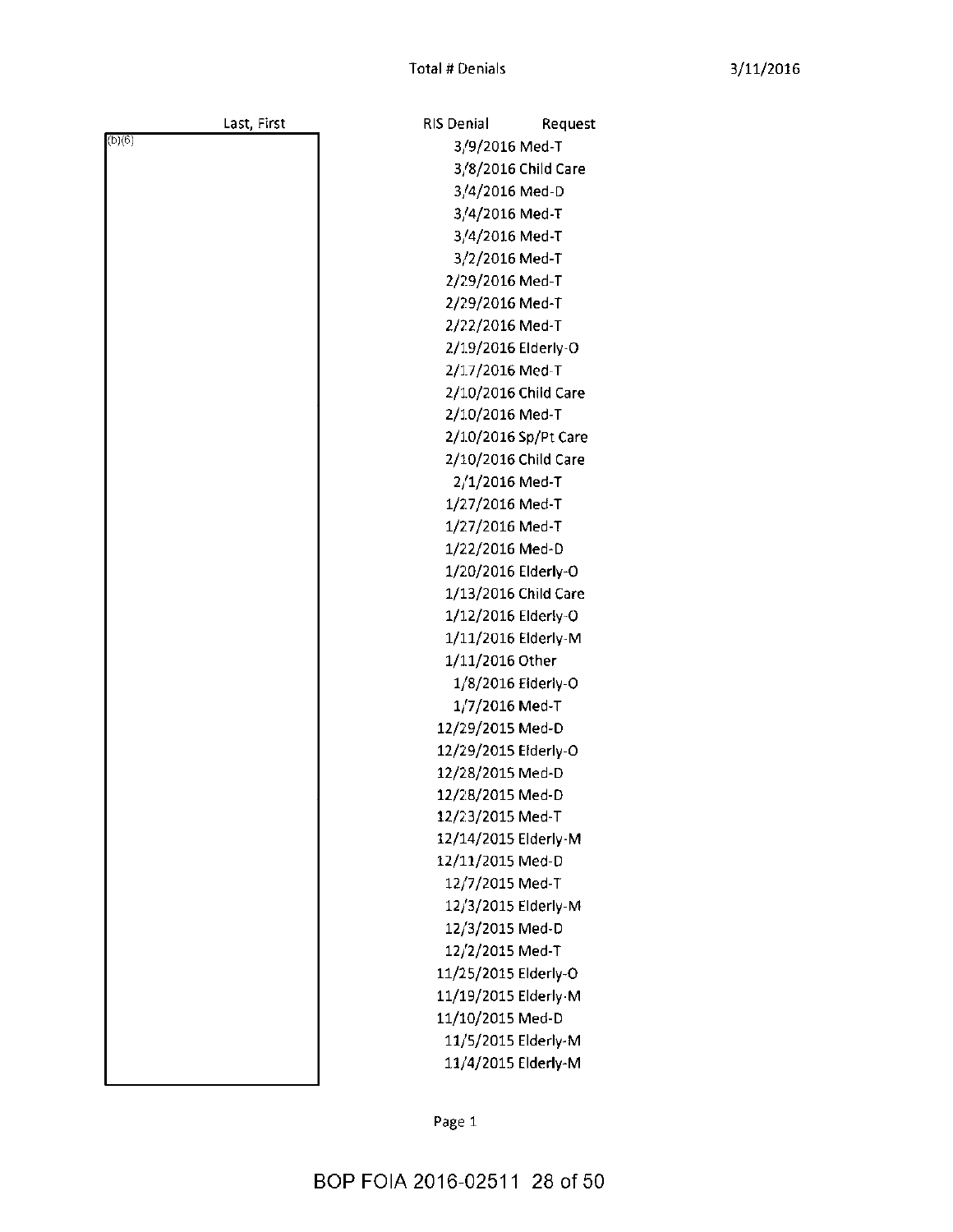Total # Denials

3/11/2016

| Last, First | RIS Denial | Request |
|---|---|---|
| (b)(6) | 3/9/2016 | Med-T |
| | 3/8/2016 | Child Care |
| | 3/4/2016 | Med-D |
| | 3/4/2016 | Med-T |
| | 3/4/2016 | Med-T |
| | 3/2/2016 | Med-T |
| | 2/29/2016 | Med-T |
| | 2/29/2016 | Med-T |
| | 2/22/2016 | Med-T |
| | 2/19/2016 | Elderly-O |
| | 2/17/2016 | Med-T |
| | 2/10/2016 | Child Care |
| | 2/10/2016 | Med-T |
| | 2/10/2016 | Sp/Pt Care |
| | 2/10/2016 | Child Care |
| | 2/1/2016 | Med-T |
| | 1/27/2016 | Med-T |
| | 1/27/2016 | Med-T |
| | 1/22/2016 | Med-D |
| | 1/20/2016 | Elderly-O |
| | 1/13/2016 | Child Care |
| | 1/12/2016 | Elderly-O |
| | 1/11/2016 | Elderly-M |
| | 1/11/2016 | Other |
| | 1/8/2016 | Elderly-O |
| | 1/7/2016 | Med-T |
| | 12/29/2015 | Med-D |
| | 12/29/2015 | Elderly-O |
| | 12/28/2015 | Med-D |
| | 12/28/2015 | Med-D |
| | 12/23/2015 | Med-T |
| | 12/14/2015 | Elderly-M |
| | 12/11/2015 | Med-D |
| | 12/7/2015 | Med-T |
| | 12/3/2015 | Elderly-M |
| | 12/3/2015 | Med-D |
| | 12/2/2015 | Med-T |
| | 11/25/2015 | Elderly-O |
| | 11/19/2015 | Elderly-M |
| | 11/10/2015 | Med-D |
| | 11/5/2015 | Elderly-M |
| | 11/4/2015 | Elderly-M |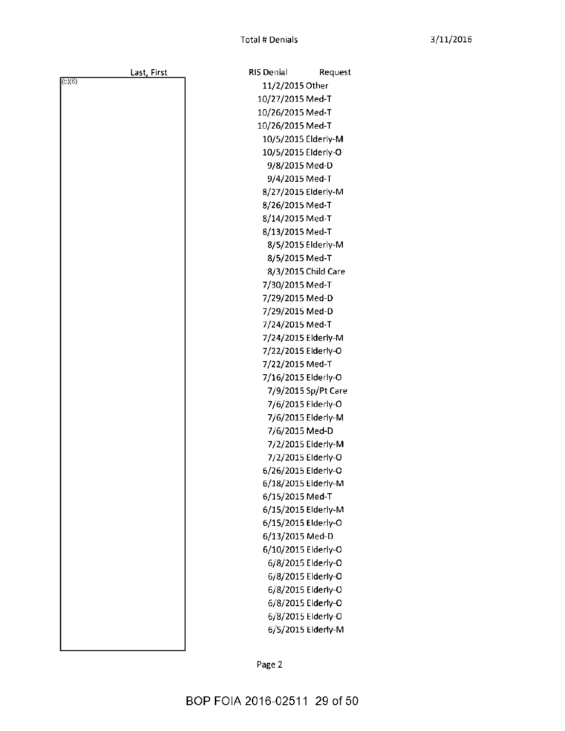# Total # Denials

3/11/2016

| Last, First | RIS Denial | Request |
|---|---|---|
| (b)(6) | 11/2/2015 | Other |
| | 10/27/2015 | Med-T |
| | 10/26/2015 | Med-T |
| | 10/26/2015 | Med-T |
| | 10/5/2015 | Elderly-M |
| | 10/5/2015 | Elderly-O |
| | 9/8/2015 | Med-D |
| | 9/4/2015 | Med-T |
| | 8/27/2015 | Elderly-M |
| | 8/26/2015 | Med-T |
| | 8/14/2015 | Med-T |
| | 8/13/2015 | Med-T |
| | 8/5/2015 | Elderly-M |
| | 8/5/2015 | Med-T |
| | 8/3/2015 | Child Care |
| | 7/30/2015 | Med-T |
| | 7/29/2015 | Med-D |
| | 7/29/2015 | Med-D |
| | 7/24/2015 | Med-T |
| | 7/24/2015 | Elderly-M |
| | 7/22/2015 | Elderly-O |
| | 7/22/2015 | Med-T |
| | 7/16/2015 | Elderly-O |
| | 7/9/2015 | Sp/Pt Care |
| | 7/6/2015 | Elderly-O |
| | 7/6/2015 | Elderly-M |
| | 7/6/2015 | Med-D |
| | 7/2/2015 | Elderly-M |
| | 7/2/2015 | Elderly-O |
| | 6/26/2015 | Elderly-O |
| | 6/18/2015 | Elderly-M |
| | 6/15/2015 | Med-T |
| | 6/15/2015 | Elderly-M |
| | 6/15/2015 | Elderly-O |
| | 6/13/2015 | Med-D |
| | 6/10/2015 | Elderly-O |
| | 6/8/2015 | Elderly-O |
| | 6/8/2015 | Elderly-O |
| | 6/8/2015 | Elderly-O |
| | 6/8/2015 | Elderly-O |
| | 6/8/2015 | Elderly-O |
| | 6/5/2015 | Elderly-M |

BOP FOIA 2016-02511 29 of 50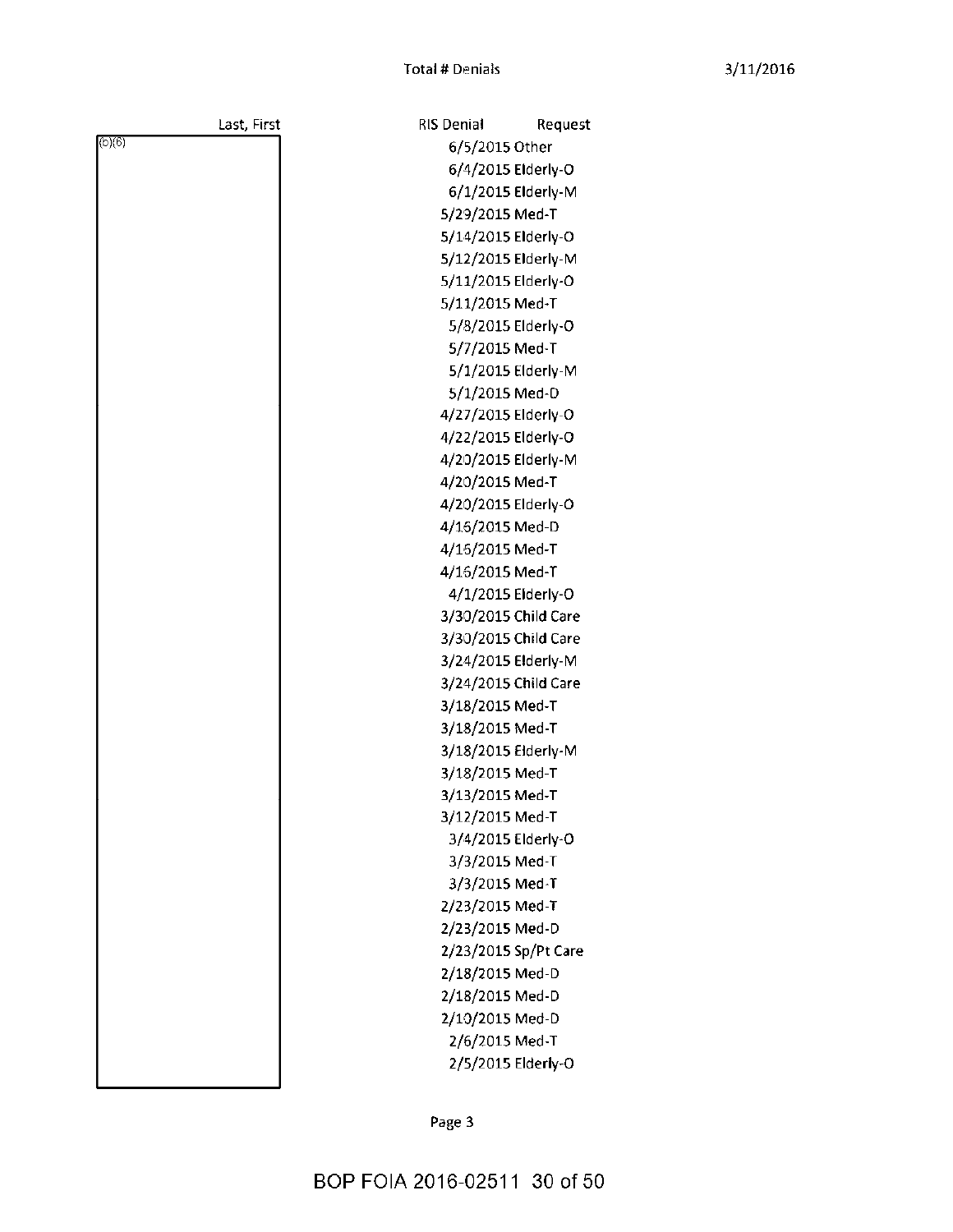Total # Denials

3/11/2016

| Last, First | RIS Denial | Request |
|---|---|---|
| (b)(6) | 6/5/2015 | Other |
| | 6/4/2015 | Elderly-O |
| | 6/1/2015 | Elderly-M |
| | 5/29/2015 | Med-T |
| | 5/14/2015 | Elderly-O |
| | 5/12/2015 | Elderly-M |
| | 5/11/2015 | Elderly-O |
| | 5/11/2015 | Med-T |
| | 5/8/2015 | Elderly-O |
| | 5/7/2015 | Med-T |
| | 5/1/2015 | Elderly-M |
| | 5/1/2015 | Med-D |
| | 4/27/2015 | Elderly-O |
| | 4/22/2015 | Elderly-O |
| | 4/20/2015 | Elderly-M |
| | 4/20/2015 | Med-T |
| | 4/20/2015 | Elderly-O |
| | 4/16/2015 | Med-D |
| | 4/16/2015 | Med-T |
| | 4/16/2015 | Med-T |
| | 4/1/2015 | Elderly-O |
| | 3/30/2015 | Child Care |
| | 3/30/2015 | Child Care |
| | 3/24/2015 | Elderly-M |
| | 3/24/2015 | Child Care |
| | 3/18/2015 | Med-T |
| | 3/18/2015 | Med-T |
| | 3/18/2015 | Elderly-M |
| | 3/18/2015 | Med-T |
| | 3/13/2015 | Med-T |
| | 3/12/2015 | Med-T |
| | 3/4/2015 | Elderly-O |
| | 3/3/2015 | Med-T |
| | 3/3/2015 | Med-T |
| | 2/23/2015 | Med-T |
| | 2/23/2015 | Med-D |
| | 2/23/2015 | Sp/Pt Care |
| | 2/18/2015 | Med-D |
| | 2/18/2015 | Med-D |
| | 2/10/2015 | Med-D |
| | 2/6/2015 | Med-T |
| | 2/5/2015 | Elderly-O |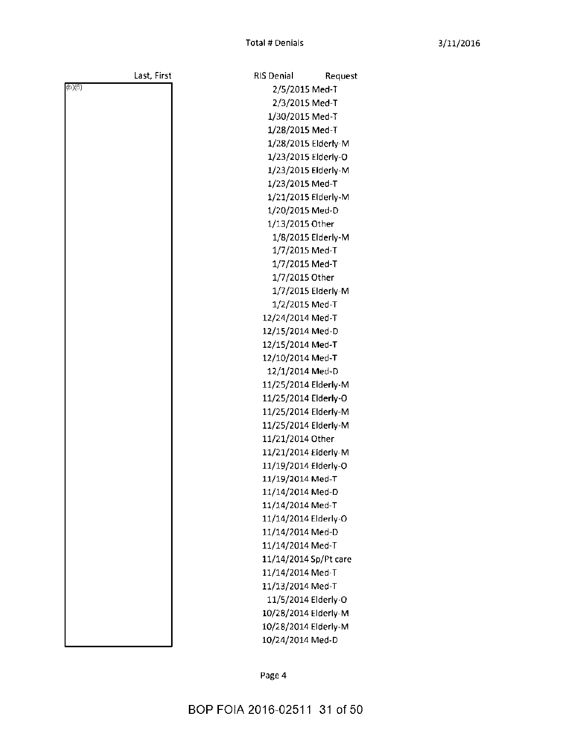Total # Denials

| Last, First | RIS Denial | Request |
|---|---|---|
| (b)(6) | 2/5/2015 | Med-T |
| | 2/3/2015 | Med-T |
| | 1/30/2015 | Med-T |
| | 1/28/2015 | Med-T |
| | 1/28/2015 | Elderly-M |
| | 1/23/2015 | Elderly-O |
| | 1/23/2015 | Elderly-M |
| | 1/23/2015 | Med-T |
| | 1/21/2015 | Elderly-M |
| | 1/20/2015 | Med-D |
| | 1/13/2015 | Other |
| | 1/8/2015 | Elderly-M |
| | 1/7/2015 | Med-T |
| | 1/7/2015 | Med-T |
| | 1/7/2015 | Other |
| | 1/7/2015 | Elderly-M |
| | 1/2/2015 | Med-T |
| | 12/24/2014 | Med-T |
| | 12/15/2014 | Med-D |
| | 12/15/2014 | Med-T |
| | 12/10/2014 | Med-T |
| | 12/1/2014 | Med-D |
| | 11/25/2014 | Elderly-M |
| | 11/25/2014 | Elderly-O |
| | 11/25/2014 | Elderly-M |
| | 11/25/2014 | Elderly-M |
| | 11/21/2014 | Other |
| | 11/21/2014 | Elderly-M |
| | 11/19/2014 | Elderly-O |
| | 11/19/2014 | Med-T |
| | 11/14/2014 | Med-D |
| | 11/14/2014 | Med-T |
| | 11/14/2014 | Elderly-O |
| | 11/14/2014 | Med-D |
| | 11/14/2014 | Med-T |
| | 11/14/2014 | Sp/Pt care |
| | 11/14/2014 | Med-T |
| | 11/13/2014 | Med-T |
| | 11/5/2014 | Elderly-O |
| | 10/28/2014 | Elderly-M |
| | 10/28/2014 | Elderly-M |
| | 10/24/2014 | Med-D |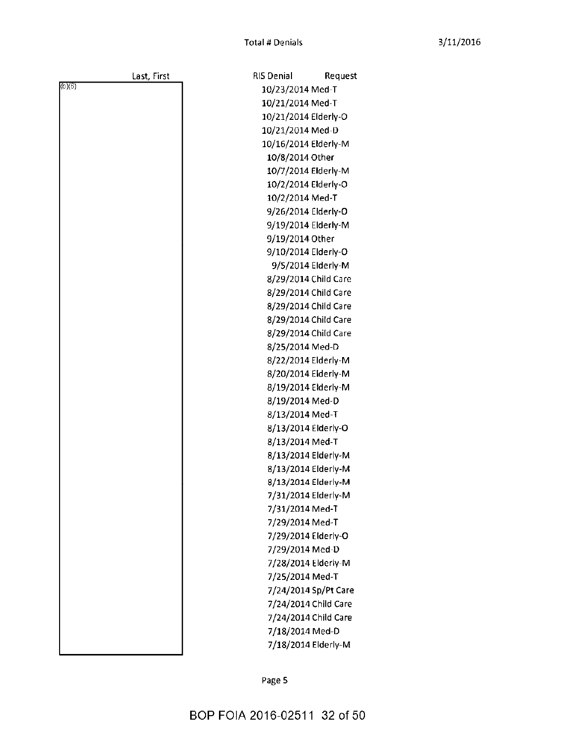Total # Denials

| Last, First | RIS Denial | Request |
|---|---|---|
| (b)(6) | 10/23/2014 | Med-T |
| | 10/21/2014 | Med-T |
| | 10/21/2014 | Elderly-O |
| | 10/21/2014 | Med-D |
| | 10/16/2014 | Elderly-M |
| | 10/8/2014 | Other |
| | 10/7/2014 | Elderly-M |
| | 10/2/2014 | Elderly-O |
| | 10/2/2014 | Med-T |
| | 9/26/2014 | Elderly-O |
| | 9/19/2014 | Elderly-M |
| | 9/19/2014 | Other |
| | 9/10/2014 | Elderly-O |
| | 9/5/2014 | Elderly-M |
| | 8/29/2014 | Child Care |
| | 8/29/2014 | Child Care |
| | 8/29/2014 | Child Care |
| | 8/29/2014 | Child Care |
| | 8/29/2014 | Child Care |
| | 8/25/2014 | Med-D |
| | 8/22/2014 | Elderly-M |
| | 8/20/2014 | Elderly-M |
| | 8/19/2014 | Elderly-M |
| | 8/19/2014 | Med-D |
| | 8/13/2014 | Med-T |
| | 8/13/2014 | Elderly-O |
| | 8/13/2014 | Med-T |
| | 8/13/2014 | Elderly-M |
| | 8/13/2014 | Elderly-M |
| | 8/13/2014 | Elderly-M |
| | 7/31/2014 | Elderly-M |
| | 7/31/2014 | Med-T |
| | 7/29/2014 | Med-T |
| | 7/29/2014 | Elderly-O |
| | 7/29/2014 | Med-D |
| | 7/28/2014 | Elderly-M |
| | 7/25/2014 | Med-T |
| | 7/24/2014 | Sp/Pt Care |
| | 7/24/2014 | Child Care |
| | 7/24/2014 | Child Care |
| | 7/18/2014 | Med-D |
| | 7/18/2014 | Elderly-M |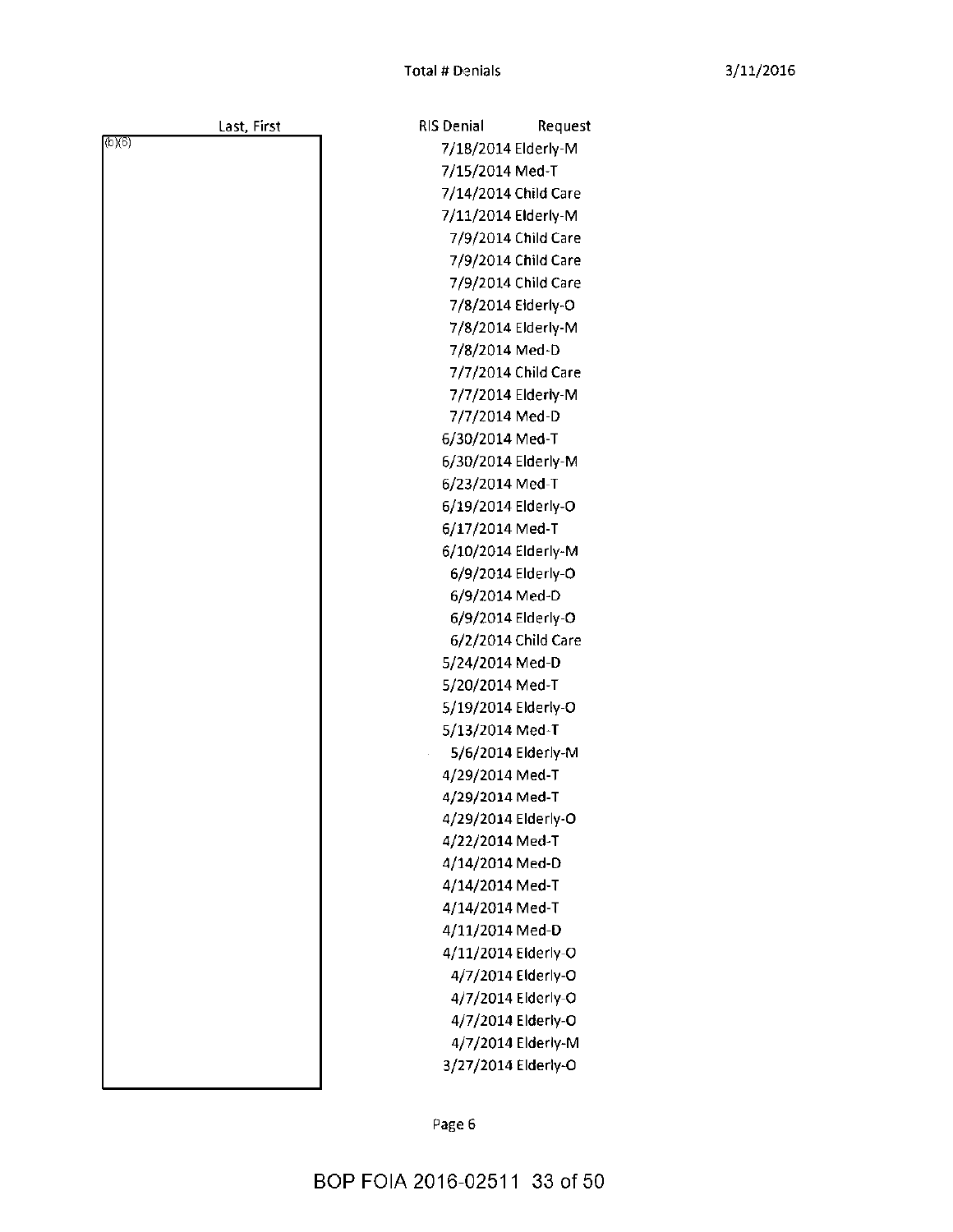Total # Denials

3/11/2016

| Last, First | RIS Denial | Request |
|---|---|---|
| (b)(6) | 7/18/2014 | Elderly-M |
| | 7/15/2014 | Med-T |
| | 7/14/2014 | Child Care |
| | 7/11/2014 | Elderly-M |
| | 7/9/2014 | Child Care |
| | 7/9/2014 | Child Care |
| | 7/9/2014 | Child Care |
| | 7/8/2014 | Elderly-O |
| | 7/8/2014 | Elderly-M |
| | 7/8/2014 | Med-D |
| | 7/7/2014 | Child Care |
| | 7/7/2014 | Elderly-M |
| | 7/7/2014 | Med-D |
| | 6/30/2014 | Med-T |
| | 6/30/2014 | Elderly-M |
| | 6/23/2014 | Med-T |
| | 6/19/2014 | Elderly-O |
| | 6/17/2014 | Med-T |
| | 6/10/2014 | Elderly-M |
| | 6/9/2014 | Elderly-O |
| | 6/9/2014 | Med-D |
| | 6/9/2014 | Elderly-O |
| | 6/2/2014 | Child Care |
| | 5/24/2014 | Med-D |
| | 5/20/2014 | Med-T |
| | 5/19/2014 | Elderly-O |
| | 5/13/2014 | Med-T |
| | 5/6/2014 | Elderly-M |
| | 4/29/2014 | Med-T |
| | 4/29/2014 | Med-T |
| | 4/29/2014 | Elderly-O |
| | 4/22/2014 | Med-T |
| | 4/14/2014 | Med-D |
| | 4/14/2014 | Med-T |
| | 4/14/2014 | Med-T |
| | 4/11/2014 | Med-D |
| | 4/11/2014 | Elderly-O |
| | 4/7/2014 | Elderly-O |
| | 4/7/2014 | Elderly-O |
| | 4/7/2014 | Elderly-O |
| | 4/7/2014 | Elderly-M |
| | 3/27/2014 | Elderly-O |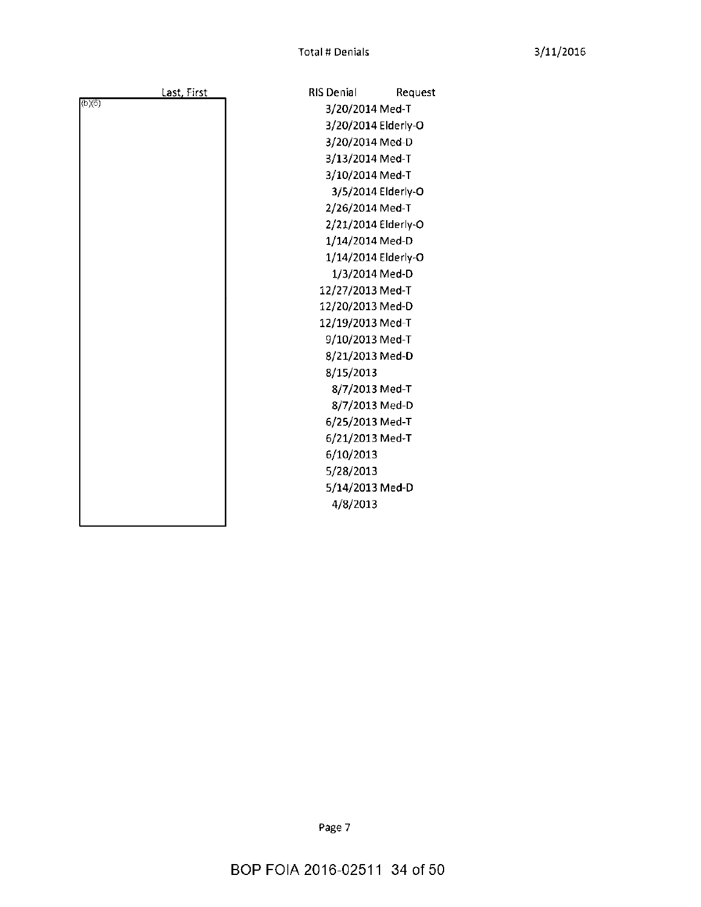Total # Denials

3/11/2016

| Last, First | RIS Denial | Request |
|---|---|---|
| (b)(6) | 3/20/2014 | Med-T |
| | 3/20/2014 | Elderly-O |
| | 3/20/2014 | Med-D |
| | 3/13/2014 | Med-T |
| | 3/10/2014 | Med-T |
| | 3/5/2014 | Elderly-O |
| | 2/26/2014 | Med-T |
| | 2/21/2014 | Elderly-O |
| | 1/14/2014 | Med-D |
| | 1/14/2014 | Elderly-O |
| | 1/3/2014 | Med-D |
| | 12/27/2013 | Med-T |
| | 12/20/2013 | Med-D |
| | 12/19/2013 | Med-T |
| | 9/10/2013 | Med-T |
| | 8/21/2013 | Med-D |
| | 8/15/2013 | |
| | 8/7/2013 | Med-T |
| | 8/7/2013 | Med-D |
| | 6/25/2013 | Med-T |
| | 6/21/2013 | Med-T |
| | 6/10/2013 | |
| | 5/28/2013 | |
| | 5/14/2013 | Med-D |
| | 4/8/2013 | |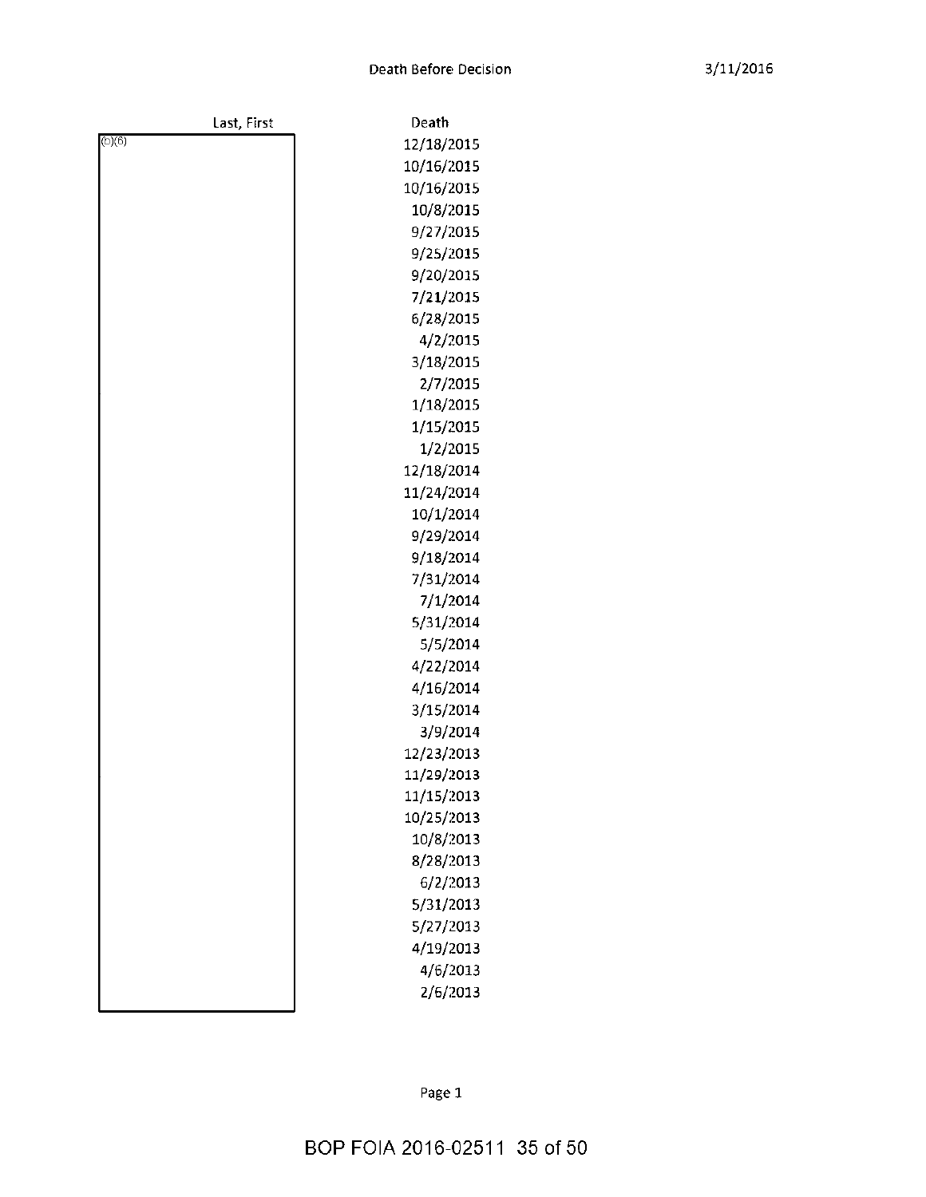# Death Before Decision

3/11/2016

| Last, First | Death |
|---|---|
| (b)(6) | 12/18/2015 |
| | 10/16/2015 |
| | 10/16/2015 |
| | 10/8/2015 |
| | 9/27/2015 |
| | 9/25/2015 |
| | 9/20/2015 |
| | 7/21/2015 |
| | 6/28/2015 |
| | 4/2/2015 |
| | 3/18/2015 |
| | 2/7/2015 |
| | 1/18/2015 |
| | 1/15/2015 |
| | 1/2/2015 |
| | 12/18/2014 |
| | 11/24/2014 |
| | 10/1/2014 |
| | 9/29/2014 |
| | 9/18/2014 |
| | 7/31/2014 |
| | 7/1/2014 |
| | 5/31/2014 |
| | 5/5/2014 |
| | 4/22/2014 |
| | 4/16/2014 |
| | 3/15/2014 |
| | 3/9/2014 |
| | 12/23/2013 |
| | 11/29/2013 |
| | 11/15/2013 |
| | 10/25/2013 |
| | 10/8/2013 |
| | 8/28/2013 |
| | 6/2/2013 |
| | 5/31/2013 |
| | 5/27/2013 |
| | 4/19/2013 |
| | 4/6/2013 |
| | 2/6/2013 |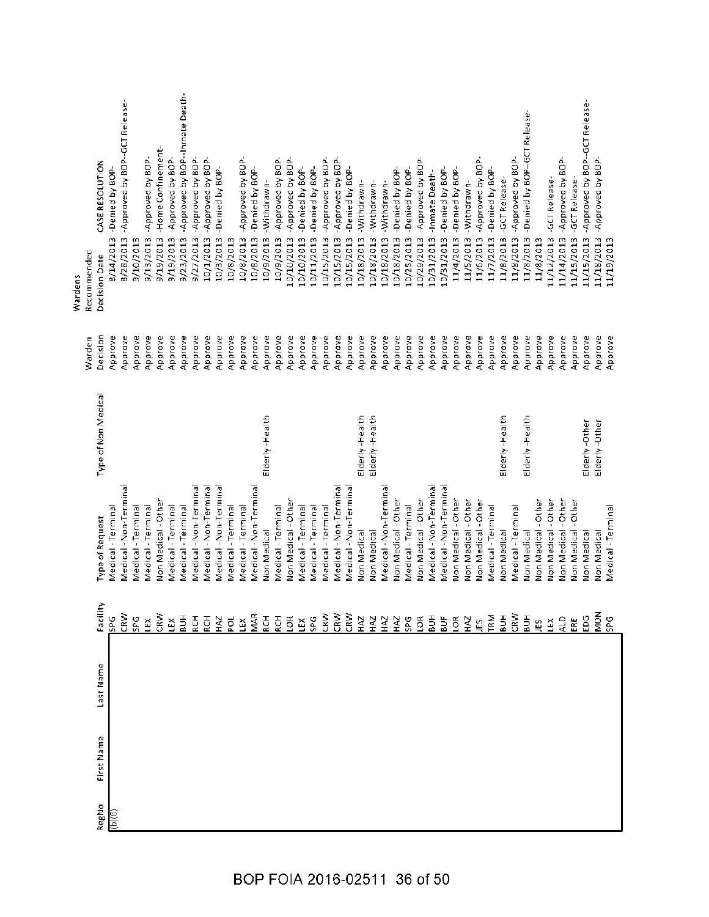| RegNo | First Name | Last Name | Facility | Type of Request | Type of Non Medical | Warden Decision | Wardens Recommended Decision Date | CASE RESOLUTION |
|---|---|---|---|---|---|---|---|---|
| (b)(6) | | | SPG | Medical - Terminal | | Approve | 8/14/2013 | -Denied by BOP- |
| | | | CRW | Medical - Non-Terminal | | Approve | 8/28/2013 | -Approved by BOP--GCT Release- |
| | | | SPG | Medical - Terminal | | Approve | 9/10/2013 | |
| | | | LEX | Medical - Terminal | | Approve | 9/13/2013 | -Approved by BOP- |
| | | | CRW | Non Medical - Other | | Approve | 9/19/2013 | -Home Confinement- |
| | | | LEX | Medical - Terminal | | Approve | 9/19/2013 | -Approved by BOP- |
| | | | BUH | Medical - Terminal | | Approve | 9/23/2013 | -Approved by BOP--Inmate Death- |
| | | | RCH | Medical - Non-Terminal | | Approve | 9/27/2013 | -Approved by BOP- |
| | | | RCH | Medical - Non-Terminal | | Approve | 10/1/2013 | -Approved by BOP- |
| | | | HAZ | Medical - Non-Terminal | | Approve | 10/3/2013 | -Denied by BOP- |
| | | | POL | Medical - Terminal | | Approve | 10/8/2013 | |
| | | | LEX | Medical - Terminal | | Approve | 10/8/2013 | -Approved by BOP- |
| | | | MAR | Medical - Non-Terminal | | Approve | 10/8/2013 | -Denied by BOP- |
| | | | RCH | Non Medical | Elderly -Health | Approve | 10/9/2013 | -Withdrawn- |
| | | | RCH | Medical - Terminal | | Approve | 10/9/2013 | -Approved by BOP- |
| | | | LOR | Non Medical - Other | | Approve | 10/10/2013 | -Approved by BOP- |
| | | | LEX | Medical - Terminal | | Approve | 10/10/2013 | -Denied by BOP- |
| | | | SPG | Medical - Terminal | | Approve | 10/11/2013 | -Denied by BOP- |
| | | | CRW | Medical - Terminal | | Approve | 10/15/2013 | -Approved by BOP- |
| | | | CRW | Medical - Non-Terminal | | Approve | 10/15/2013 | -Approved by BOP- |
| | | | CRW | Medical - Non-Terminal | | Approve | 10/15/2013 | -Denied by BOP- |
| | | | HAZ | Non Medical | Elderly -Health | Approve | 10/18/2013 | -Withdrawn- |
| | | | HAZ | Non Medical | Elderly -Health | Approve | 10/18/2013 | -Withdrawn- |
| | | | HAZ | Medical - Non-Terminal | | Approve | 10/18/2013 | -Withdrawn- |
| | | | HAZ | Non Medical - Other | | Approve | 10/18/2013 | -Denied by BOP- |
| | | | SPG | Medical - Terminal | | Approve | 10/25/2013 | -Denied by BOP- |
| | | | LOR | Non Medical - Other | | Approve | 10/29/2013 | -Approved by BOP- |
| | | | BUH | Medical - Non-Terminal | | Approve | 10/31/2013 | -Inmate Death- |
| | | | BUF | Medical - Non-Terminal | | Approve | 10/31/2013 | -Denied by BOP- |
| | | | LOR | Non Medical - Other | | Approve | 11/4/2013 | -Denied by BOP- |
| | | | HAZ | Non Medical - Other | | Approve | 11/5/2013 | -Withdrawn- |
| | | | JES | Non Medical - Other | | Approve | 11/6/2013 | -Approved by BOP- |
| | | | TRM | Medical - Terminal | | Approve | 11/7/2013 | -Denied by BOP- |
| | | | BUH | Non Medical | Elderly -Health | Approve | 11/8/2013 | -GCT Release- |
| | | | CRW | Medical - Terminal | | Approve | 11/8/2013 | -Approved by BOP- |
| | | | BUH | Non Medical | Elderly -Health | Approve | 11/8/2013 | -Denied by BOP--GCT Release- |
| | | | JES | Non Medical - Other | | Approve | 11/8/2013 | |
| | | | LEX | Non Medical - Other | | Approve | 11/12/2013 | -GCT Release- |
| | | | ALD | Non Medical - Other | | Approve | 11/14/2013 | -Approved by BOP- |
| | | | ERE | Non Medical - Other | | Approve | 11/15/2013 | -GCT Release- |
| | | | EDG | Non Medical | Elderly -Other | Approve | 11/15/2013 | -Approved by BOP--GCT Release- |
| | | | MON | Non Medical | Elderly -Other | Approve | 11/18/2013 | -Approved by BOP- |
| | | | SPG | Medical - Terminal | | Approve | 11/19/2013 | |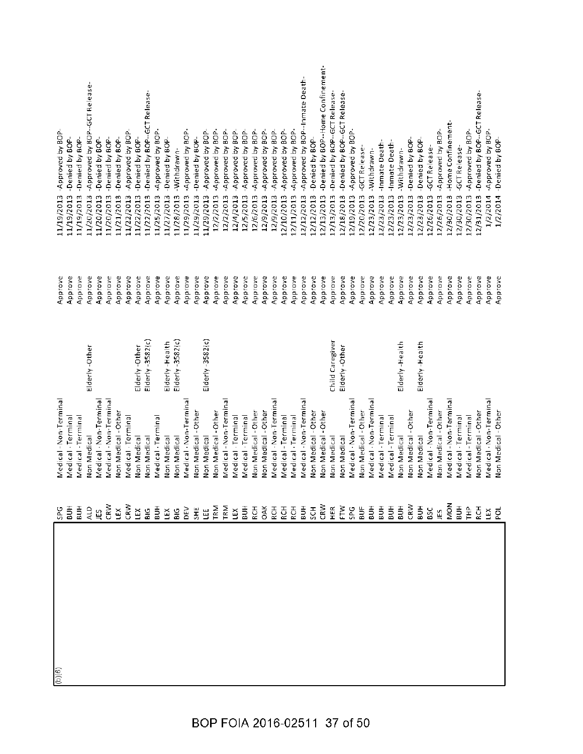| (b)(6) | Institution | Category | Subcategory | Recommendation | Date | Decision |
|---|---|---|---|---|---|---|
| | SPG | Medical - Non-Terminal | | Approve | 11/19/2013 | -Approved by BOP- |
| | BUH | Medical - Terminal | | Approve | 11/19/2013 | -Denied by BOP- |
| | BUH | Medical - Terminal | | Approve | 11/19/2013 | -Denied by BOP- |
| | ALD | Non Medical | Elderly -Other | Approve | 11/20/2013 | -Approved by BOP--GCT Release- |
| | JES | Medical - Non-Terminal | | Approve | 11/20/2013 | -Denied by BOP- |
| | CRW | Medical - Non-Terminal | | Approve | 11/20/2013 | -Denied by BOP- |
| | LEX | Non Medical - Other | | Approve | 11/21/2013 | -Denied by BOP- |
| | CRW | Medical - Terminal | | Approve | 11/22/2013 | -Approved by BOP- |
| | LEX | Non Medical | Elderly -Other | Approve | 11/22/2013 | -Denied by BOP- |
| | BIG | Non Medical | Elderly -3582(c) | Approve | 11/22/2013 | -Denied by BOP--GCT Release- |
| | BUH | Medical - Terminal | | Approve | 11/25/2013 | -Approved by BOP- |
| | LEX | Non Medical | Elderly - Health | Approve | 11/27/2013 | -Denied by BOP- |
| | BIG | Non Medical | Elderly -3582(c) | Approve | 11/28/2013 | -Withdrawn- |
| | DEV | Medical - Non-Terminal | | Approve | 11/29/2013 | -Approved by BOP- |
| | SHE | Non Medical - Other | | Approve | 11/29/2013 | -Denied by BOP- |
| | LEE | Non Medical | Elderly -3582(c) | Approve | 11/29/2013 | -Approved by BOP- |
| | TRM | Non Medical - Other | | Approve | 12/2/2013 | -Approved by BOP- |
| | TRM | Medical - Non-Terminal | | Approve | 12/2/2013 | -Approved by BOP- |
| | LEX | Medical - Terminal | | Approve | 12/4/2013 | -Approved by BOP- |
| | BUH | Medical - Terminal | | Approve | 12/5/2013 | -Approved by BOP- |
| | RCH | Non Medical - Other | | Approve | 12/6/2013 | -Approved by BOP- |
| | OAK | Non Medical - Other | | Approve | 12/9/2013 | -Approved by BOP- |
| | RCH | Medical - Non-Terminal | | Approve | 12/9/2013 | -Approved by BOP- |
| | RCH | Medical - Terminal | | Approve | 12/10/2013 | -Approved by BOP- |
| | RCH | Medical - Terminal | | Approve | 12/11/2013 | -Approved by BOP- |
| | BUH | Medical - Non-Terminal | | Approve | 12/12/2013 | -Approved by BOP--Inmate Death- |
| | SCH | Non Medical - Other | | Approve | 12/12/2013 | -Denied by BOP- |
| | CRW | Non Medical - Other | | Approve | 12/13/2013 | -Denied by BOP--Home Confinement- |
| | HER | Non Medical | Child Caregiver | Approve | 12/13/2013 | -Denied by BOP--GCT Release- |
| | FTW | Non Medical | Elderly -Other | Approve | 12/18/2013 | -Denied by BOP--GCT Release- |
| | SPG | Medical - Non-Terminal | | Approve | 12/19/2013 | -Approved by BOP- |
| | BUF | Non Medical - Other | | Approve | 12/20/2013 | -GCT Release- |
| | BUH | Medical - Non-Terminal | | Approve | 12/23/2013 | -Withdrawn- |
| | BUH | Medical - Terminal | | Approve | 12/23/2013 | -Inmate Death- |
| | BUH | Medical - Terminal | | Approve | 12/23/2013 | -Inmate Death- |
| | BUH | Non Medical | Elderly - Health | Approve | 12/23/2013 | -Withdrawn- |
| | CRW | Non Medical - Other | | Approve | 12/23/2013 | -Denied by BOP- |
| | BUH | Non Medical | Elderly - Health | Approve | 12/23/2013 | -Denied by BOP- |
| | BSC | Medical - Non-Terminal | | Approve | 12/26/2013 | -GCT Release- |
| | JES | Non Medical - Other | | Approve | 12/26/2013 | -Approved by BOP- |
| | MON | Medical - Non-Terminal | | Approve | 12/30/2013 | -Home Confinement- |
| | BUH | Medical - Terminal | | Approve | 12/30/2013 | -GCT Release- |
| | THP | Medical - Terminal | | Approve | 12/30/2013 | -Approved by BOP- |
| | RCH | Non Medical - Other | | Approve | 12/31/2013 | -Denied by BOP--GCT Release- |
| | LEX | Medical - Non-Terminal | | Approve | 1/2/2014 | -Approved by BOP- |
| | POL | Non Medical - Other | | Approve | 1/2/2014 | -Denied by BOP- |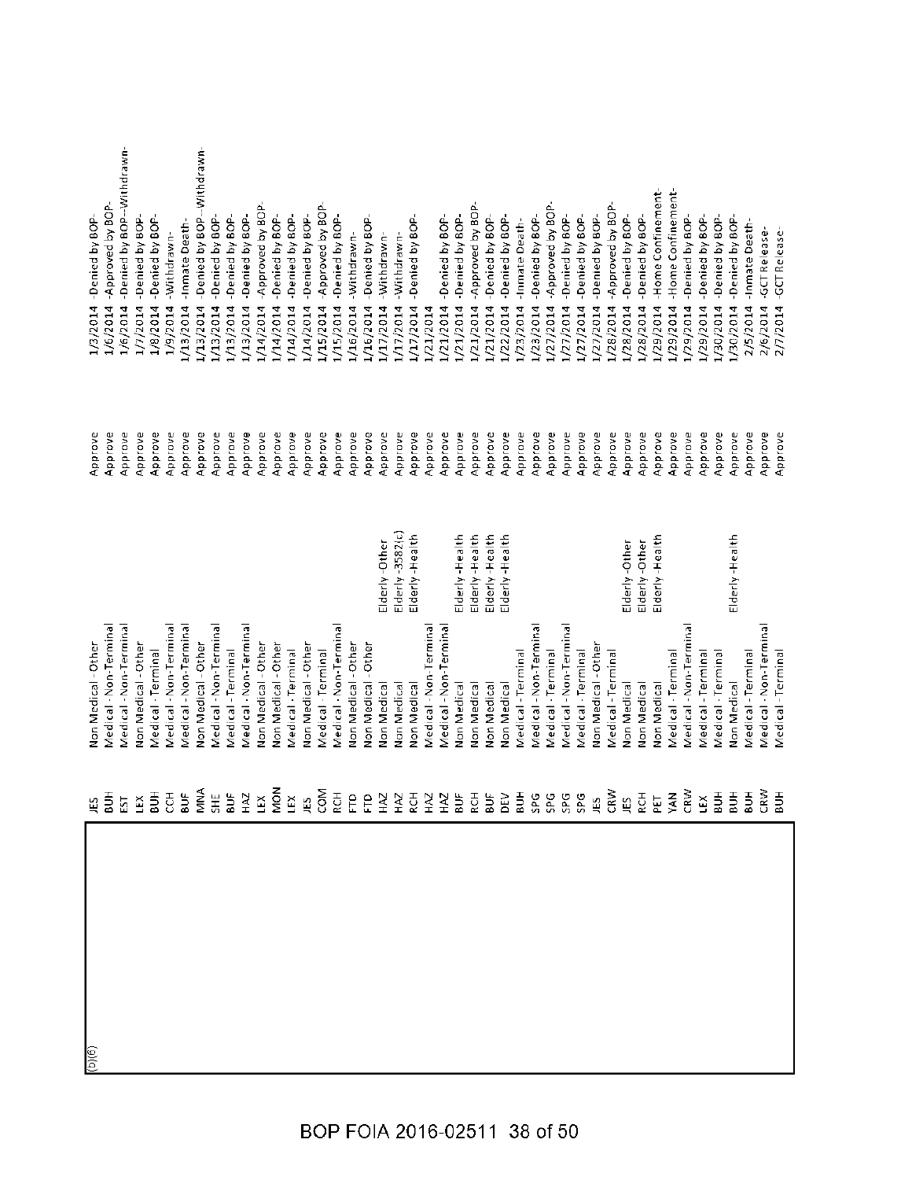(b)(6)

| | | | | | | |
|---|---|---|---|---|---|---|
| JES | Non Medical - Other | | Approve | 1/3/2014 | -Denied by BOP- | |
| BUH | Medical - Non-Terminal | | Approve | 1/6/2014 | -Approved by BOP- | |
| EST | Medical - Non-Terminal | | Approve | 1/6/2014 | -Denied by BOP--Withdrawn- | |
| LEX | Non Medical - Other | | Approve | 1/7/2014 | -Denied by BOP- | |
| BUH | Medical - Terminal | | Approve | 1/8/2014 | -Denied by BOP- | |
| CCH | Medical - Non-Terminal | | Approve | 1/9/2014 | -Withdrawn- | |
| BUF | Medical - Non-Terminal | | Approve | 1/13/2014 | -Inmate Death- | |
| MNA | Non Medical - Other | | Approve | 1/13/2014 | -Denied by BOP--Withdrawn- | |
| SHE | Medical - Non-Terminal | | Approve | 1/13/2014 | -Denied by BOP- | |
| BUF | Medical - Terminal | | Approve | 1/13/2014 | -Denied by BOP- | |
| HAZ | Medical - Non-Terminal | | Approve | 1/13/2014 | -Denied by BOP- | |
| LEX | Non Medical - Other | | Approve | 1/14/2014 | -Approved by BOP- | |
| MON | Non Medical - Other | | Approve | 1/14/2014 | -Denied by BOP- | |
| LEX | Medical - Terminal | | Approve | 1/14/2014 | -Denied by BOP- | |
| JES | Non Medical - Other | | Approve | 1/14/2014 | -Denied by BOP- | |
| COM | Medical - Terminal | | Approve | 1/15/2014 | -Approved by BOP- | |
| RCH | Medical - Non-Terminal | | Approve | 1/15/2014 | -Denied by BOP- | |
| FTD | Non Medical - Other | | Approve | 1/16/2014 | -Withdrawn- | |
| FTD | Non Medical - Other | | Approve | 1/16/2014 | -Denied by BOP- | |
| HAZ | Non Medical | Elderly -Other | Approve | 1/17/2014 | -Withdrawn- | |
| HAZ | Non Medical | Elderly -3582(c) | Approve | 1/17/2014 | -Withdrawn- | |
| RCH | Non Medical | Elderly -Health | Approve | 1/17/2014 | -Denied by BOP- | |
| HAZ | Medical - Non-Terminal | | Approve | 1/21/2014 | | |
| HAZ | Medical - Non-Terminal | | Approve | 1/21/2014 | -Denied by BOP- | |
| BUF | Non Medical | Elderly -Health | Approve | 1/21/2014 | -Denied by BOP- | |
| RCH | Non Medical | Elderly -Health | Approve | 1/21/2014 | -Approved by BOP- | |
| BUF | Non Medical | Elderly -Health | Approve | 1/21/2014 | -Denied by BOP- | |
| DEV | Non Medical | Elderly -Health | Approve | 1/22/2014 | -Denied by BOP- | |
| BUH | Medical - Terminal | | Approve | 1/23/2014 | -Inmate Death- | |
| SPG | Medical - Non-Terminal | | Approve | 1/23/2014 | -Denied by BOP- | |
| SPG | Medical - Terminal | | Approve | 1/27/2014 | -Approved by BOP- | |
| SPG | Medical - Non-Terminal | | Approve | 1/27/2014 | -Denied by BOP- | |
| SPG | Medical - Terminal | | Approve | 1/27/2014 | -Denied by BOP- | |
| JES | Non Medical - Other | | Approve | 1/27/2014 | -Denied by BOP- | |
| CRW | Medical - Terminal | | Approve | 1/28/2014 | -Approved by BOP- | |
| JES | Non Medical | Elderly -Other | Approve | 1/28/2014 | -Denied by BOP- | |
| RCH | Non Medical | Elderly -Other | Approve | 1/28/2014 | -Denied by BOP- | |
| PET | Non Medical | Elderly -Health | Approve | 1/29/2014 | -Home Confinement- | |
| YAN | Medical - Terminal | | Approve | 1/29/2014 | -Home Confinement- | |
| CRW | Medical - Non-Terminal | | Approve | 1/29/2014 | -Denied by BOP- | |
| LEX | Medical - Terminal | | Approve | 1/29/2014 | -Denied by BOP- | |
| BUH | Medical - Terminal | | Approve | 1/30/2014 | -Denied by BOP- | |
| BUH | Non Medical | Elderly -Health | Approve | 1/30/2014 | -Denied by BOP- | |
| CRW | Medical - Non-Terminal | | Approve | 2/5/2014 | -Inmate Death- | |
| BUH | Medical - Terminal | | Approve | 2/6/2014 | -GCT Release- | |
| | | | Approve | 2/7/2014 | -GCT Release- | |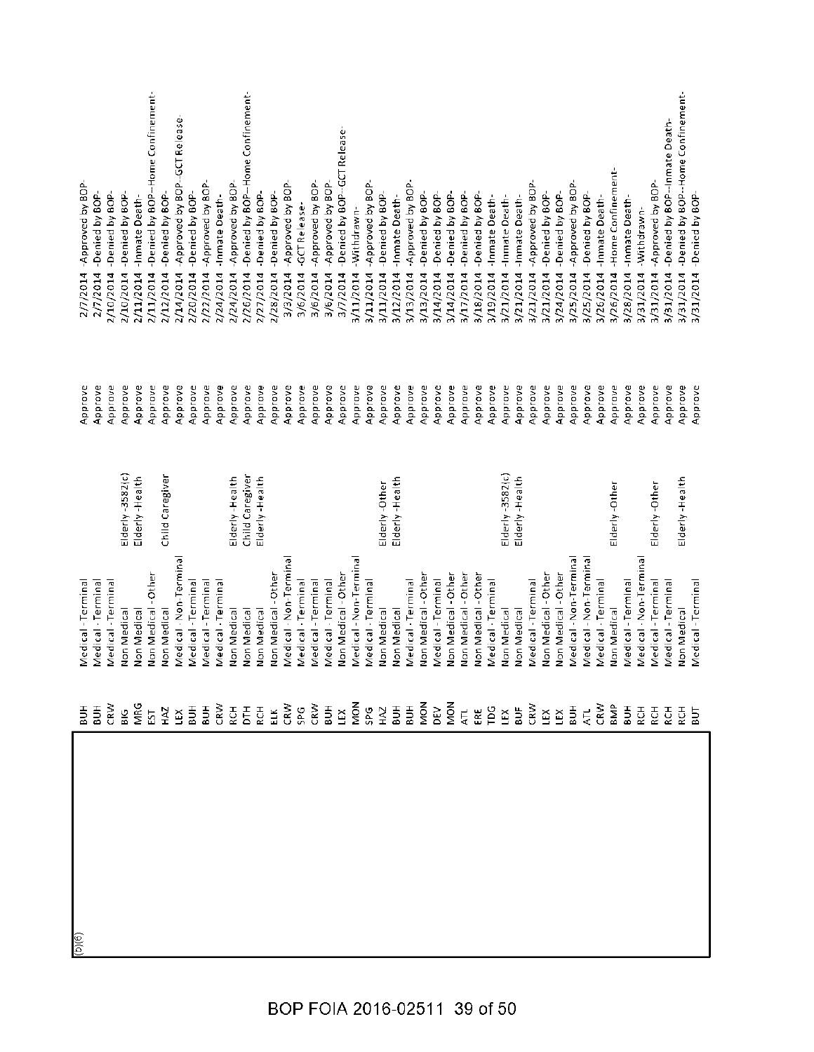| | | | | | | |
|---|---|---|---|---|---|---|
| (b)(6) | BUH | Medical - Terminal | | Approve | 2/7/2014 | Approved by BOP- |
| | BUH | Medical - Terminal | | Approve | 2/7/2014 | -Denied by BOP- |
| | CRW | Medical - Terminal | | Approve | 2/10/2014 | -Denied by BOP- |
| | BIG | Non Medical | Elderly -3582(c) | Approve | 2/10/2014 | -Denied by BOP- |
| | MRG | Non Medical | Elderly -Health | Approve | 2/11/2014 | -Inmate Death- |
| | EST | Non Medical - Other | | Approve | 2/11/2014 | -Denied by BOP--Home Confinement- |
| | HAZ | Non Medical | Child Caregiver | Approve | 2/12/2014 | -Denied by BOP- |
| | LEX | Medical - Non-Terminal | | Approve | 2/14/2014 | -Approved by BOP--GCT Release- |
| | BUH | Medical - Terminal | | Approve | 2/20/2014 | -Denied by BOP- |
| | BUH | Medical - Terminal | | Approve | 2/22/2014 | -Approved by BOP- |
| | CRW | Medical - Terminal | | Approve | 2/24/2014 | -Inmate Death- |
| | RCH | Non Medical | Elderly - Health | Approve | 2/24/2014 | -Approved by BOP- |
| | DTH | Non Medical | Child Caregiver | Approve | 2/26/2014 | -Denied by BOP--Home Confinement- |
| | RCH | Non Medical | Elderly -Health | Approve | 2/27/2014 | -Denied by BOP- |
| | ELK | Non Medical - Other | | Approve | 2/28/2014 | -Denied by BOP- |
| | CRW | Medical - Non-Terminal | | Approve | 3/3/2014 | -Approved by BOP- |
| | SPG | Medical - Terminal | | Approve | 3/6/2014 | -GCT Release- |
| | CRW | Medical - Terminal | | Approve | 3/6/2014 | -Approved by BOP- |
| | BUH | Medical - Terminal | | Approve | 3/6/2014 | Approved by BOP- |
| | LEX | Non Medical - Other | | Approve | 3/7/2014 | -Denied by BOP--GCT Release- |
| | MON | Medical - Non-Terminal | | Approve | 3/11/2014 | -Withdrawn- |
| | SPG | Medical - Terminal | | Approve | 3/11/2014 | -Approved by BOP- |
| | HAZ | Non Medical | Elderly -Other | Approve | 3/11/2014 | -Denied by BOP- |
| | BUH | Non Medical | Elderly -Health | Approve | 3/12/2014 | -Inmate Death- |
| | BUH | Medical - Terminal | | Approve | 3/13/2014 | -Approved by BOP- |
| | MON | Non Medical - Other | | Approve | 3/13/2014 | -Denied by BOP- |
| | DEV | Medical - Terminal | | Approve | 3/14/2014 | -Denied by BOP- |
| | MON | Non Medical - Other | | Approve | 3/14/2014 | -Denied by BOP- |
| | ATL | Non Medical - Other | | Approve | 3/17/2014 | -Denied by BOP- |
| | ERE | Non Medical - Other | | Approve | 3/18/2014 | -Denied by BOP- |
| | TDG | Medical - Terminal | | Approve | 3/19/2014 | -Inmate Death- |
| | LEX | Non Medical | Elderly -3582(c) | Approve | 3/21/2014 | -Inmate Death- |
| | BUF | Non Medical | Elderly -Health | Approve | 3/21/2014 | -Inmate Death- |
| | CRW | Medical - Terminal | | Approve | 3/21/2014 | -Approved by BOP- |
| | LEX | Non Medical - Other | | Approve | 3/21/2014 | -Denied by BOP- |
| | LEX | Non Medical - Other | | Approve | 3/24/2014 | -Denied by BOP- |
| | BUH | Medical - Non-Terminal | | Approve | 3/25/2014 | -Approved by BOP- |
| | ATL | Medical - Non-Terminal | | Approve | 3/25/2014 | Denied by BOP- |
| | CRW | Medical - Terminal | | Approve | 3/26/2014 | -Inmate Death- |
| | BMP | Non Medical | Elderly -Other | Approve | 3/26/2014 | -Home Confinement- |
| | BUH | Medical - Terminal | | Approve | 3/28/2014 | -Inmate Death- |
| | RCH | Medical - Non-Terminal | | Approve | 3/31/2014 | -Withdrawn- |
| | RCH | Medical - Terminal | Elderly -Other | Approve | 3/31/2014 | -Approved by BOP- |
| | RCH | Medical - Terminal | | Approve | 3/31/2014 | -Denied by BOP--Inmate Death- |
| | RCH | Non Medical | Elderly -Health | Approve | 3/31/2014 | -Denied by BOP--Home Confinement- |
| | BUT | Medical - Terminal | | Approve | 3/31/2014 | -Denied by BOP- |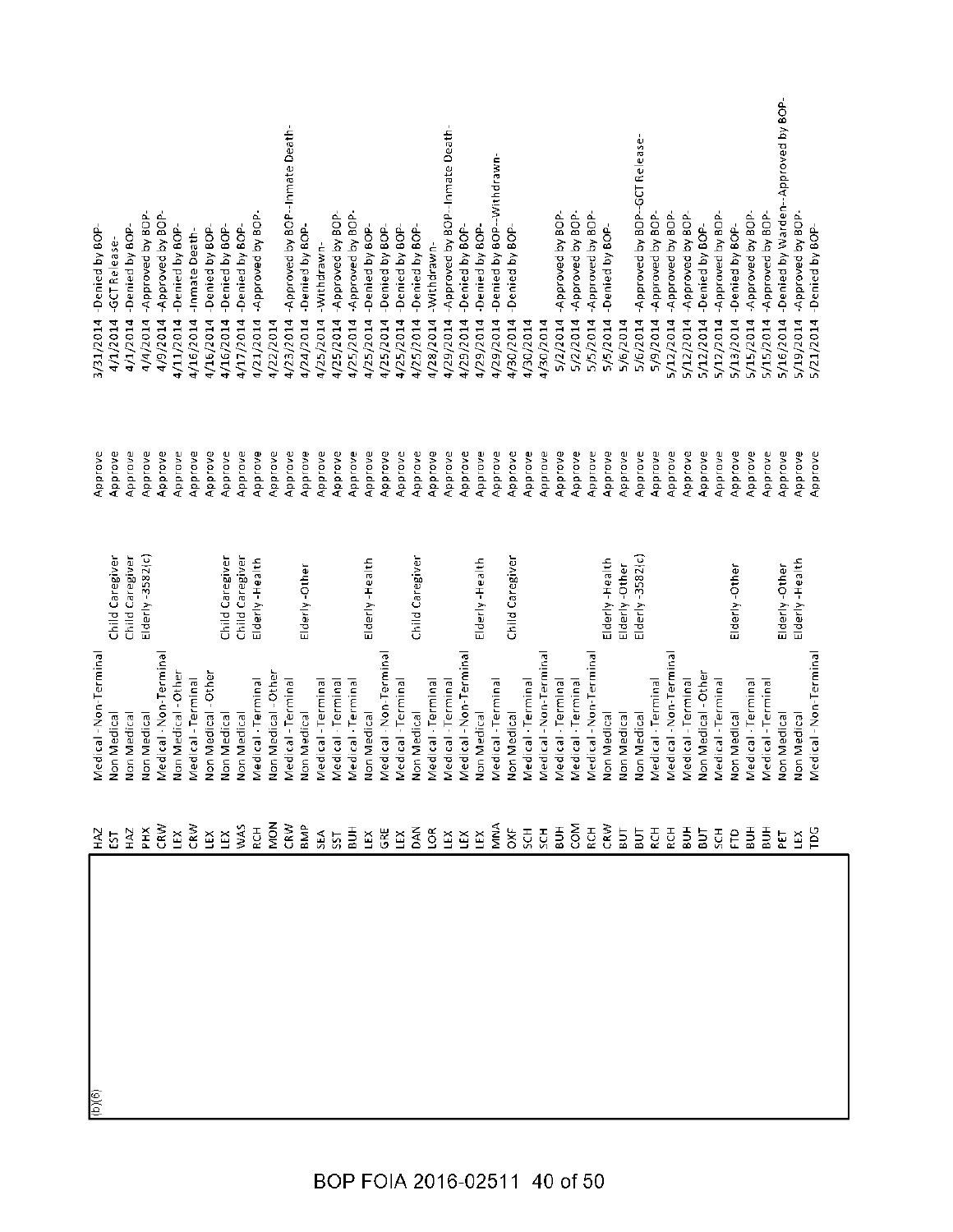| (b)(6) | | | | | | |
|---|---|---|---|---|---|---|
| | HAZ | Medical - Non-Terminal | | Approve | 3/31/2014 | -Denied by BOP- |
| | EST | Non Medical | Child Caregiver | Approve | 4/1/2014 | -GCT Release- |
| | HAZ | Non Medical | Child Caregiver | Approve | 4/1/2014 | -Denied by BOP- |
| | PHX | Non Medical | Elderly -3582(c) | Approve | 4/4/2014 | -Approved by BOP- |
| | CRW | Medical - Non-Terminal | | Approve | 4/9/2014 | -Approved by BOP- |
| | LEX | Non Medical - Other | | Approve | 4/11/2014 | -Denied by BOP- |
| | CRW | Medical - Terminal | | Approve | 4/16/2014 | -Inmate Death- |
| | LEX | Non Medical - Other | | Approve | 4/16/2014 | -Denied by BOP- |
| | LEX | Non Medical | Child Caregiver | Approve | 4/16/2014 | -Denied by BOP- |
| | WAS | Non Medical | Child Caregiver | Approve | 4/17/2014 | -Denied by BOP- |
| | RCH | Medical - Terminal | Elderly -Health | Approve | 4/21/2014 | -Approved by BOP- |
| | MON | Non Medical - Other | | Approve | 4/22/2014 | |
| | CRW | Medical - Terminal | | Approve | 4/23/2014 | -Approved by BOP--Inmate Death- |
| | BMP | Non Medical | Elderly -Other | Approve | 4/24/2014 | -Denied by BOP- |
| | SEA | Medical - Terminal | | Approve | 4/25/2014 | -Withdrawn- |
| | SST | Medical - Terminal | | Approve | 4/25/2014 | -Approved by BOP- |
| | BUH | Medical - Terminal | | Approve | 4/25/2014 | -Approved by BOP- |
| | LEX | Non Medical | Elderly -Health | Approve | 4/25/2014 | -Denied by BOP- |
| | GRE | Medical - Non-Terminal | | Approve | 4/25/2014 | -Denied by BOP- |
| | LEX | Medical - Terminal | | Approve | 4/25/2014 | -Denied by BOP- |
| | DAN | Non Medical | Child Caregiver | Approve | 4/25/2014 | -Denied by BOP- |
| | LOR | Medical - Terminal | | Approve | 4/28/2014 | -Withdrawn- |
| | LEX | Medical - Terminal | | Approve | 4/29/2014 | -Approved by BOP--Inmate Death- |
| | LEX | Medical - Non-Terminal | | Approve | 4/25/2014 | -Denied by BOP- |
| | LEX | Non Medical | Elderly -Health | Approve | 4/29/2014 | -Denied by BOP- |
| | MNA | Medical - Terminal | | Approve | 4/29/2014 | -Denied by BOP--Withdrawn- |
| | OXF | Non Medical | Child Caregiver | Approve | 4/30/2014 | -Denied by BOP- |
| | SCH | Medical - Terminal | | Approve | 4/30/2014 | |
| | SCH | Medical - Non-Terminal | | Approve | | |
| | BUH | Medical - Terminal | | Approve | 5/2/2014 | -Approved by BOP- |
| | COM | Medical - Terminal | | Approve | 5/2/2014 | -Approved by BOP- |
| | RCH | Medical - Non-Terminal | | Approve | 5/5/2014 | -Approved by BOP- |
| | CRW | Non Medical | Elderly -Health | Approve | 5/5/2014 | -Denied by BOP- |
| | BUT | Non Medical | Elderly -Other | Approve | 5/6/2014 | |
| | BUT | Non Medical | Elderly -3582(c) | Approve | 5/6/2014 | -Approved by BOP--GCT Release- |
| | RCH | Medical - Terminal | | Approve | 5/9/2014 | -Approved by BOP- |
| | RCH | Medical - Non-Terminal | | Approve | 5/12/2014 | -Approved by BOP- |
| | BUH | Medical - Terminal | | Approve | 5/12/2014 | -Approved by BOP- |
| | BUT | Non Medical - Other | | Approve | 5/12/2014 | -Denied by BOP- |
| | SCH | Medical - Terminal | | Approve | 5/12/2014 | -Approved by BOP- |
| | FTD | Non Medical | Elderly -Other | Approve | 5/13/2014 | -Denied by BOP- |
| | BUH | Medical - Terminal | | Approve | 5/15/2014 | -Approved by BOP- |
| | BUH | Medical - Terminal | | Approve | 5/15/2014 | -Approved by BOP- |
| | PET | Non Medical | Elderly -Other | Approve | 5/16/2014 | -Denied by Warden--Approved by BOP- |
| | LEX | Non Medical | Elderly -Health | Approve | 5/19/2014 | -Approved by BOP- |
| | TDG | Medical - Non-Terminal | | Approve | 5/21/2014 | -Denied by BOP- |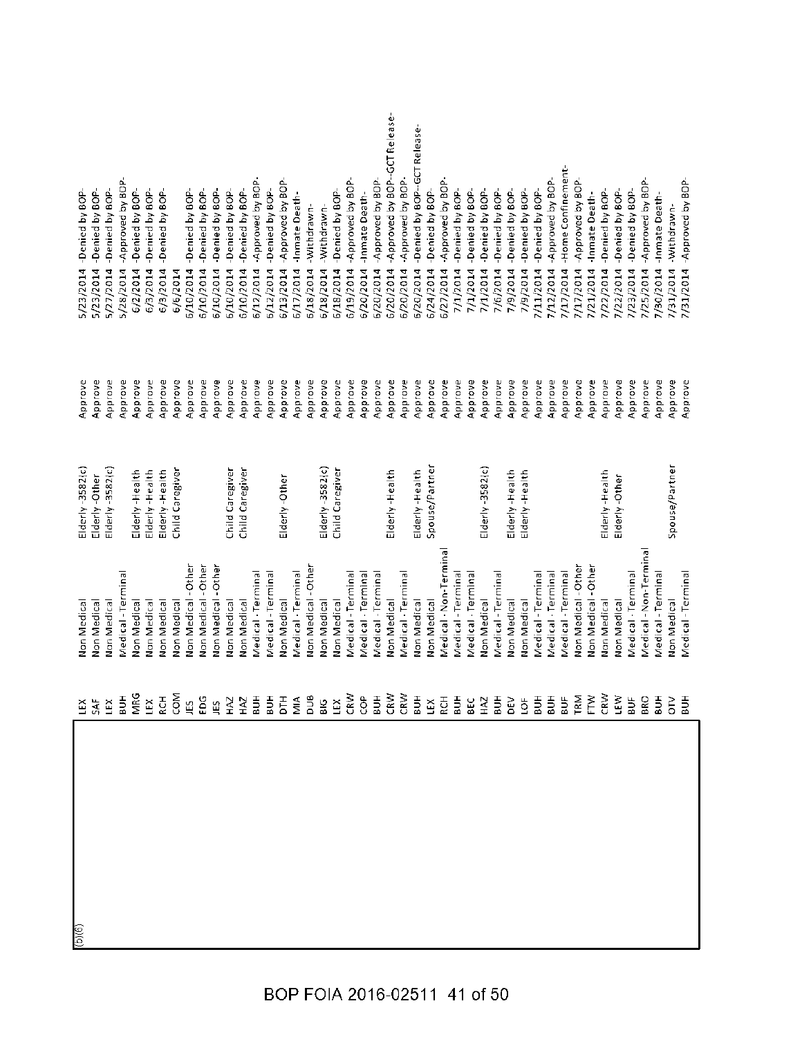| (b)(6) | Institution | Category | Subcategory | Recommendation | Date | Decision |
|---|---|---|---|---|---|---|
| | LEX | Non Medical | Elderly -3582(c) | Approve | 5/23/2014 | -Denied by BOP- |
| | SAF | Non Medical | Elderly -Other | Approve | 5/23/2014 | -Denied by BOP- |
| | LEX | Non Medical | Elderly -3582(c) | Approve | 5/27/2014 | -Denied by BOP- |
| | BUH | Medical - Terminal | | Approve | 5/28/2014 | -Approved by BOP- |
| | MRG | Non Medical | Elderly -Health | Approve | 6/2/2014 | -Denied by BOP- |
| | LEX | Non Medical | Elderly -Health | Approve | 6/3/2014 | -Denied by BOP- |
| | RCH | Non Medical | Elderly -Health | Approve | 6/3/2014 | -Denied by BOP- |
| | COM | Non Medical | Child Caregiver | Approve | 6/6/2014 | |
| | JES | Non Medical - Other | | Approve | 6/10/2014 | -Denied by BOP- |
| | FDG | Non Medical - Other | | Approve | 6/10/2014 | -Denied by BOP- |
| | JES | Non Medical - Other | | Approve | 6/10/2014 | -Denied by BOP- |
| | HAZ | Non Medical | Child Caregiver | Approve | 6/10/2014 | -Denied by BOP- |
| | HAZ | Non Medical | Child Caregiver | Approve | 6/10/2014 | -Denied by BOP- |
| | BUH | Medical - Terminal | | Approve | 6/12/2014 | -Approved by BOP- |
| | BUH | Medical - Terminal | | Approve | 6/12/2014 | -Denied by BOP- |
| | DTH | Non Medical | Elderly -Other | Approve | 6/13/2014 | -Approved by BOP- |
| | MIA | Medical - Terminal | | Approve | 6/17/2014 | -Inmate Death- |
| | DUB | Non Medical - Other | | Approve | 6/18/2014 | -Withdrawn- |
| | BIG | Non Medical | Elderly -3582(c) | Approve | 6/18/2014 | -Withdrawn- |
| | LEX | Non Medical | Child Caregiver | Approve | 6/18/2014 | -Denied by BOP- |
| | CRW | Medical - Terminal | | Approve | 6/19/2014 | -Approved by BOP- |
| | COP | Medical - Terminal | | Approve | 6/20/2014 | -Inmate Death- |
| | BUH | Medical - Terminal | | Approve | 6/20/2014 | -Approved by BOP- |
| | CRW | Non Medical | Elderly -Health | Approve | 6/20/2014 | -Approved by BOP--GCT Release- |
| | CRW | Medical - Terminal | | Approve | 6/20/2014 | -Approved by BOP- |
| | BUH | Non Medical | Elderly -Health | Approve | 6/20/2014 | -Denied by BOP--GCT Release- |
| | LEX | Non Medical | Spouse/Partner | Approve | 6/24/2014 | -Denied by BOP- |
| | RCH | Medical - Non-Terminal | | Approve | 6/27/2014 | -Approved by BOP- |
| | BUH | Medical - Terminal | | Approve | 7/1/2014 | -Denied by BOP- |
| | BEC | Medical - Terminal | | Approve | 7/1/2014 | -Denied by BOP- |
| | HAZ | Non Medical | Elderly -3582(c) | Approve | 7/1/2014 | -Denied by BOP- |
| | BUH | Medical - Terminal | | Approve | 7/6/2014 | -Denied by BOP- |
| | DEV | Non Medical | Elderly -Health | Approve | 7/9/2014 | -Denied by BOP- |
| | LOF | Non Medical | Elderly -Health | Approve | 7/9/2014 | -Denied by BOP- |
| | BUH | Medical - Terminal | | Approve | 7/11/2014 | -Denied by BOP- |
| | BUH | Medical - Terminal | | Approve | 7/12/2014 | -Approved by BOP- |
| | BUF | Medical - Terminal | | Approve | 7/17/2014 | -Home Confinement- |
| | TRM | Non Medical - Other | | Approve | 7/17/2014 | -Approved by BOP- |
| | FTW | Non Medical - Other | | Approve | 7/21/2014 | -Inmate Death- |
| | CRW | Non Medical | Elderly -Health | Approve | 7/22/2014 | -Denied by BOP- |
| | LEW | Non Medical | Elderly -Other | Approve | 7/22/2014 | -Denied by BOP- |
| | BUF | Medical - Terminal | | Approve | 7/23/2014 | -Denied by BOP- |
| | BRO | Medical - Non-Terminal | | Approve | 7/25/2014 | -Approved by BOP- |
| | BUH | Medical - Terminal | | Approve | 7/30/2014 | -Inmate Death- |
| | OTV | Non Medical | Spouse/Partner | Approve | 7/31/2014 | -Withdrawn- |
| | BUH | Medical - Terminal | | Approve | 7/31/2014 | -Approved by BOP- |

BOP FOIA 2016-02511 41 of 50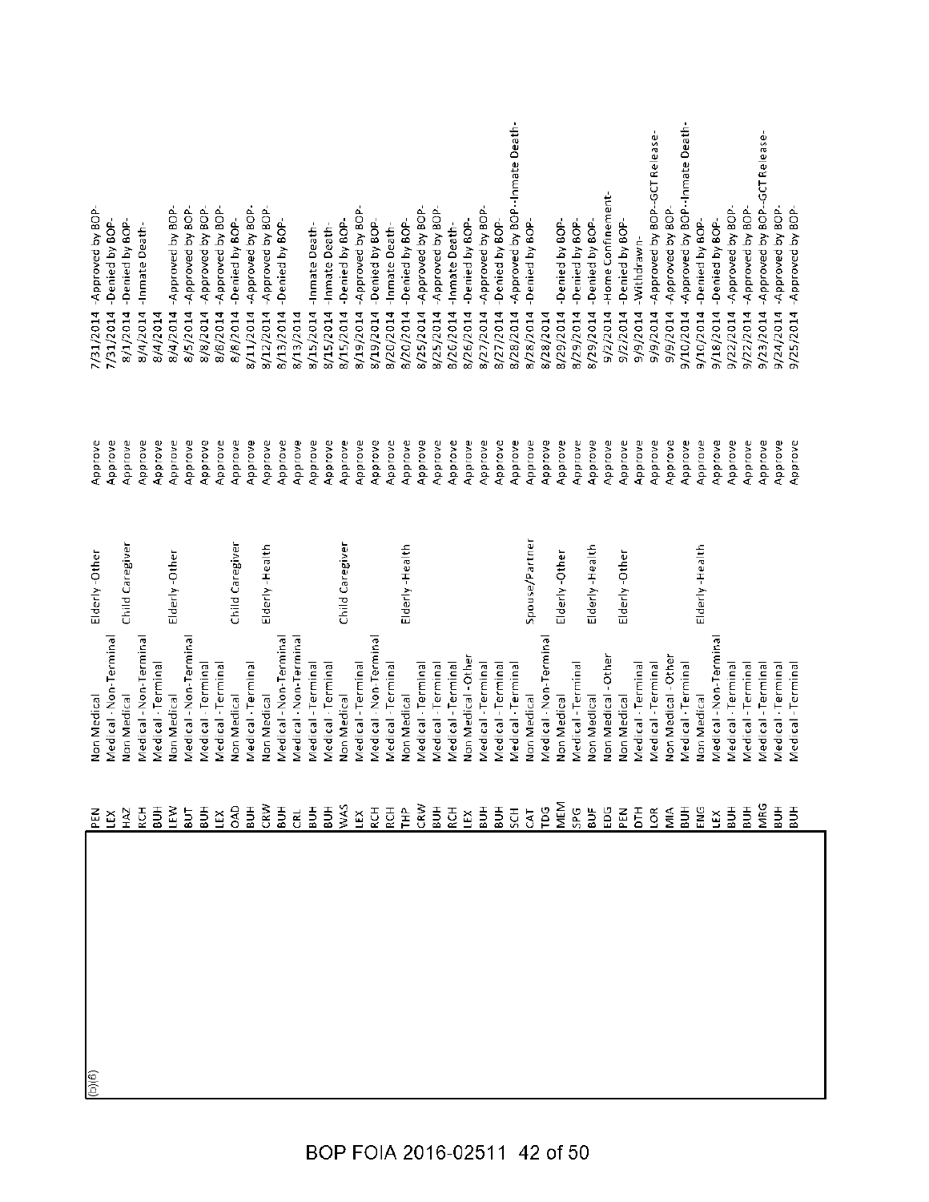(b)(6)

| | | | | | | |
|---|---|---|---|---|---|---|
| PEN | Non Medical | Elderly -Other | Approve | 7/31/2014 | -Approved by BOP- | |
| LEX | Medical - Non-Terminal | | Approve | 7/31/2014 | -Denied by BOP- | |
| HAZ | Non Medical | Child Caregiver | Approve | 8/1/2014 | -Denied by BOP- | |
| RCH | Medical - Non-Terminal | | Approve | 8/4/2014 | -Inmate Death- | |
| BUH | Medical - Terminal | | Approve | 8/4/2014 | | |
| LEW | Non Medical | Elderly -Other | Approve | 8/4/2014 | -Approved by BOP- | |
| BUT | Medical - Non-Terminal | | Approve | 8/5/2014 | -Approved by BOP- | |
| BUH | Medical - Terminal | | Approve | 8/8/2014 | -Approved by BOP- | |
| LEX | Medical - Terminal | | Approve | 8/8/2014 | -Approved by BOP- | |
| OAD | Non Medical | Child Caregiver | Approve | 8/8/2014 | -Denied by BOP- | |
| BUH | Medical - Terminal | | Approve | 8/11/2014 | -Approved by BOP- | |
| CRW | Non Medical | Elderly -Health | Approve | 8/12/2014 | -Approved by BOP- | |
| BUH | Medical - Non-Terminal | | Approve | 8/13/2014 | -Denied by BOP- | |
| CRL | Medical - Non-Terminal | | Approve | 8/13/2014 | | |
| BUH | Medical - Terminal | | Approve | 8/15/2014 | -Inmate Death- | |
| BUH | Medical - Terminal | | Approve | 8/15/2014 | -Inmate Death- | |
| WAS | Non Medical | Child Caregiver | Approve | 8/15/2014 | -Denied by BOP- | |
| LEX | Medical - Terminal | | Approve | 8/19/2014 | -Approved by BOP- | |
| RCH | Medical - Non-Terminal | | Approve | 8/19/2014 | -Denied by BOP- | |
| RCH | Medical - Terminal | | Approve | 8/20/2014 | -Inmate Death- | |
| THP | Non Medical | Elderly -Health | Approve | 8/20/2014 | -Denied by BOP- | |
| CRW | Medical - Terminal | | Approve | 8/25/2014 | -Approved by BOP- | |
| BUH | Medical - Terminal | | Approve | 8/25/2014 | -Approved by BOP- | |
| RCH | Medical - Terminal | | Approve | 8/26/2014 | -Inmate Death- | |
| LEX | Non Medical - Other | | Approve | 8/26/2014 | -Denied by BOP- | |
| BUH | Medical - Terminal | | Approve | 8/27/2014 | -Approved by BOP- | |
| BUH | Medical - Terminal | | Approve | 8/27/2014 | -Denied by BOP- | |
| SCH | Medical - Terminal | | Approve | 8/28/2014 | -Approved by BOP- | -Inmate Death- |
| CAT | Non Medical | Spouse/Partner | Approve | 8/28/2014 | -Denied by BOP- | |
| TDG | Medical - Non-Terminal | | Approve | 8/28/2014 | | |
| MEM | Non Medical | Elderly -Other | Approve | 8/29/2014 | -Denied by BOP- | |
| SPG | Medical - Terminal | | Approve | 8/29/2014 | -Denied by BOP- | |
| BUF | Non Medical | Elderly -Health | Approve | 8/29/2014 | -Denied by BOP- | |
| EDG | Non Medical - Other | | Approve | 9/2/2014 | -Home Confinement- | |
| PEN | Non Medical | Elderly -Other | Approve | 9/2/2014 | -Denied by BOP- | |
| DTH | Medical - Terminal | | Approve | 9/9/2014 | -Withdrawn- | |
| LOR | Medical - Terminal | | Approve | 9/9/2014 | -Approved by BOP- | -GCT Release- |
| MIA | Non Medical - Other | | Approve | 9/9/2014 | -Approved by BOP- | |
| BUH | Medical - Terminal | | Approve | 9/10/2014 | -Approved by BOP- | -Inmate Death- |
| ENG | Non Medical | Elderly -Health | Approve | 9/10/2014 | -Denied by BOP- | |
| LEX | Medical - Non-Terminal | | Approve | 9/18/2014 | -Denied by BOP- | |
| BUH | Medical - Terminal | | Approve | 9/22/2014 | -Approved by BOP- | |
| BUH | Medical - Terminal | | Approve | 9/22/2014 | -Approved by BOP- | |
| MRG | Medical - Terminal | | Approve | 9/23/2014 | -Approved by BOP- | -GCT Release- |
| BUH | Medical - Terminal | | Approve | 9/24/2014 | -Approved by BOP- | |
| BUH | Medical - Terminal | | Approve | 9/25/2014 | -Approved by BOP- | |

BOP FOIA 2016-02511 42 of 50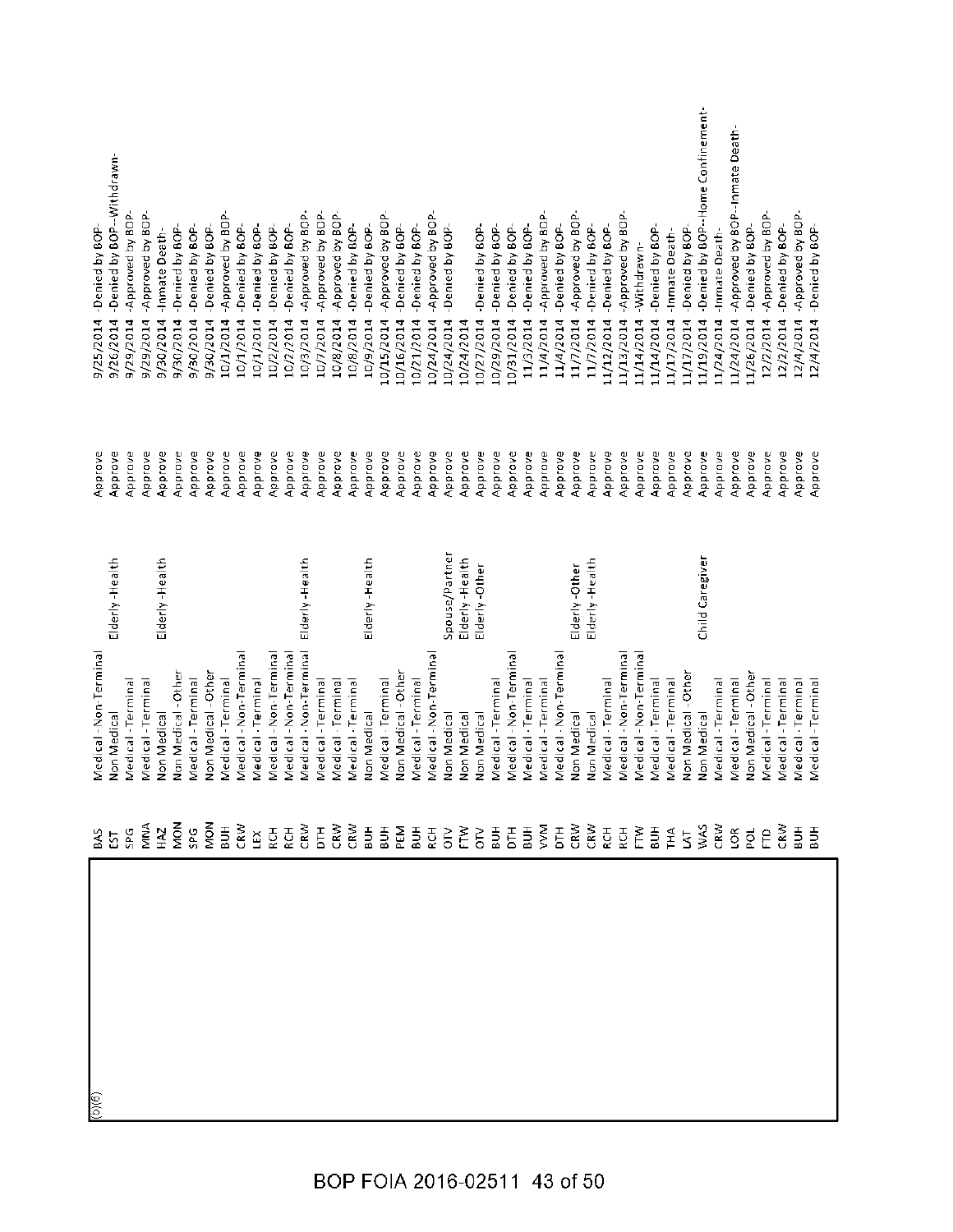| (b)(6) | | | | | | |
|---|---|---|---|---|---|---|
| | BAS | Medical - Non-Terminal | | Approve | 9/25/2014 | -Denied by BOP- |
| | EST | Non Medical | Elderly -Health | Approve | 9/26/2014 | -Denied by BOP--Withdrawn- |
| | SPG | Medical - Terminal | | Approve | 9/29/2014 | -Approved by BOP- |
| | MNA | Medical - Terminal | | Approve | 9/29/2014 | -Approved by BOP- |
| | HAZ | Non Medical | Elderly -Health | Approve | 9/30/2014 | -Inmate Death- |
| | MON | Non Medical - Other | | Approve | 9/30/2014 | -Denied by BOP- |
| | SPG | Medical - Terminal | | Approve | 9/30/2014 | -Denied by BOP- |
| | MON | Non Medical - Other | | Approve | 9/30/2014 | -Denied by BOP- |
| | BUH | Medical - Terminal | | Approve | 10/1/2014 | -Approved by BOP- |
| | CRW | Medical - Non-Terminal | | Approve | 10/1/2014 | -Denied by BOP- |
| | LEX | Medical - Terminal | | Approve | 10/1/2014 | -Denied by BOP- |
| | RCH | Medical - Non-Terminal | | Approve | 10/2/2014 | -Denied by BOP- |
| | RCH | Medical - Non-Terminal | | Approve | 10/2/2014 | -Denied by BOP- |
| | CRW | Medical - Non-Terminal | Elderly -Health | Approve | 10/3/2014 | -Approved by BOP- |
| | DTH | Medical - Terminal | | Approve | 10/7/2014 | -Approved by BOP- |
| | CRW | Medical - Terminal | | Approve | 10/8/2014 | -Approved by BOP- |
| | CRW | Medical - Terminal | | Approve | 10/8/2014 | -Denied by BOP- |
| | BUH | Non Medical | Elderly -Health | Approve | 10/9/2014 | -Denied by BOP- |
| | BUH | Medical - Terminal | | Approve | 10/15/2014 | -Approved by BOP- |
| | PEM | Non Medical - Other | | Approve | 10/16/2014 | -Denied by BOP- |
| | BUH | Medical - Terminal | | Approve | 10/21/2014 | -Denied by BOP- |
| | RCH | Medical - Non-Terminal | | Approve | 10/24/2014 | -Approved by BOP- |
| | OTV | Non Medical | Spouse/Partner | Approve | 10/24/2014 | -Denied by BOP- |
| | FTW | Non Medical | Elderly -Health | Approve | 10/24/2014 | |
| | OTV | Non Medical | Elderly -Other | Approve | 10/27/2014 | -Denied by BOP- |
| | BUH | Medical - Terminal | | Approve | 10/29/2014 | -Denied by BOP- |
| | DTH | Medical - Non-Terminal | | Approve | 10/31/2014 | -Denied by BOP- |
| | BUH | Medical - Terminal | | Approve | 11/3/2014 | -Denied by BOP- |
| | VVM | Medical - Terminal | | Approve | 11/4/2014 | -Approved by BOP- |
| | DTH | Medical - Non-Terminal | | Approve | 11/4/2014 | -Denied by BOP- |
| | CRW | Non Medical | Elderly -Other | Approve | 11/7/2014 | -Approved by BOP- |
| | CRW | Non Medical | Elderly -Health | Approve | 11/7/2014 | -Denied by BOP- |
| | RCH | Medical - Terminal | | Approve | 11/12/2014 | -Denied by BOP- |
| | RCH | Medical - Non-Terminal | | Approve | 11/13/2014 | -Approved by BOP- |
| | FTW | Medical - Non-Terminal | | Approve | 11/14/2014 | -Withdrawn- |
| | BUH | Medical - Terminal | | Approve | 11/14/2014 | -Denied by BOP- |
| | THA | Medical - Terminal | | Approve | 11/17/2014 | -Inmate Death- |
| | LAT | Non Medical - Other | | Approve | 11/17/2014 | -Denied by BOP- |
| | WAS | Non Medical | Child Caregiver | Approve | 11/19/2014 | -Denied by BOP--Home Confinement- |
| | CRW | Medical - Terminal | | Approve | 11/24/2014 | -Inmate Death- |
| | LOR | Medical - Terminal | | Approve | 11/24/2014 | -Approved by BOP--Inmate Death- |
| | POL | Non Medical - Other | | Approve | 11/26/2014 | -Denied by BOP- |
| | FTD | Medical - Terminal | | Approve | 12/2/2014 | -Approved by BOP- |
| | CRW | Medical - Terminal | | Approve | 12/2/2014 | -Denied by BOP- |
| | BUH | Medical - Terminal | | Approve | 12/4/2014 | -Approved by BOP- |
| | BUH | Medical - Terminal | | Approve | 12/4/2014 | -Denied by BOP- |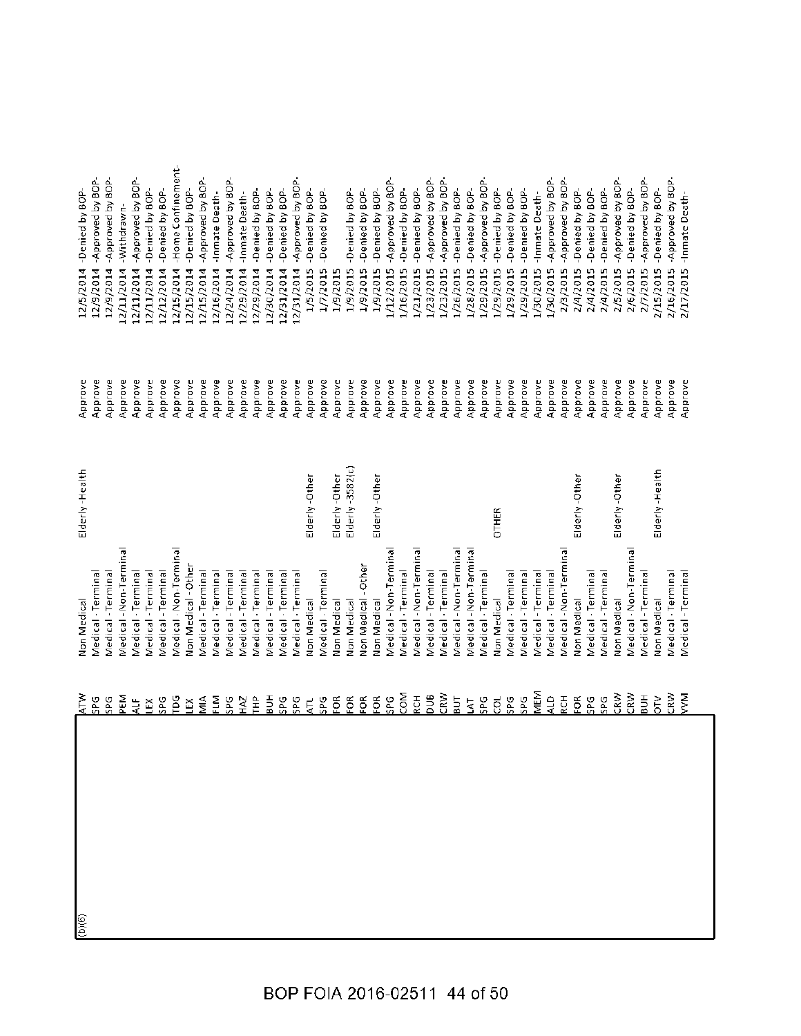| (b)(6) | | | | | | |
|---|---|---|---|---|---|---|
| | ATW | Non Medical | Elderly - Health | Approve | 12/5/2014 | -Denied by BOP- |
| | SPG | Medical - Terminal | | Approve | 12/9/2014 | -Approved by BOP- |
| | SPG | Medical - Terminal | | Approve | 12/9/2014 | -Approved by BOP- |
| | PEM | Medical - Non-Terminal | | Approve | 12/11/2014 | -Withdrawn- |
| | ALF | Medical - Terminal | | Approve | 12/11/2014 | -Approved by BOP- |
| | LEX | Medical - Terminal | | Approve | 12/11/2014 | -Denied by BOP- |
| | SPG | Medical - Terminal | | Approve | 12/12/2014 | -Denied by BOP- |
| | TDG | Medical - Non-Terminal | | Approve | 12/15/2014 | -Home Confinement- |
| | LEX | Non Medical - Other | | Approve | 12/15/2014 | -Denied by BOP- |
| | MIA | Medical - Terminal | | Approve | 12/15/2014 | -Approved by BOP- |
| | FLM | Medical - Terminal | | Approve | 12/16/2014 | -Inmate Death- |
| | SPG | Medical - Terminal | | Approve | 12/24/2014 | -Approved by BOP- |
| | HAZ | Medical - Terminal | | Approve | 12/29/2014 | -Inmate Death- |
| | THP | Medical - Terminal | | Approve | 12/29/2014 | -Denied by BOP- |
| | BUH | Medical - Terminal | | Approve | 12/30/2014 | -Denied by BOP- |
| | SPG | Medical - Terminal | | Approve | 12/31/2014 | -Denied by BOP- |
| | SPG | Medical - Terminal | | Approve | 12/31/2014 | -Approved by BOP- |
| | ATL | Non Medical | Elderly -Other | Approve | 1/5/2015 | -Denied by BOP- |
| | SPG | Medical - Terminal | | Approve | 1/7/2015 | -Denied by BOP- |
| | FOR | Non Medical | Elderly -Other | Approve | 1/9/2015 | |
| | FOR | Non Medical | Elderly -3582(c) | Approve | 1/9/2015 | -Denied by BOP- |
| | FOR | Non Medical - Other | | Approve | 1/9/2015 | -Denied by BOP- |
| | FOR | Non Medical | Elderly -Other | Approve | 1/9/2015 | -Denied by BOP- |
| | SPG | Medical - Non-Terminal | | Approve | 1/12/2015 | -Approved by BOP- |
| | COM | Medical - Terminal | | Approve | 1/16/2015 | -Denied by BOP- |
| | RCH | Medical - Non-Terminal | | Approve | 1/21/2015 | -Denied by BOP- |
| | DUB | Medical - Terminal | | Approve | 1/23/2015 | -Approved by BOP- |
| | CRW | Medical - Terminal | | Approve | 1/23/2015 | -Approved by BOP- |
| | BUT | Medical - Non-Terminal | | Approve | 1/26/2015 | -Denied by BOP- |
| | LAT | Medical - Non-Terminal | | Approve | 1/28/2015 | -Denied by BOP- |
| | SPG | Medical - Terminal | | Approve | 1/29/2015 | -Approved by BOP- |
| | COL | Non Medical | OTHER | Approve | 1/29/2015 | -Denied by BOP- |
| | SPG | Medical - Terminal | | Approve | 1/29/2015 | -Denied by BOP- |
| | SPG | Medical - Terminal | | Approve | 1/29/2015 | -Denied by BOP- |
| | MEM | Medical - Terminal | | Approve | 1/30/2015 | -Inmate Death- |
| | ALD | Medical - Terminal | | Approve | 1/30/2015 | -Approved by BOP- |
| | RCH | Medical - Non-Terminal | | Approve | 2/3/2015 | -Approved by BOP- |
| | FOR | Non Medical | Elderly -Other | Approve | 2/4/2015 | -Denied by BOP- |
| | SPG | Medical - Terminal | | Approve | 2/4/2015 | -Denied by BOP- |
| | SPG | Medical - Terminal | | Approve | 2/4/2015 | -Denied by BOP- |
| | CRW | Non Medical | Elderly -Other | Approve | 2/5/2015 | -Approved by BOP- |
| | CRW | Medical - Non-Terminal | | Approve | 2/6/2015 | -Denied by BOP- |
| | BUH | Medical - Terminal | | Approve | 2/7/2015 | -Approved by BOP- |
| | OTV | Non Medical | Elderly -Health | Approve | 2/15/2015 | -Denied by BOP- |
| | CRW | Medical - Terminal | | Approve | 2/16/2015 | -Approved by BOP- |
| | VVM | Medical - Terminal | | Approve | 2/17/2015 | -Inmate Death- |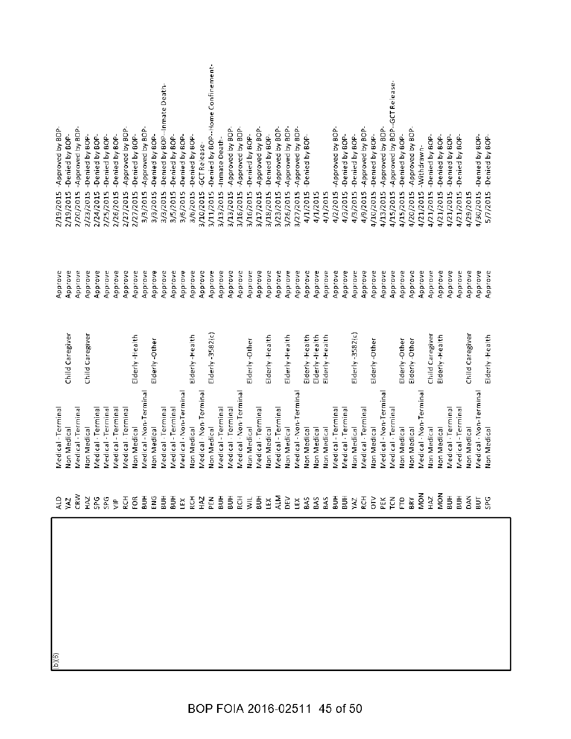| | | | | | | |
|---|---|---|---|---|---|---|
| (b)(6) | ALD | Medical - Terminal | | Approve | 2/19/2015 | -Approved by BOP- |
| | YAZ | Non Medical | Child Caregiver | Approve | 2/19/2015 | -Denied by BOP- |
| | CRW | Medical - Terminal | | Approve | 2/20/2015 | -Approved by BOP- |
| | HAZ | Non Medical | Child Caregiver | Approve | 2/23/2015 | -Denied by BOP- |
| | SPG | Medical - Terminal | | Approve | 2/24/2015 | -Denied by BOP- |
| | SPG | Medical - Terminal | | Approve | 2/25/2015 | -Denied by BOP- |
| | VIP | Medical - Terminal | | Approve | 2/26/2015 | -Denied by BOP- |
| | RCH | Medical - Terminal | | Approve | 2/27/2015 | -Approved by BOP- |
| | FOR | Non Medical | Elderly -Health | Approve | 2/27/2015 | -Denied by BOP- |
| | BUH | Medical - Non-Terminal | | Approve | 3/3/2015 | -Approved by BOP- |
| | ENG | Non Medical | Elderly -Other | Approve | 3/3/2015 | -Denied by BOP- |
| | BUH | Medical - Terminal | | Approve | 3/3/2015 | -Denied by BOP--Inmate Death- |
| | BUH | Medical - Terminal | | Approve | 3/5/2015 | -Denied by BOP- |
| | LEX | Medical - Non-Terminal | | Approve | 3/6/2015 | -Denied by BOP- |
| | RCH | Non Medical | Elderly -Health | Approve | 3/6/2015 | -Denied by BOP- |
| | HAZ | Medical - Non-Terminal | | Approve | 3/10/2015 | -GCT Release- |
| | PEN | Non Medical | Elderly -3582(c) | Approve | 3/11/2015 | -Denied by BOP--Home Confinement- |
| | BUH | Medical - Terminal | | Approve | 3/13/2015 | -Inmate Death- |
| | BUH | Medical - Terminal | | Approve | 3/13/2015 | -Approved by BOP- |
| | RCH | Medical - Non-Terminal | | Approve | 3/16/2015 | -Approved by BOP- |
| | WIL | Non Medical | Elderly -Other | Approve | 3/16/2015 | -Denied by BOP- |
| | BUH | Medical - Terminal | | Approve | 3/17/2015 | -Approved by BOP- |
| | LEX | Non Medical | Elderly -Health | Approve | 3/18/2015 | -Denied by BOP- |
| | ALM | Medical - Terminal | | Approve | 3/23/2015 | -Approved by BOP- |
| | DEV | Non Medical | Elderly -Health | Approve | 3/26/2015 | -Approved by BOP- |
| | LEX | Medical - Non-Terminal | | Approve | 3/27/2015 | -Approved by BOP- |
| | BAS | Non Medical | Elderly -Health | Approve | 4/1/2015 | -Denied by BOP- |
| | BAS | Non Medical | Elderly -Health | Approve | 4/1/2015 | |
| | BAS | Non Medical | Elderly -Health | Approve | 4/1/2015 | |
| | BUH | Medical - Terminal | | Approve | 4/2/2015 | -Approved by BOP- |
| | BUH | Medical - Terminal | | Approve | 4/3/2015 | -Denied by BOP- |
| | YAZ | Non Medical | Elderly -3582(c) | Approve | 4/3/2015 | -Denied by BOP- |
| | RCH | Medical - Terminal | | Approve | 4/9/2015 | -Approved by BOP- |
| | OTV | Non Medical | Elderly -Other | Approve | 4/10/2015 | -Denied by BOP- |
| | PEK | Medical - Non-Terminal | | Approve | 4/13/2015 | -Approved by BOP- |
| | TCN | Medical - Terminal | | Approve | 4/15/2015 | -Approved by BOP--GCT Release- |
| | FTD | Non Medical | Elderly -Other | Approve | 4/15/2015 | -Denied by BOP- |
| | BRY | Non Medical | Elderly -Other | Approve | 4/20/2015 | -Approved by BOP- |
| | MON | Medical - Non-Terminal | | Approve | 4/21/2015 | -Withdrawn- |
| | HAZ | Non Medical | Child Caregiver | Approve | 4/21/2015 | -Denied by BOP- |
| | MON | Non Medical | Elderly -Health | Approve | 4/21/2015 | -Denied by BOP- |
| | BUH | Medical - Terminal | | Approve | 4/21/2015 | -Denied by BOP- |
| | BUH | Medical - Terminal | | Approve | 4/21/2015 | -Denied by BOP- |
| | DAN | Non Medical | Child Caregiver | Approve | 4/29/2015 | |
| | BUT | Medical - Non-Terminal | | Approve | 4/30/2015 | -Denied by BOP- |
| | SPG | Non Medical | Elderly -Health | Approve | 5/7/2015 | -Denied by BOP- |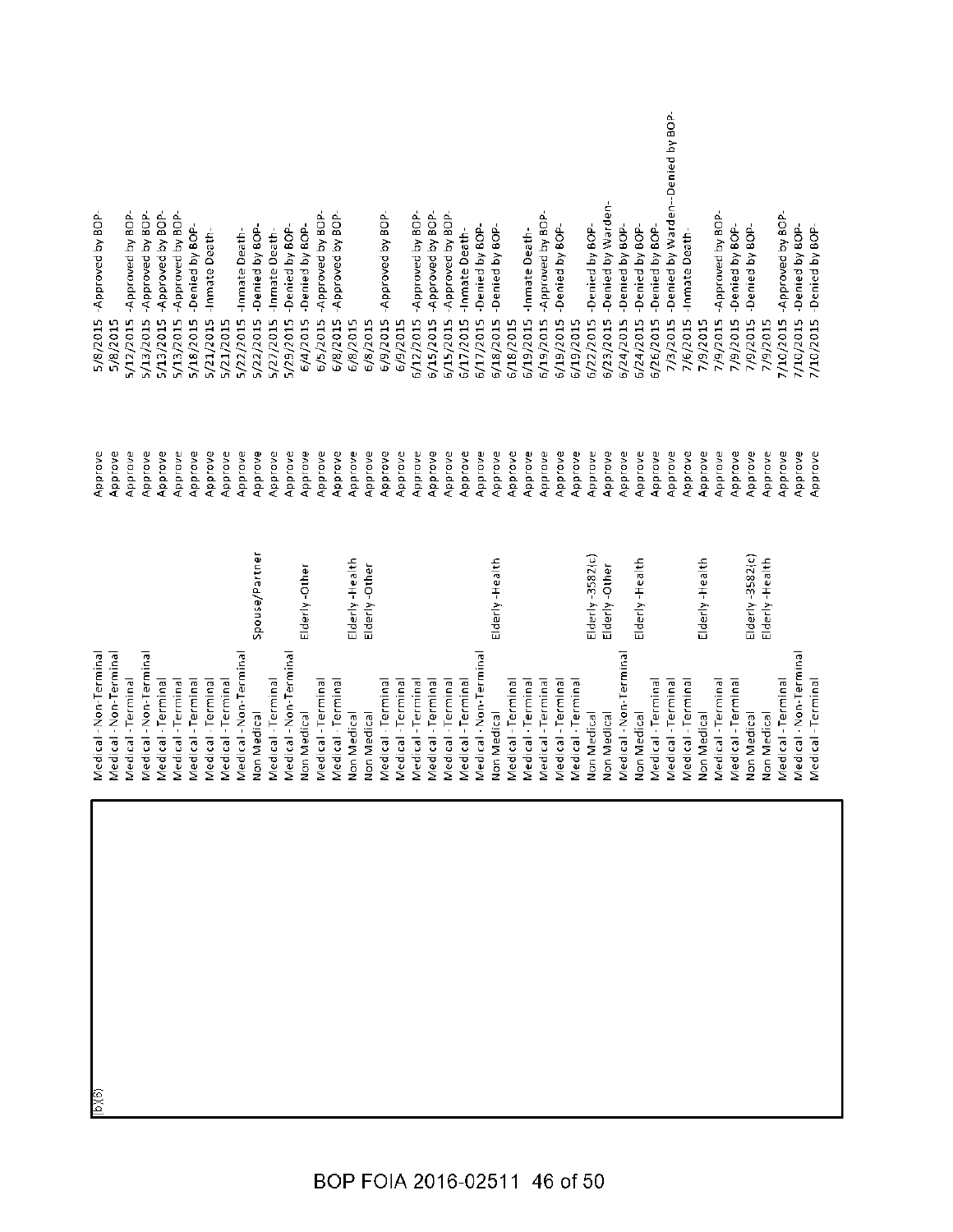| (b)(6) | | | | | |
|---|---|---|---|---|---|
| | Medical - Non-Terminal | | Approve | 5/8/2015 | Approved by BOP- |
| | Medical - Non-Terminal | | Approve | 5/8/2015 | |
| | Medical - Terminal | | Approve | 5/12/2015 | -Approved by BOP- |
| | Medical - Non-Terminal | | Approve | 5/13/2015 | -Approved by BOP- |
| | Medical - Terminal | | Approve | 5/13/2015 | -Approved by BOP- |
| | Medical - Terminal | | Approve | 5/18/2015 | -Denied by BOP- |
| | Medical - Terminal | | Approve | 5/21/2015 | -Inmate Death- |
| | Medical - Terminal | | Approve | 5/21/2015 | |
| | Medical - Non-Terminal | | Approve | 5/22/2015 | -Inmate Death- |
| | Non Medical | Spouse/Partner | Approve | 5/22/2015 | -Denied by BOP- |
| | Medical - Terminal | | Approve | 5/27/2015 | -Inmate Death- |
| | Medical - Non-Terminal | | Approve | 5/29/2015 | -Denied by BOP- |
| | Non Medical | Elderly -Other | Approve | 6/4/2015 | -Denied by BOP- |
| | Medical - Terminal | | Approve | 6/5/2015 | -Approved by BOP- |
| | Medical - Terminal | | Approve | 6/8/2015 | Approved by BOP- |
| | Non Medical | Elderly -Health | Approve | 6/8/2015 | |
| | Non Medical | Elderly -Other | Approve | 6/8/2015 | |
| | Medical - Terminal | | Approve | 6/9/2015 | Approved by BOP- |
| | Medical - Terminal | | Approve | 6/9/2015 | |
| | Medical - Terminal | | Approve | 6/12/2015 | -Approved by BOP- |
| | Medical - Terminal | | Approve | 6/15/2015 | -Approved by BOP- |
| | Medical - Terminal | | Approve | 6/15/2015 | Approved by BOP- |
| | Medical - Terminal | | Approve | 6/17/2015 | -Inmate Death- |
| | Medical - Non-Terminal | | Approve | 6/17/2015 | -Denied by BOP- |
| | Non Medical | Elderly -Health | Approve | 6/18/2015 | -Denied by BOP- |
| | Medical - Terminal | | Approve | 6/18/2015 | |
| | Medical - Terminal | | Approve | 6/19/2015 | -Inmate Death- |
| | Medical - Terminal | | Approve | 6/19/2015 | -Approved by BOP- |
| | Medical - Terminal | | Approve | 6/19/2015 | -Denied by BOP- |
| | Medical - Terminal | | Approve | 6/19/2015 | |
| | Non Medical | Elderly -3582(c) | Approve | 6/22/2015 | -Denied by BOP- |
| | Non Medical | Elderly -Other | Approve | 6/23/2015 | -Denied by Warden- |
| | Medical - Non-Terminal | | Approve | 6/24/2015 | -Denied by BOP- |
| | Non Medical | Elderly -Health | Approve | 6/24/2015 | -Denied by BOP- |
| | Medical - Terminal | | Approve | 6/26/2015 | -Denied by BOP- |
| | Medical - Terminal | | Approve | 7/3/2015 | -Denied by Warden--Denied by BOP- |
| | Medical - Terminal | | Approve | 7/6/2015 | -Inmate Death- |
| | Non Medical | Elderly -Health | Approve | 7/9/2015 | |
| | Medical - Terminal | | Approve | 7/9/2015 | -Approved by BOP- |
| | Medical - Terminal | | Approve | 7/9/2015 | -Denied by BOP- |
| | Non Medical | Elderly -3582(c) | Approve | 7/9/2015 | -Denied by BOP- |
| | Non Medical | Elderly -Health | Approve | 7/9/2015 | |
| | Medical - Terminal | | Approve | 7/10/2015 | -Approved by BOP- |
| | Medical - Non-Terminal | | Approve | 7/10/2015 | -Denied by BOP- |
| | Medical - Terminal | | Approve | 7/10/2015 | -Denied by BOP- |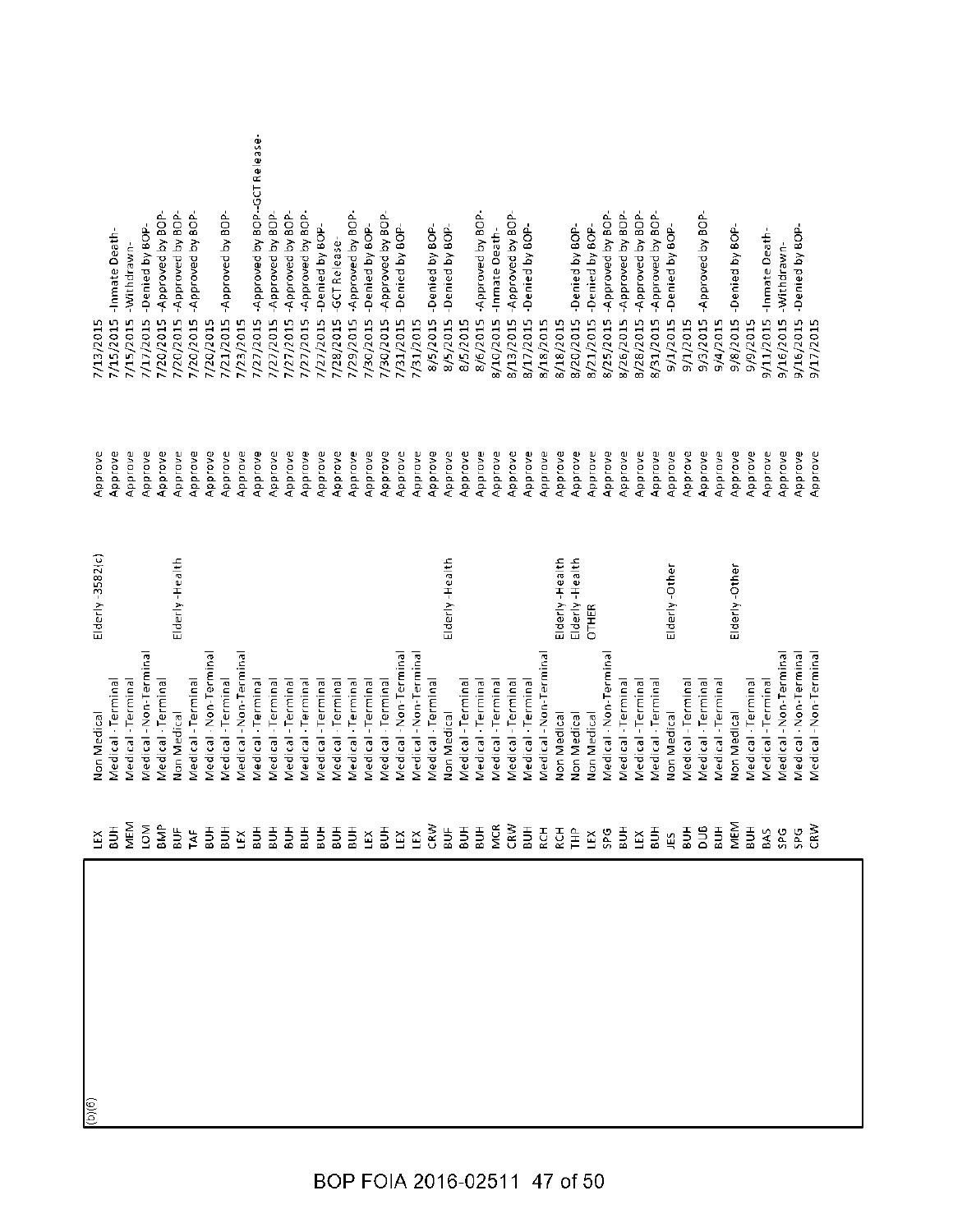| (b)(6) | Institution | Type | Category | Recommendation | Date | Outcome |
|---|---|---|---|---|---|---|
| | LEX | Non Medical | Elderly -3582(c) | Approve | 7/13/2015 | |
| | BUH | Medical - Terminal | | Approve | 7/15/2015 | -Inmate Death- |
| | MEM | Medical - Terminal | | Approve | 7/15/2015 | -Withdrawn- |
| | LOM | Medical - Non-Terminal | | Approve | 7/17/2015 | -Denied by BOP- |
| | BMP | Medical - Terminal | | Approve | 7/20/2015 | -Approved by BOP- |
| | BUF | Non Medical | Elderly -Health | Approve | 7/20/2015 | -Approved by BOP- |
| | TAF | Medical - Terminal | | Approve | 7/20/2015 | -Approved by BOP- |
| | BUH | Medical - Non-Terminal | | Approve | 7/20/2015 | |
| | BUH | Medical - Terminal | | Approve | 7/21/2015 | -Approved by BOP- |
| | LEX | Medical - Non-Terminal | | Approve | 7/23/2015 | |
| | BUH | Medical - Terminal | | Approve | 7/27/2015 | -Approved by BOP--GCT Release- |
| | BUH | Medical - Terminal | | Approve | 7/27/2015 | -Approved by BOP- |
| | BUH | Medical - Terminal | | Approve | 7/27/2015 | -Approved by BOP- |
| | BUH | Medical - Terminal | | Approve | 7/27/2015 | -Approved by BOP- |
| | BUH | Medical - Terminal | | Approve | 7/27/2015 | -Denied by BOP- |
| | BUH | Medical - Terminal | | Approve | 7/28/2015 | GCT Release- |
| | LEX | Medical - Terminal | | Approve | 7/29/2015 | -Approved by BOP- |
| | BUH | Medical - Terminal | | Approve | 7/30/2015 | -Denied by BOP- |
| | LEX | Medical - Non-Terminal | | Approve | 7/30/2015 | -Approved by BOP- |
| | LEX | Medical - Non-Terminal | | Approve | 7/31/2015 | -Denied by BOP- |
| | CRW | Medical - Terminal | | Approve | 7/31/2015 | |
| | BUF | Non Medical | Elderly -Health | Approve | 8/5/2015 | -Denied by BOP- |
| | BUH | Medical - Terminal | | Approve | 8/5/2015 | -Denied by BOP- |
| | BUH | Medical - Terminal | | Approve | 8/5/2015 | |
| | MCR | Medical - Terminal | | Approve | 8/6/2015 | -Approved by BOP- |
| | CRW | Medical - Terminal | | Approve | 8/10/2015 | -Inmate Death- |
| | BUH | Medical - Terminal | | Approve | 8/13/2015 | -Approved by BOP- |
| | RCH | Medical - Non-Terminal | | Approve | 8/17/2015 | -Denied by BOP- |
| | RCH | Non Medical | Elderly -Health | Approve | 8/18/2015 | |
| | THP | Non Medical | Elderly -Health | Approve | 8/18/2015 | |
| | LEX | Non Medical | OTHER | Approve | 8/20/2015 | -Denied by BOP- |
| | SPG | Medical - Non-Terminal | | Approve | 8/21/2015 | -Denied by BOP- |
| | BUH | Medical - Terminal | | Approve | 8/25/2015 | -Approved by BOP- |
| | LEX | Medical - Terminal | | Approve | 8/26/2015 | -Approved by BOP- |
| | BUH | Medical - Terminal | | Approve | 8/28/2015 | -Approved by BOP- |
| | JES | Non Medical | Elderly -Other | Approve | 8/31/2015 | -Approved by BOP- |
| | BUH | Medical - Terminal | | Approve | 9/1/2015 | -Denied by BOP- |
| | DUB | Medical - Terminal | | Approve | 9/1/2015 | |
| | BUH | Medical - Terminal | | Approve | 9/3/2015 | -Approved by BOP- |
| | MEM | Non Medical | Elderly -Other | Approve | 9/4/2015 | |
| | BUH | Medical - Terminal | | Approve | 9/8/2015 | -Denied by BOP- |
| | BAS | Medical - Terminal | | Approve | 9/9/2015 | |
| | SPG | Medical - Non-Terminal | | Approve | 9/11/2015 | -Inmate Death- |
| | SPG | Medical - Non-Terminal | | Approve | 9/16/2015 | -Withdrawn- |
| | CRW | Medical - Non-Terminal | | Approve | 9/16/2015 | -Denied by BOP- |
| | | | | | 9/17/2015 | |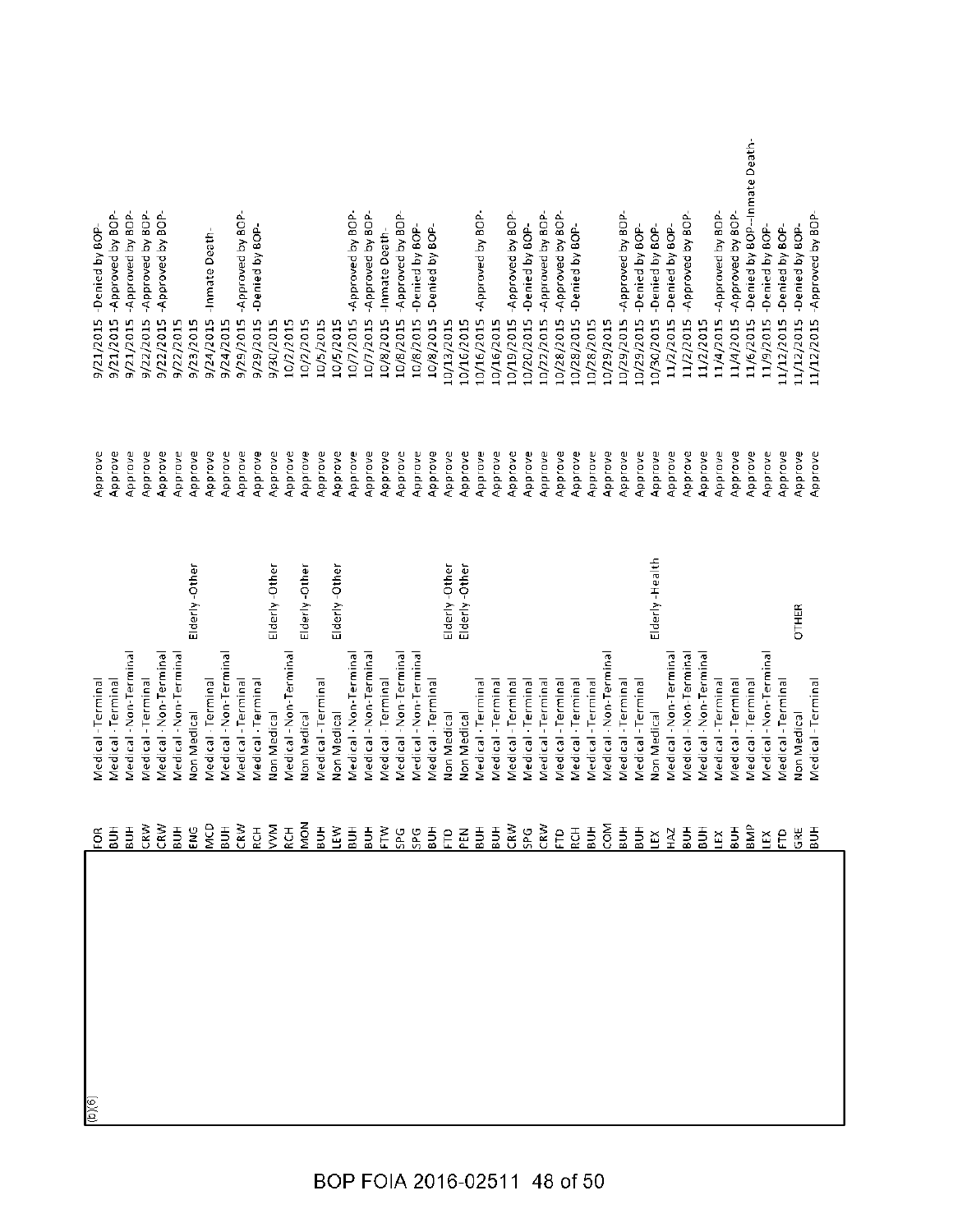| (b)(6) | Institution | Category | Elderly Type | Recommendation | Date | Decision |
|---|---|---|---|---|---|---|
| | FOR | Medical - Terminal | | Approve | 9/21/2015 | -Denied by BOP- |
| | BUH | Medical - Terminal | | Approve | 9/21/2015 | -Approved by BOP- |
| | BUH | Medical - Non-Terminal | | Approve | 9/21/2015 | -Approved by BOP- |
| | CRW | Medical - Terminal | | Approve | 9/22/2015 | -Approved by BOP- |
| | CRW | Medical - Non-Terminal | | Approve | 9/22/2015 | -Approved by BOP- |
| | BUH | Medical - Non-Terminal | | Approve | 9/22/2015 | |
| | ENG | Non Medical | Elderly -Other | Approve | 9/23/2015 | |
| | MCD | Medical - Terminal | | Approve | 9/24/2015 | -Inmate Death- |
| | BUH | Medical - Non-Terminal | | Approve | 9/24/2015 | |
| | CRW | Medical - Terminal | | Approve | 9/29/2015 | -Approved by BOP- |
| | RCH | Medical - Terminal | | Approve | 9/29/2015 | -Denied by BOP- |
| | VVM | Non Medical | Elderly -Other | Approve | 9/30/2015 | |
| | RCH | Medical - Non-Terminal | | Approve | 10/2/2015 | |
| | MON | Non Medical | Elderly -Other | Approve | 10/2/2015 | |
| | BUH | Medical - Terminal | | Approve | 10/5/2015 | |
| | LEW | Non Medical | Elderly -Other | Approve | 10/5/2015 | |
| | BUH | Medical - Non-Terminal | | Approve | 10/7/2015 | -Approved by BOP- |
| | BUH | Medical - Non-Terminal | | Approve | 10/7/2015 | -Approved by BOP- |
| | FTW | Medical - Terminal | | Approve | 10/8/2015 | -Inmate Death- |
| | SPG | Medical - Non-Terminal | | Approve | 10/8/2015 | -Approved by BOP- |
| | SPG | Medical - Non-Terminal | | Approve | 10/8/2015 | -Denied by BOP- |
| | BUH | Medical - Terminal | | Approve | 10/8/2015 | -Denied by BOP- |
| | FTD | Non Medical | Elderly -Other | Approve | 10/13/2015 | |
| | PEN | Non Medical | Elderly -Other | Approve | 10/16/2015 | |
| | BUH | Medical - Terminal | | Approve | 10/16/2015 | -Approved by BOP- |
| | BUH | Medical - Terminal | | Approve | 10/16/2015 | |
| | CRW | Medical - Terminal | | Approve | 10/19/2015 | -Approved by BOP- |
| | SPG | Medical - Terminal | | Approve | 10/20/2015 | -Denied by BOP- |
| | CRW | Medical - Terminal | | Approve | 10/22/2015 | -Approved by BOP- |
| | FTD | Medical - Terminal | | Approve | 10/28/2015 | -Approved by BOP- |
| | RCH | Medical - Terminal | | Approve | 10/28/2015 | -Denied by BOP- |
| | BUH | Medical - Terminal | | Approve | 10/28/2015 | |
| | COM | Medical - Non-Terminal | | Approve | 10/29/2015 | |
| | BUH | Medical - Terminal | | Approve | 10/29/2015 | -Approved by BOP- |
| | BUH | Medical - Terminal | | Approve | 10/29/2015 | -Denied by BOP- |
| | LEX | Non Medical | Elderly -Health | Approve | 10/30/2015 | -Denied by BOP- |
| | HAZ | Medical - Non-Terminal | | Approve | 11/2/2015 | -Denied by BOP- |
| | BUH | Medical - Non-Terminal | | Approve | 11/2/2015 | -Approved by BOP- |
| | BUH | Medical - Non-Terminal | | Approve | 11/2/2015 | |
| | LEX | Medical - Terminal | | Approve | 11/4/2015 | -Approved by BOP- |
| | BUH | Medical - Terminal | | Approve | 11/4/2015 | -Approved by BOP- |
| | BMP | Medical - Terminal | | Approve | 11/6/2015 | -Denied by BOP--Inmate Death- |
| | LEX | Medical - Non-Terminal | | Approve | 11/9/2015 | -Denied by BOP- |
| | FTD | Medical - Terminal | | Approve | 11/12/2015 | -Denied by BOP- |
| | GRE | Non Medical | OTHER | Approve | 11/12/2015 | -Denied by BOP- |
| | BUH | Medical - Terminal | | Approve | 11/12/2015 | -Approved by BOP- |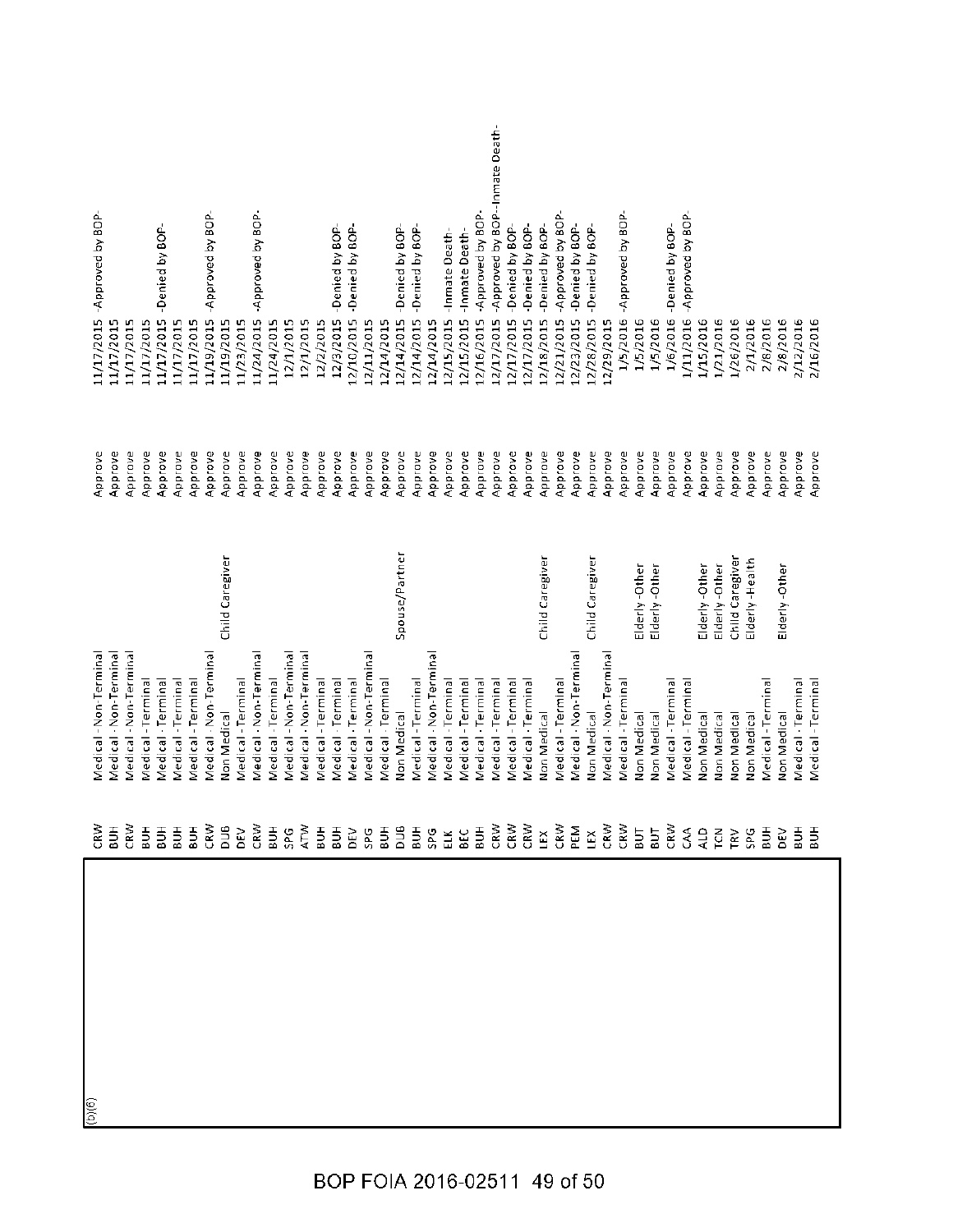(b)(6)

| | | | | | |
|---|---|---|---|---|---|
| CRW | Medical - Non-Terminal | | Approve | 11/17/2015 | Approved by BOP- |
| BUH | Medical - Non-Terminal | | Approve | 11/17/2015 | |
| CRW | Medical - Non-Terminal | | Approve | 11/17/2015 | |
| BUH | Medical - Terminal | | Approve | 11/17/2015 | |
| BUH | Medical - Terminal | | Approve | 11/17/2015 | -Denied by BOP- |
| BUH | Medical - Terminal | | Approve | 11/17/2015 | |
| BUH | Medical - Terminal | | Approve | 11/17/2015 | |
| CRW | Medical - Non-Terminal | | Approve | 11/19/2015 | -Approved by BOP- |
| DUB | Non Medical | Child Caregiver | Approve | 11/19/2015 | |
| DEV | Medical - Terminal | | Approve | 11/23/2015 | |
| CRW | Medical - Non-Terminal | | Approve | 11/24/2015 | -Approved by BOP- |
| BUH | Medical - Terminal | | Approve | 11/24/2015 | |
| SPG | Medical - Non-Terminal | | Approve | 12/1/2015 | |
| ATW | Medical - Non-Terminal | | Approve | 12/1/2015 | |
| BUH | Medical - Terminal | | Approve | 12/2/2015 | |
| BUH | Medical - Terminal | | Approve | 12/3/2015 | -Denied by BOP- |
| DEV | Medical - Terminal | | Approve | 12/10/2015 | -Denied by BOP- |
| SPG | Medical - Non-Terminal | | Approve | 12/11/2015 | |
| BUH | Medical - Terminal | | Approve | 12/14/2015 | |
| DUB | Non Medical | Spouse/Partner | Approve | 12/14/2015 | -Denied by BOP- |
| BUH | Medical - Terminal | | Approve | 12/14/2015 | -Denied by BOP- |
| SPG | Medical - Non-Terminal | | Approve | 12/14/2015 | |
| ELK | Medical - Terminal | | Approve | 12/15/2015 | Inmate Death- |
| BEC | Medical - Terminal | | Approve | 12/15/2015 | -Inmate Death- |
| BUH | Medical - Terminal | | Approve | 12/16/2015 | -Approved by BOP- |
| CRW | Medical - Terminal | | Approve | 12/17/2015 | -Approved by BOP--Inmate Death- |
| CRW | Medical - Terminal | | Approve | 12/17/2015 | -Denied by BOP- |
| CRW | Medical - Terminal | | Approve | 12/17/2015 | -Denied by BOP- |
| LEX | Non Medical | Child Caregiver | Approve | 12/18/2015 | -Denied by BOP- |
| CRW | Medical - Terminal | | Approve | 12/21/2015 | -Approved by BOP- |
| PEM | Medical - Non-Terminal | | Approve | 12/23/2015 | -Denied by BOP- |
| LEX | Non Medical | Child Caregiver | Approve | 12/28/2015 | -Denied by BOP- |
| CRW | Medical - Non-Terminal | | Approve | 12/29/2015 | |
| CRW | Medical - Terminal | | Approve | 1/5/2016 | -Approved by BOP- |
| BUT | Non Medical | Elderly -Other | Approve | 1/5/2016 | |
| BUT | Non Medical | Elderly -Other | Approve | 1/5/2016 | |
| CRW | Medical - Terminal | | Approve | 1/6/2016 | -Denied by BOP- |
| CAA | Medical - Terminal | | Approve | 1/11/2016 | Approved by BOP- |
| ALD | Non Medical | Elderly -Other | Approve | 1/15/2016 | |
| TCN | Non Medical | Elderly -Other | Approve | 1/21/2016 | |
| TRV | Non Medical | Child Caregiver | Approve | 1/26/2016 | |
| SPG | Non Medical | Elderly -Health | Approve | 2/1/2016 | |
| BUH | Medical - Terminal | | Approve | 2/8/2016 | |
| DEV | Non Medical | Elderly -Other | Approve | 2/8/2016 | |
| BUH | Medical - Terminal | | Approve | 2/12/2016 | |
| BUH | Medical - Terminal | | Approve | 2/16/2016 | |

BOP FOIA 2016-02511 49 of 50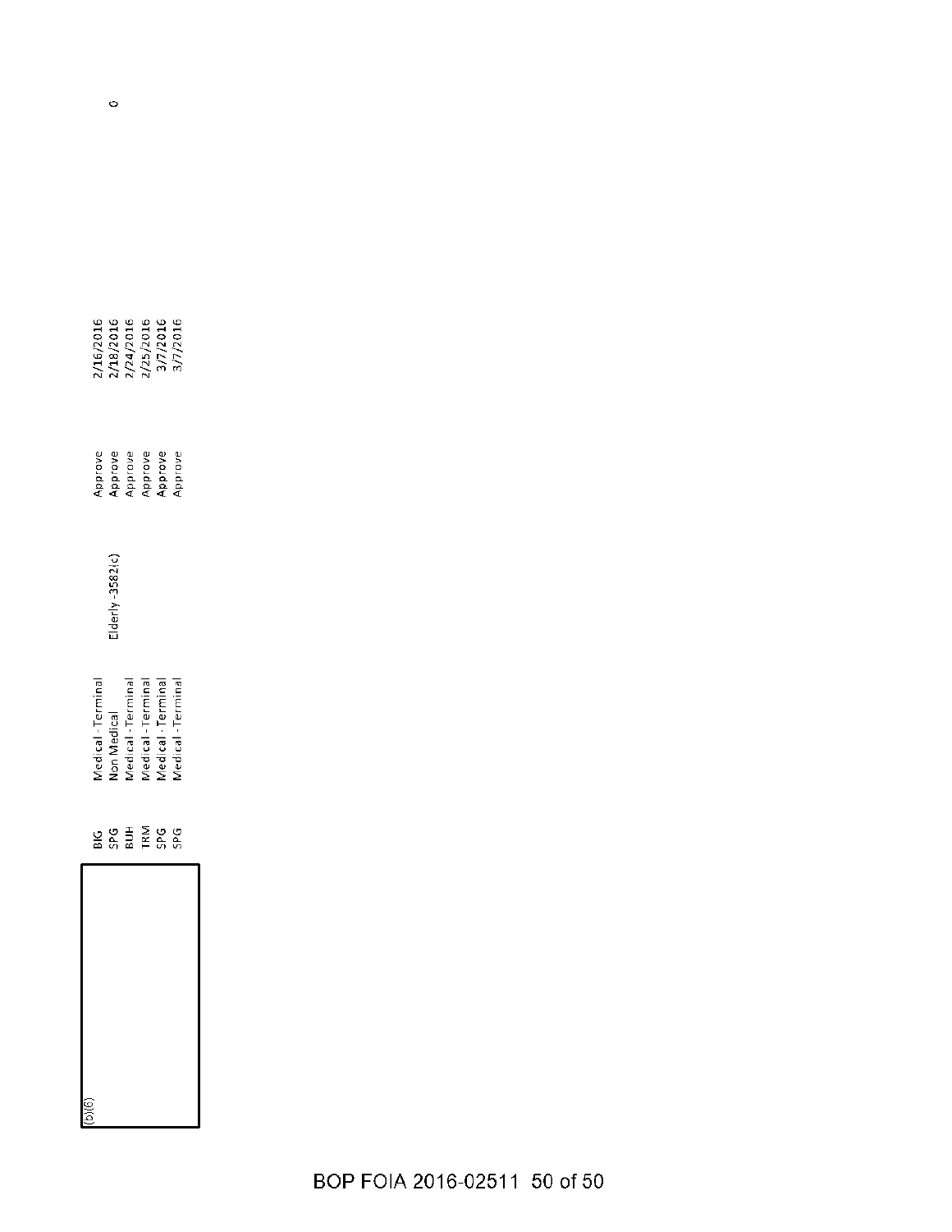| | | | | | |
|---|---|---|---|---|---|
| (b)(6) | BIG | Medical - Terminal | | Approve | 2/16/2016 |
| | SPG | Non Medical | Elderly -3582(c) | Approve | 2/18/2016 |
| | BUH | Medical - Terminal | | Approve | 2/24/2016 |
| | TRM | Medical - Terminal | | Approve | 2/25/2016 |
| | SPG | Medical - Terminal | | Approve | 3/7/2016 |
| | SPG | Medical - Terminal | | Approve | 3/7/2016 |

0